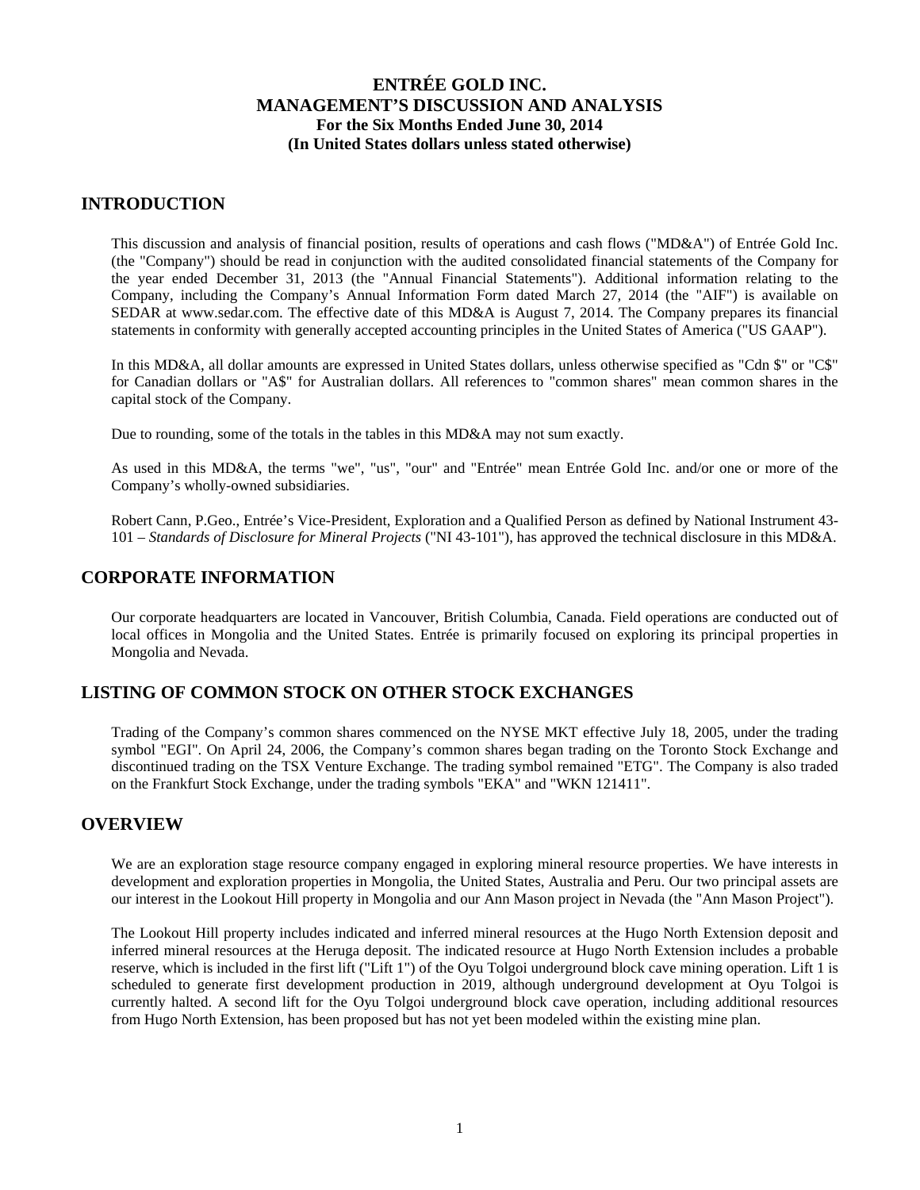# ENTRÉE GOLD INC.
# MANAGEMENT'S DISCUSSION AND ANALYSIS
**For the Six Months Ended June 30, 2014**
**(In United States dollars unless stated otherwise)**

## INTRODUCTION

This discussion and analysis of financial position, results of operations and cash flows ("MD&A") of Entrée Gold Inc. (the "Company") should be read in conjunction with the audited consolidated financial statements of the Company for the year ended December 31, 2013 (the "Annual Financial Statements"). Additional information relating to the Company, including the Company's Annual Information Form dated March 27, 2014 (the "AIF") is available on SEDAR at www.sedar.com. The effective date of this MD&A is August 7, 2014. The Company prepares its financial statements in conformity with generally accepted accounting principles in the United States of America ("US GAAP").

In this MD&A, all dollar amounts are expressed in United States dollars, unless otherwise specified as "Cdn $" or "C$" for Canadian dollars or "A$" for Australian dollars. All references to "common shares" mean common shares in the capital stock of the Company.

Due to rounding, some of the totals in the tables in this MD&A may not sum exactly.

As used in this MD&A, the terms "we", "us", "our" and "Entrée" mean Entrée Gold Inc. and/or one or more of the Company's wholly-owned subsidiaries.

Robert Cann, P.Geo., Entrée's Vice-President, Exploration and a Qualified Person as defined by National Instrument 43-101 – *Standards of Disclosure for Mineral Projects* ("NI 43-101"), has approved the technical disclosure in this MD&A.

## CORPORATE INFORMATION

Our corporate headquarters are located in Vancouver, British Columbia, Canada. Field operations are conducted out of local offices in Mongolia and the United States. Entrée is primarily focused on exploring its principal properties in Mongolia and Nevada.

## LISTING OF COMMON STOCK ON OTHER STOCK EXCHANGES

Trading of the Company's common shares commenced on the NYSE MKT effective July 18, 2005, under the trading symbol "EGI". On April 24, 2006, the Company's common shares began trading on the Toronto Stock Exchange and discontinued trading on the TSX Venture Exchange. The trading symbol remained "ETG". The Company is also traded on the Frankfurt Stock Exchange, under the trading symbols "EKA" and "WKN 121411".

## OVERVIEW

We are an exploration stage resource company engaged in exploring mineral resource properties. We have interests in development and exploration properties in Mongolia, the United States, Australia and Peru. Our two principal assets are our interest in the Lookout Hill property in Mongolia and our Ann Mason project in Nevada (the "Ann Mason Project").

The Lookout Hill property includes indicated and inferred mineral resources at the Hugo North Extension deposit and inferred mineral resources at the Heruga deposit. The indicated resource at Hugo North Extension includes a probable reserve, which is included in the first lift ("Lift 1") of the Oyu Tolgoi underground block cave mining operation. Lift 1 is scheduled to generate first development production in 2019, although underground development at Oyu Tolgoi is currently halted. A second lift for the Oyu Tolgoi underground block cave operation, including additional resources from Hugo North Extension, has been proposed but has not yet been modeled within the existing mine plan.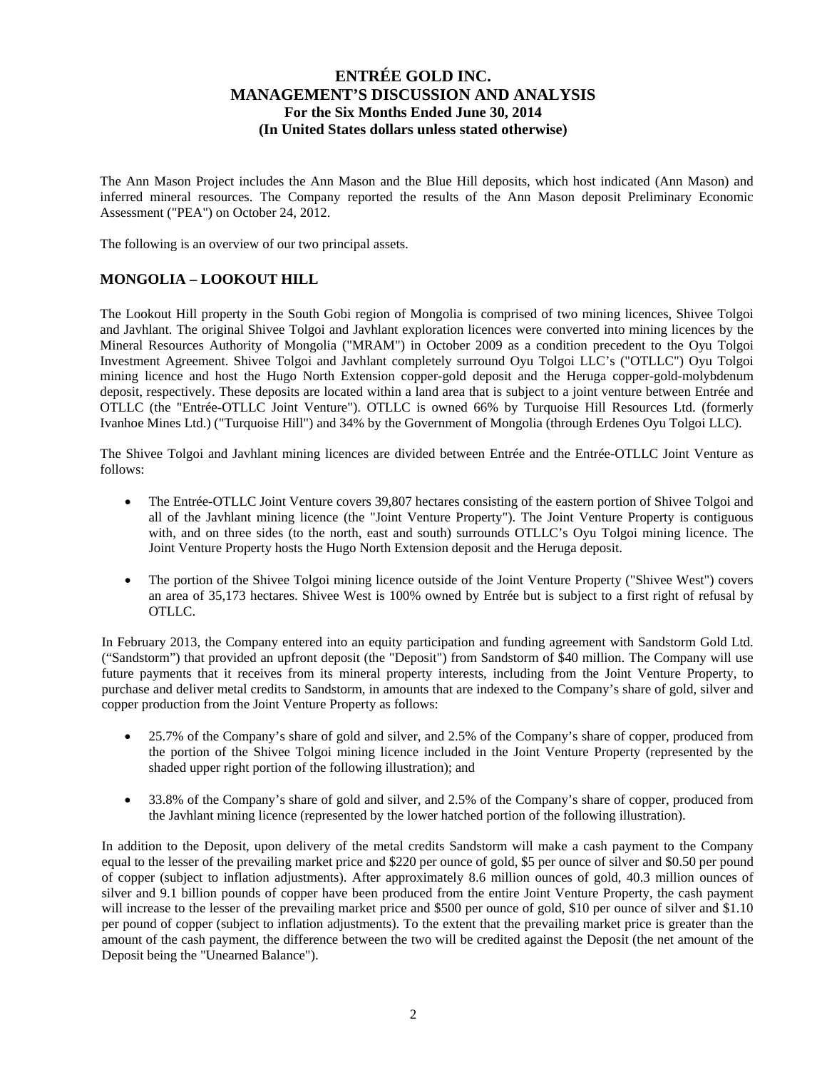The Ann Mason Project includes the Ann Mason and the Blue Hill deposits, which host indicated (Ann Mason) and inferred mineral resources. The Company reported the results of the Ann Mason deposit Preliminary Economic Assessment ("PEA") on October 24, 2012.

The following is an overview of our two principal assets.

## MONGOLIA – LOOKOUT HILL

The Lookout Hill property in the South Gobi region of Mongolia is comprised of two mining licences, Shivee Tolgoi and Javhlant. The original Shivee Tolgoi and Javhlant exploration licences were converted into mining licences by the Mineral Resources Authority of Mongolia ("MRAM") in October 2009 as a condition precedent to the Oyu Tolgoi Investment Agreement. Shivee Tolgoi and Javhlant completely surround Oyu Tolgoi LLC's ("OTLLC") Oyu Tolgoi mining licence and host the Hugo North Extension copper-gold deposit and the Heruga copper-gold-molybdenum deposit, respectively. These deposits are located within a land area that is subject to a joint venture between Entrée and OTLLC (the "Entrée-OTLLC Joint Venture"). OTLLC is owned 66% by Turquoise Hill Resources Ltd. (formerly Ivanhoe Mines Ltd.) ("Turquoise Hill") and 34% by the Government of Mongolia (through Erdenes Oyu Tolgoi LLC).

The Shivee Tolgoi and Javhlant mining licences are divided between Entrée and the Entrée-OTLLC Joint Venture as follows:

- The Entrée-OTLLC Joint Venture covers 39,807 hectares consisting of the eastern portion of Shivee Tolgoi and all of the Javhlant mining licence (the "Joint Venture Property"). The Joint Venture Property is contiguous with, and on three sides (to the north, east and south) surrounds OTLLC's Oyu Tolgoi mining licence. The Joint Venture Property hosts the Hugo North Extension deposit and the Heruga deposit.
- The portion of the Shivee Tolgoi mining licence outside of the Joint Venture Property ("Shivee West") covers an area of 35,173 hectares. Shivee West is 100% owned by Entrée but is subject to a first right of refusal by OTLLC.

In February 2013, the Company entered into an equity participation and funding agreement with Sandstorm Gold Ltd. ("Sandstorm") that provided an upfront deposit (the "Deposit") from Sandstorm of $40 million. The Company will use future payments that it receives from its mineral property interests, including from the Joint Venture Property, to purchase and deliver metal credits to Sandstorm, in amounts that are indexed to the Company's share of gold, silver and copper production from the Joint Venture Property as follows:

- 25.7% of the Company's share of gold and silver, and 2.5% of the Company's share of copper, produced from the portion of the Shivee Tolgoi mining licence included in the Joint Venture Property (represented by the shaded upper right portion of the following illustration); and
- 33.8% of the Company's share of gold and silver, and 2.5% of the Company's share of copper, produced from the Javhlant mining licence (represented by the lower hatched portion of the following illustration).

In addition to the Deposit, upon delivery of the metal credits Sandstorm will make a cash payment to the Company equal to the lesser of the prevailing market price and $220 per ounce of gold, $5 per ounce of silver and $0.50 per pound of copper (subject to inflation adjustments). After approximately 8.6 million ounces of gold, 40.3 million ounces of silver and 9.1 billion pounds of copper have been produced from the entire Joint Venture Property, the cash payment will increase to the lesser of the prevailing market price and $500 per ounce of gold, $10 per ounce of silver and $1.10 per pound of copper (subject to inflation adjustments). To the extent that the prevailing market price is greater than the amount of the cash payment, the difference between the two will be credited against the Deposit (the net amount of the Deposit being the "Unearned Balance").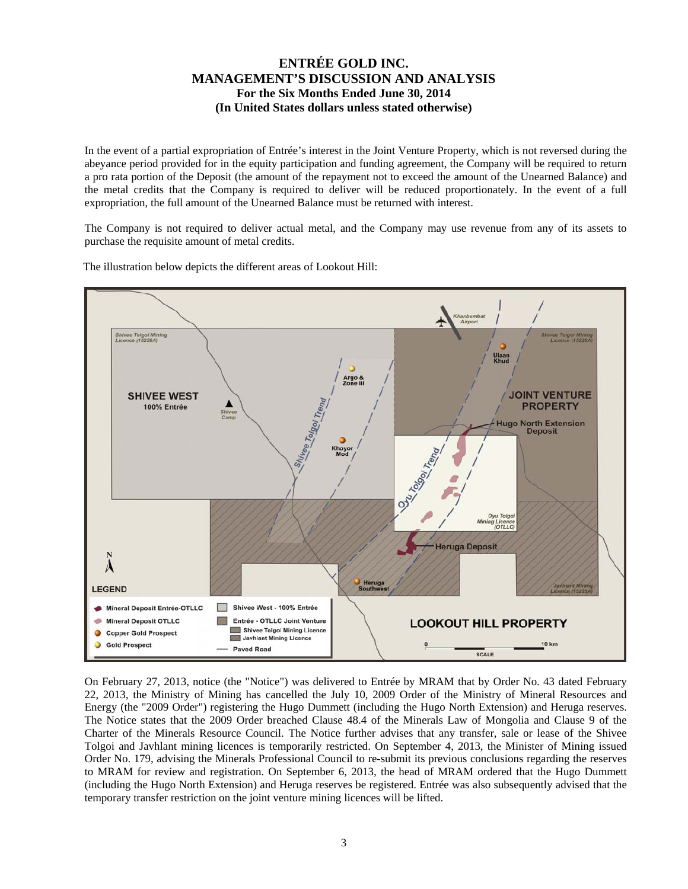In the event of a partial expropriation of Entrée's interest in the Joint Venture Property, which is not reversed during the abeyance period provided for in the equity participation and funding agreement, the Company will be required to return a pro rata portion of the Deposit (the amount of the repayment not to exceed the amount of the Unearned Balance) and the metal credits that the Company is required to deliver will be reduced proportionately. In the event of a full expropriation, the full amount of the Unearned Balance must be returned with interest.

The Company is not required to deliver actual metal, and the Company may use revenue from any of its assets to purchase the requisite amount of metal credits.

The illustration below depicts the different areas of Lookout Hill:

On February 27, 2013, notice (the "Notice") was delivered to Entrée by MRAM that by Order No. 43 dated February 22, 2013, the Ministry of Mining has cancelled the July 10, 2009 Order of the Ministry of Mineral Resources and Energy (the "2009 Order") registering the Hugo Dummett (including the Hugo North Extension) and Heruga reserves. The Notice states that the 2009 Order breached Clause 48.4 of the Minerals Law of Mongolia and Clause 9 of the Charter of the Minerals Resource Council. The Notice further advises that any transfer, sale or lease of the Shivee Tolgoi and Javhlant mining licences is temporarily restricted. On September 4, 2013, the Minister of Mining issued Order No. 179, advising the Minerals Professional Council to re-submit its previous conclusions regarding the reserves to MRAM for review and registration. On September 6, 2013, the head of MRAM ordered that the Hugo Dummett (including the Hugo North Extension) and Heruga reserves be registered. Entrée was also subsequently advised that the temporary transfer restriction on the joint venture mining licences will be lifted.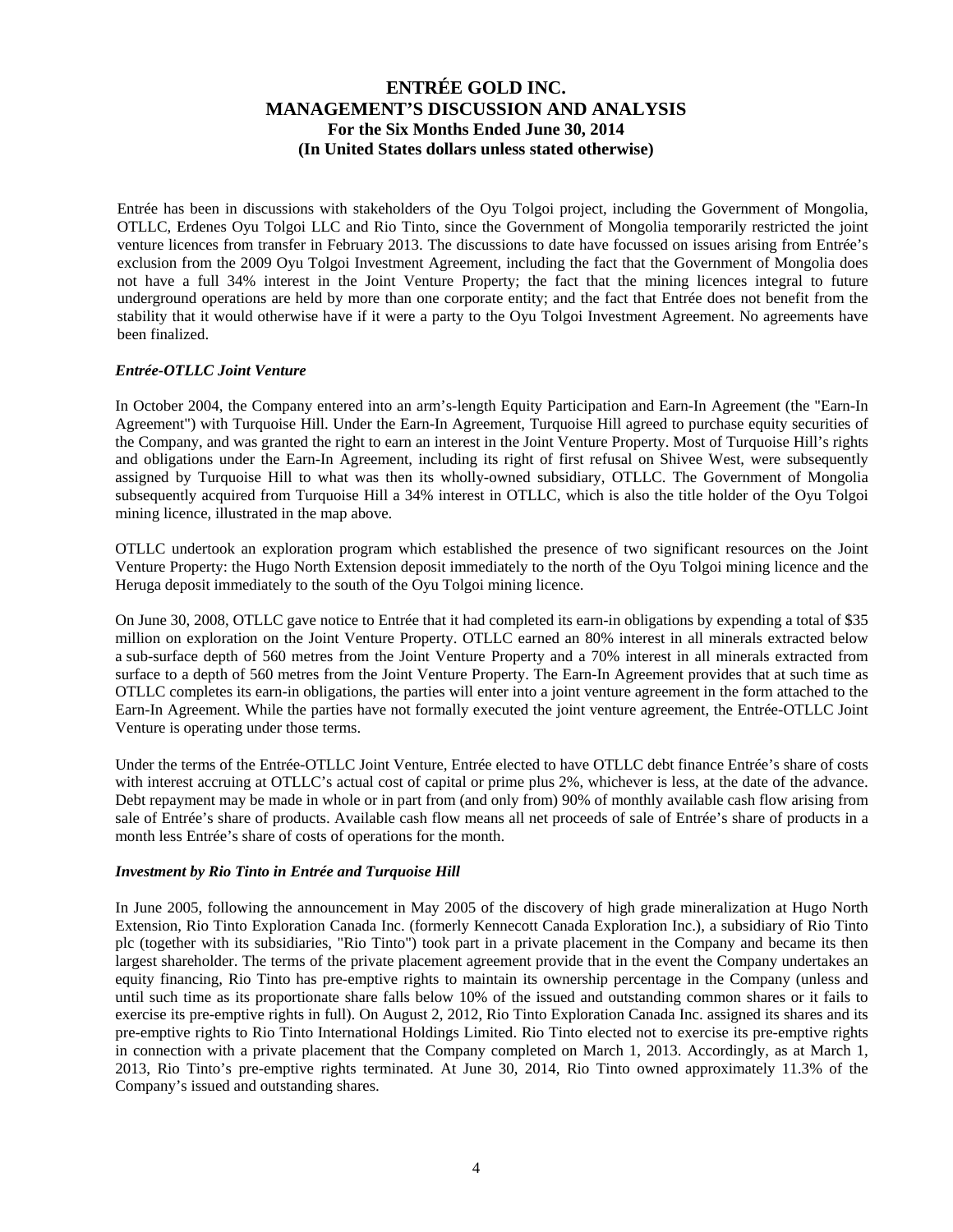Entrée has been in discussions with stakeholders of the Oyu Tolgoi project, including the Government of Mongolia, OTLLC, Erdenes Oyu Tolgoi LLC and Rio Tinto, since the Government of Mongolia temporarily restricted the joint venture licences from transfer in February 2013. The discussions to date have focussed on issues arising from Entrée's exclusion from the 2009 Oyu Tolgoi Investment Agreement, including the fact that the Government of Mongolia does not have a full 34% interest in the Joint Venture Property; the fact that the mining licences integral to future underground operations are held by more than one corporate entity; and the fact that Entrée does not benefit from the stability that it would otherwise have if it were a party to the Oyu Tolgoi Investment Agreement. No agreements have been finalized.

### *Entrée-OTLLC Joint Venture*

In October 2004, the Company entered into an arm's-length Equity Participation and Earn-In Agreement (the "Earn-In Agreement") with Turquoise Hill. Under the Earn-In Agreement, Turquoise Hill agreed to purchase equity securities of the Company, and was granted the right to earn an interest in the Joint Venture Property. Most of Turquoise Hill's rights and obligations under the Earn-In Agreement, including its right of first refusal on Shivee West, were subsequently assigned by Turquoise Hill to what was then its wholly-owned subsidiary, OTLLC. The Government of Mongolia subsequently acquired from Turquoise Hill a 34% interest in OTLLC, which is also the title holder of the Oyu Tolgoi mining licence, illustrated in the map above.

OTLLC undertook an exploration program which established the presence of two significant resources on the Joint Venture Property: the Hugo North Extension deposit immediately to the north of the Oyu Tolgoi mining licence and the Heruga deposit immediately to the south of the Oyu Tolgoi mining licence.

On June 30, 2008, OTLLC gave notice to Entrée that it had completed its earn-in obligations by expending a total of $35 million on exploration on the Joint Venture Property. OTLLC earned an 80% interest in all minerals extracted below a sub-surface depth of 560 metres from the Joint Venture Property and a 70% interest in all minerals extracted from surface to a depth of 560 metres from the Joint Venture Property. The Earn-In Agreement provides that at such time as OTLLC completes its earn-in obligations, the parties will enter into a joint venture agreement in the form attached to the Earn-In Agreement. While the parties have not formally executed the joint venture agreement, the Entrée-OTLLC Joint Venture is operating under those terms.

Under the terms of the Entrée-OTLLC Joint Venture, Entrée elected to have OTLLC debt finance Entrée's share of costs with interest accruing at OTLLC's actual cost of capital or prime plus 2%, whichever is less, at the date of the advance. Debt repayment may be made in whole or in part from (and only from) 90% of monthly available cash flow arising from sale of Entrée's share of products. Available cash flow means all net proceeds of sale of Entrée's share of products in a month less Entrée's share of costs of operations for the month.

### *Investment by Rio Tinto in Entrée and Turquoise Hill*

In June 2005, following the announcement in May 2005 of the discovery of high grade mineralization at Hugo North Extension, Rio Tinto Exploration Canada Inc. (formerly Kennecott Canada Exploration Inc.), a subsidiary of Rio Tinto plc (together with its subsidiaries, "Rio Tinto") took part in a private placement in the Company and became its then largest shareholder. The terms of the private placement agreement provide that in the event the Company undertakes an equity financing, Rio Tinto has pre-emptive rights to maintain its ownership percentage in the Company (unless and until such time as its proportionate share falls below 10% of the issued and outstanding common shares or it fails to exercise its pre-emptive rights in full). On August 2, 2012, Rio Tinto Exploration Canada Inc. assigned its shares and its pre-emptive rights to Rio Tinto International Holdings Limited. Rio Tinto elected not to exercise its pre-emptive rights in connection with a private placement that the Company completed on March 1, 2013. Accordingly, as at March 1, 2013, Rio Tinto's pre-emptive rights terminated. At June 30, 2014, Rio Tinto owned approximately 11.3% of the Company's issued and outstanding shares.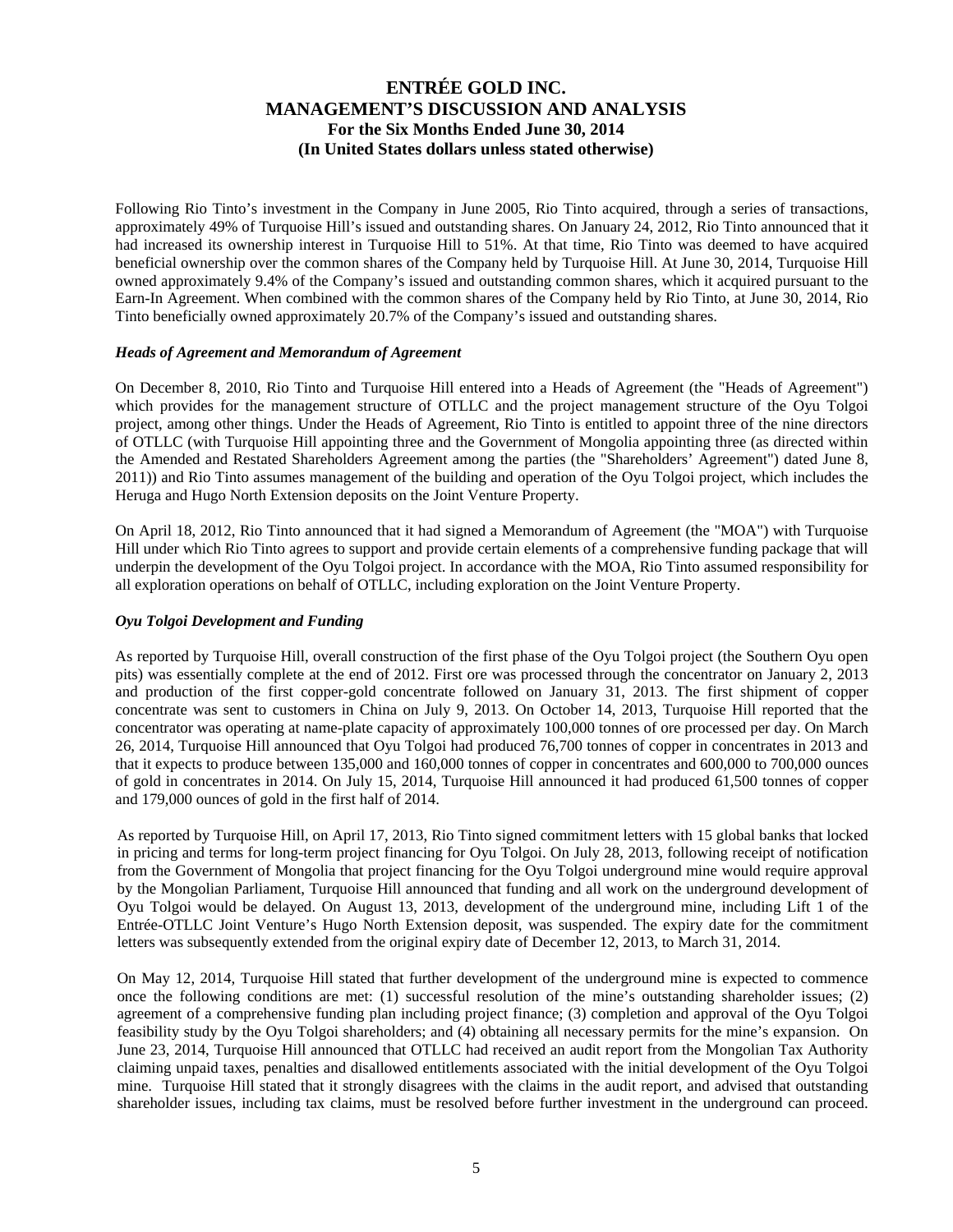Following Rio Tinto's investment in the Company in June 2005, Rio Tinto acquired, through a series of transactions, approximately 49% of Turquoise Hill's issued and outstanding shares. On January 24, 2012, Rio Tinto announced that it had increased its ownership interest in Turquoise Hill to 51%. At that time, Rio Tinto was deemed to have acquired beneficial ownership over the common shares of the Company held by Turquoise Hill. At June 30, 2014, Turquoise Hill owned approximately 9.4% of the Company's issued and outstanding common shares, which it acquired pursuant to the Earn-In Agreement. When combined with the common shares of the Company held by Rio Tinto, at June 30, 2014, Rio Tinto beneficially owned approximately 20.7% of the Company's issued and outstanding shares.

### *Heads of Agreement and Memorandum of Agreement*

On December 8, 2010, Rio Tinto and Turquoise Hill entered into a Heads of Agreement (the "Heads of Agreement") which provides for the management structure of OTLLC and the project management structure of the Oyu Tolgoi project, among other things. Under the Heads of Agreement, Rio Tinto is entitled to appoint three of the nine directors of OTLLC (with Turquoise Hill appointing three and the Government of Mongolia appointing three (as directed within the Amended and Restated Shareholders Agreement among the parties (the "Shareholders' Agreement") dated June 8, 2011)) and Rio Tinto assumes management of the building and operation of the Oyu Tolgoi project, which includes the Heruga and Hugo North Extension deposits on the Joint Venture Property.

On April 18, 2012, Rio Tinto announced that it had signed a Memorandum of Agreement (the "MOA") with Turquoise Hill under which Rio Tinto agrees to support and provide certain elements of a comprehensive funding package that will underpin the development of the Oyu Tolgoi project. In accordance with the MOA, Rio Tinto assumed responsibility for all exploration operations on behalf of OTLLC, including exploration on the Joint Venture Property.

### *Oyu Tolgoi Development and Funding*

As reported by Turquoise Hill, overall construction of the first phase of the Oyu Tolgoi project (the Southern Oyu open pits) was essentially complete at the end of 2012. First ore was processed through the concentrator on January 2, 2013 and production of the first copper-gold concentrate followed on January 31, 2013. The first shipment of copper concentrate was sent to customers in China on July 9, 2013. On October 14, 2013, Turquoise Hill reported that the concentrator was operating at name-plate capacity of approximately 100,000 tonnes of ore processed per day. On March 26, 2014, Turquoise Hill announced that Oyu Tolgoi had produced 76,700 tonnes of copper in concentrates in 2013 and that it expects to produce between 135,000 and 160,000 tonnes of copper in concentrates and 600,000 to 700,000 ounces of gold in concentrates in 2014. On July 15, 2014, Turquoise Hill announced it had produced 61,500 tonnes of copper and 179,000 ounces of gold in the first half of 2014.

As reported by Turquoise Hill, on April 17, 2013, Rio Tinto signed commitment letters with 15 global banks that locked in pricing and terms for long-term project financing for Oyu Tolgoi. On July 28, 2013, following receipt of notification from the Government of Mongolia that project financing for the Oyu Tolgoi underground mine would require approval by the Mongolian Parliament, Turquoise Hill announced that funding and all work on the underground development of Oyu Tolgoi would be delayed. On August 13, 2013, development of the underground mine, including Lift 1 of the Entrée-OTLLC Joint Venture's Hugo North Extension deposit, was suspended. The expiry date for the commitment letters was subsequently extended from the original expiry date of December 12, 2013, to March 31, 2014.

On May 12, 2014, Turquoise Hill stated that further development of the underground mine is expected to commence once the following conditions are met: (1) successful resolution of the mine's outstanding shareholder issues; (2) agreement of a comprehensive funding plan including project finance; (3) completion and approval of the Oyu Tolgoi feasibility study by the Oyu Tolgoi shareholders; and (4) obtaining all necessary permits for the mine's expansion. On June 23, 2014, Turquoise Hill announced that OTLLC had received an audit report from the Mongolian Tax Authority claiming unpaid taxes, penalties and disallowed entitlements associated with the initial development of the Oyu Tolgoi mine. Turquoise Hill stated that it strongly disagrees with the claims in the audit report, and advised that outstanding shareholder issues, including tax claims, must be resolved before further investment in the underground can proceed.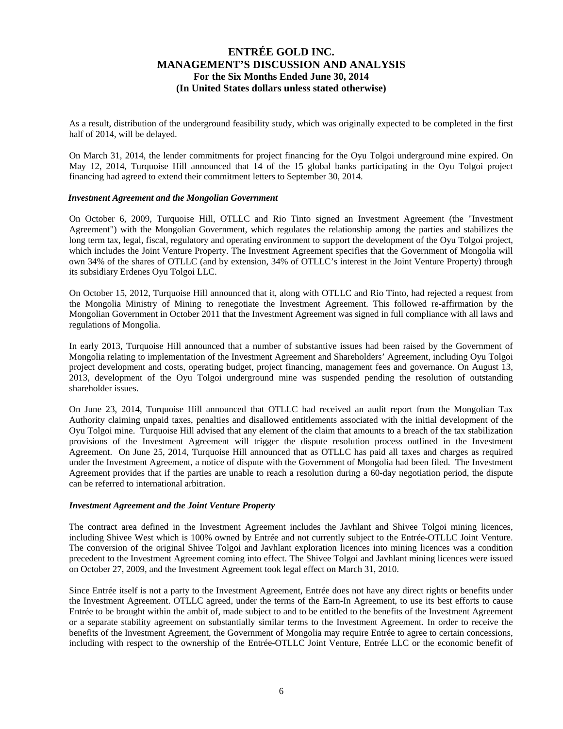As a result, distribution of the underground feasibility study, which was originally expected to be completed in the first half of 2014, will be delayed.

On March 31, 2014, the lender commitments for project financing for the Oyu Tolgoi underground mine expired. On May 12, 2014, Turquoise Hill announced that 14 of the 15 global banks participating in the Oyu Tolgoi project financing had agreed to extend their commitment letters to September 30, 2014.

***Investment Agreement and the Mongolian Government***

On October 6, 2009, Turquoise Hill, OTLLC and Rio Tinto signed an Investment Agreement (the "Investment Agreement") with the Mongolian Government, which regulates the relationship among the parties and stabilizes the long term tax, legal, fiscal, regulatory and operating environment to support the development of the Oyu Tolgoi project, which includes the Joint Venture Property. The Investment Agreement specifies that the Government of Mongolia will own 34% of the shares of OTLLC (and by extension, 34% of OTLLC's interest in the Joint Venture Property) through its subsidiary Erdenes Oyu Tolgoi LLC.

On October 15, 2012, Turquoise Hill announced that it, along with OTLLC and Rio Tinto, had rejected a request from the Mongolia Ministry of Mining to renegotiate the Investment Agreement. This followed re-affirmation by the Mongolian Government in October 2011 that the Investment Agreement was signed in full compliance with all laws and regulations of Mongolia.

In early 2013, Turquoise Hill announced that a number of substantive issues had been raised by the Government of Mongolia relating to implementation of the Investment Agreement and Shareholders' Agreement, including Oyu Tolgoi project development and costs, operating budget, project financing, management fees and governance. On August 13, 2013, development of the Oyu Tolgoi underground mine was suspended pending the resolution of outstanding shareholder issues.

On June 23, 2014, Turquoise Hill announced that OTLLC had received an audit report from the Mongolian Tax Authority claiming unpaid taxes, penalties and disallowed entitlements associated with the initial development of the Oyu Tolgoi mine. Turquoise Hill advised that any element of the claim that amounts to a breach of the tax stabilization provisions of the Investment Agreement will trigger the dispute resolution process outlined in the Investment Agreement. On June 25, 2014, Turquoise Hill announced that as OTLLC has paid all taxes and charges as required under the Investment Agreement, a notice of dispute with the Government of Mongolia had been filed. The Investment Agreement provides that if the parties are unable to reach a resolution during a 60-day negotiation period, the dispute can be referred to international arbitration.

***Investment Agreement and the Joint Venture Property***

The contract area defined in the Investment Agreement includes the Javhlant and Shivee Tolgoi mining licences, including Shivee West which is 100% owned by Entrée and not currently subject to the Entrée-OTLLC Joint Venture. The conversion of the original Shivee Tolgoi and Javhlant exploration licences into mining licences was a condition precedent to the Investment Agreement coming into effect. The Shivee Tolgoi and Javhlant mining licences were issued on October 27, 2009, and the Investment Agreement took legal effect on March 31, 2010.

Since Entrée itself is not a party to the Investment Agreement, Entrée does not have any direct rights or benefits under the Investment Agreement. OTLLC agreed, under the terms of the Earn-In Agreement, to use its best efforts to cause Entrée to be brought within the ambit of, made subject to and to be entitled to the benefits of the Investment Agreement or a separate stability agreement on substantially similar terms to the Investment Agreement. In order to receive the benefits of the Investment Agreement, the Government of Mongolia may require Entrée to agree to certain concessions, including with respect to the ownership of the Entrée-OTLLC Joint Venture, Entrée LLC or the economic benefit of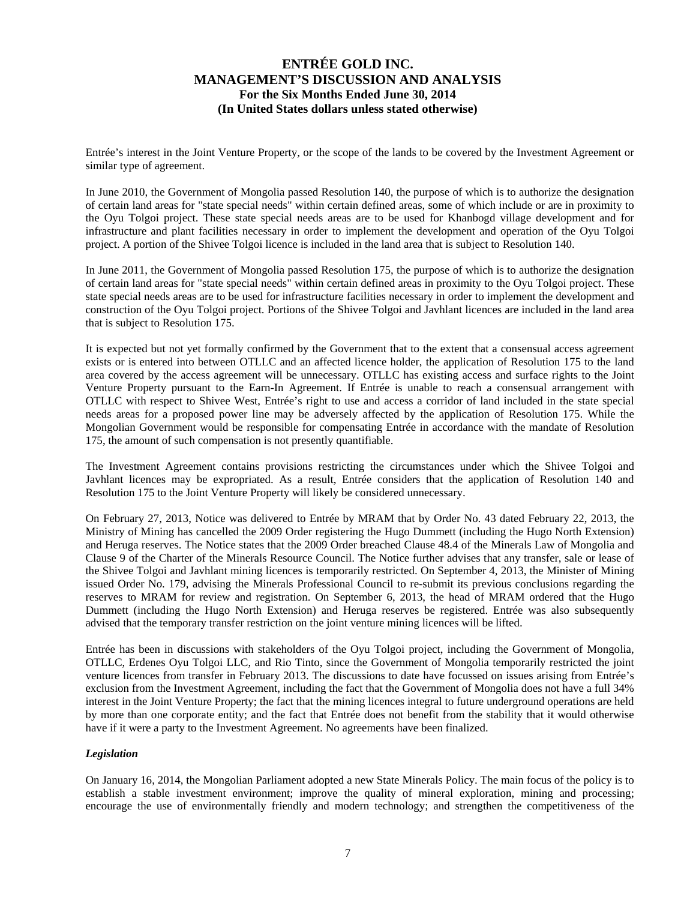Entrée's interest in the Joint Venture Property, or the scope of the lands to be covered by the Investment Agreement or similar type of agreement.

In June 2010, the Government of Mongolia passed Resolution 140, the purpose of which is to authorize the designation of certain land areas for "state special needs" within certain defined areas, some of which include or are in proximity to the Oyu Tolgoi project. These state special needs areas are to be used for Khanbogd village development and for infrastructure and plant facilities necessary in order to implement the development and operation of the Oyu Tolgoi project. A portion of the Shivee Tolgoi licence is included in the land area that is subject to Resolution 140.

In June 2011, the Government of Mongolia passed Resolution 175, the purpose of which is to authorize the designation of certain land areas for "state special needs" within certain defined areas in proximity to the Oyu Tolgoi project. These state special needs areas are to be used for infrastructure facilities necessary in order to implement the development and construction of the Oyu Tolgoi project. Portions of the Shivee Tolgoi and Javhlant licences are included in the land area that is subject to Resolution 175.

It is expected but not yet formally confirmed by the Government that to the extent that a consensual access agreement exists or is entered into between OTLLC and an affected licence holder, the application of Resolution 175 to the land area covered by the access agreement will be unnecessary. OTLLC has existing access and surface rights to the Joint Venture Property pursuant to the Earn-In Agreement. If Entrée is unable to reach a consensual arrangement with OTLLC with respect to Shivee West, Entrée's right to use and access a corridor of land included in the state special needs areas for a proposed power line may be adversely affected by the application of Resolution 175. While the Mongolian Government would be responsible for compensating Entrée in accordance with the mandate of Resolution 175, the amount of such compensation is not presently quantifiable.

The Investment Agreement contains provisions restricting the circumstances under which the Shivee Tolgoi and Javhlant licences may be expropriated. As a result, Entrée considers that the application of Resolution 140 and Resolution 175 to the Joint Venture Property will likely be considered unnecessary.

On February 27, 2013, Notice was delivered to Entrée by MRAM that by Order No. 43 dated February 22, 2013, the Ministry of Mining has cancelled the 2009 Order registering the Hugo Dummett (including the Hugo North Extension) and Heruga reserves. The Notice states that the 2009 Order breached Clause 48.4 of the Minerals Law of Mongolia and Clause 9 of the Charter of the Minerals Resource Council. The Notice further advises that any transfer, sale or lease of the Shivee Tolgoi and Javhlant mining licences is temporarily restricted. On September 4, 2013, the Minister of Mining issued Order No. 179, advising the Minerals Professional Council to re-submit its previous conclusions regarding the reserves to MRAM for review and registration. On September 6, 2013, the head of MRAM ordered that the Hugo Dummett (including the Hugo North Extension) and Heruga reserves be registered. Entrée was also subsequently advised that the temporary transfer restriction on the joint venture mining licences will be lifted.

Entrée has been in discussions with stakeholders of the Oyu Tolgoi project, including the Government of Mongolia, OTLLC, Erdenes Oyu Tolgoi LLC, and Rio Tinto, since the Government of Mongolia temporarily restricted the joint venture licences from transfer in February 2013. The discussions to date have focussed on issues arising from Entrée's exclusion from the Investment Agreement, including the fact that the Government of Mongolia does not have a full 34% interest in the Joint Venture Property; the fact that the mining licences integral to future underground operations are held by more than one corporate entity; and the fact that Entrée does not benefit from the stability that it would otherwise have if it were a party to the Investment Agreement. No agreements have been finalized.

***Legislation***

On January 16, 2014, the Mongolian Parliament adopted a new State Minerals Policy. The main focus of the policy is to establish a stable investment environment; improve the quality of mineral exploration, mining and processing; encourage the use of environmentally friendly and modern technology; and strengthen the competitiveness of the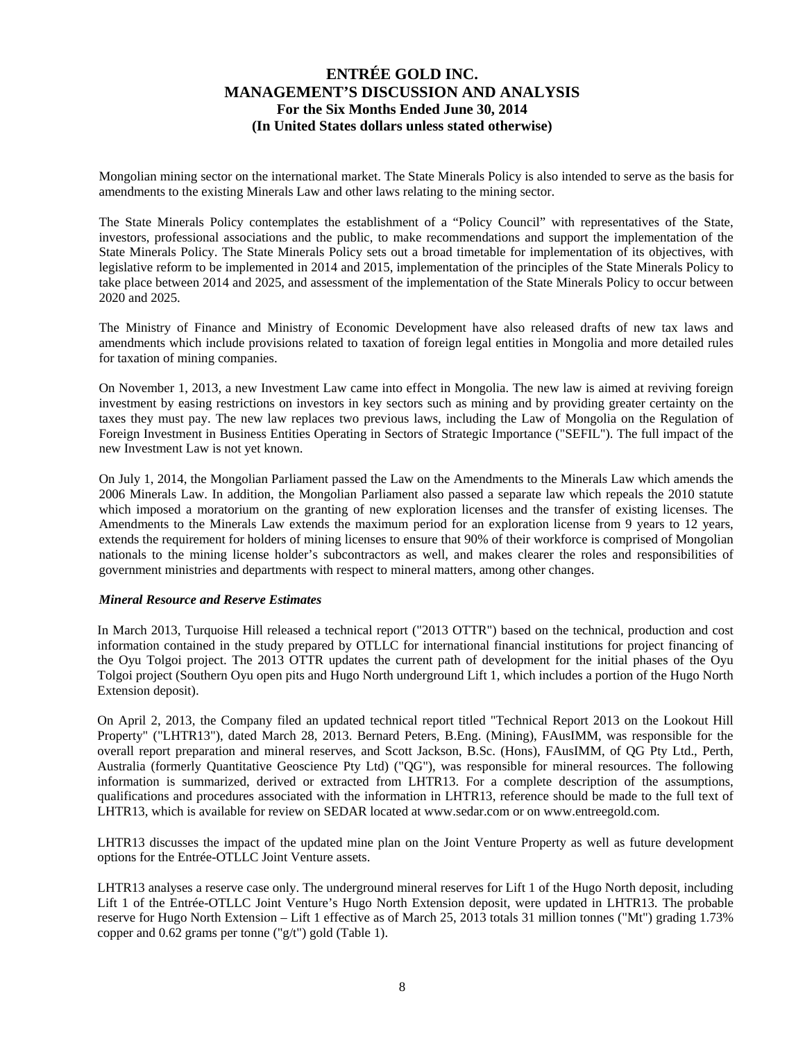Mongolian mining sector on the international market. The State Minerals Policy is also intended to serve as the basis for amendments to the existing Minerals Law and other laws relating to the mining sector.

The State Minerals Policy contemplates the establishment of a "Policy Council" with representatives of the State, investors, professional associations and the public, to make recommendations and support the implementation of the State Minerals Policy. The State Minerals Policy sets out a broad timetable for implementation of its objectives, with legislative reform to be implemented in 2014 and 2015, implementation of the principles of the State Minerals Policy to take place between 2014 and 2025, and assessment of the implementation of the State Minerals Policy to occur between 2020 and 2025.

The Ministry of Finance and Ministry of Economic Development have also released drafts of new tax laws and amendments which include provisions related to taxation of foreign legal entities in Mongolia and more detailed rules for taxation of mining companies.

On November 1, 2013, a new Investment Law came into effect in Mongolia. The new law is aimed at reviving foreign investment by easing restrictions on investors in key sectors such as mining and by providing greater certainty on the taxes they must pay. The new law replaces two previous laws, including the Law of Mongolia on the Regulation of Foreign Investment in Business Entities Operating in Sectors of Strategic Importance ("SEFIL"). The full impact of the new Investment Law is not yet known.

On July 1, 2014, the Mongolian Parliament passed the Law on the Amendments to the Minerals Law which amends the 2006 Minerals Law. In addition, the Mongolian Parliament also passed a separate law which repeals the 2010 statute which imposed a moratorium on the granting of new exploration licenses and the transfer of existing licenses. The Amendments to the Minerals Law extends the maximum period for an exploration license from 9 years to 12 years, extends the requirement for holders of mining licenses to ensure that 90% of their workforce is comprised of Mongolian nationals to the mining license holder's subcontractors as well, and makes clearer the roles and responsibilities of government ministries and departments with respect to mineral matters, among other changes.

***Mineral Resource and Reserve Estimates***

In March 2013, Turquoise Hill released a technical report ("2013 OTTR") based on the technical, production and cost information contained in the study prepared by OTLLC for international financial institutions for project financing of the Oyu Tolgoi project. The 2013 OTTR updates the current path of development for the initial phases of the Oyu Tolgoi project (Southern Oyu open pits and Hugo North underground Lift 1, which includes a portion of the Hugo North Extension deposit).

On April 2, 2013, the Company filed an updated technical report titled "Technical Report 2013 on the Lookout Hill Property" ("LHTR13"), dated March 28, 2013. Bernard Peters, B.Eng. (Mining), FAusIMM, was responsible for the overall report preparation and mineral reserves, and Scott Jackson, B.Sc. (Hons), FAusIMM, of QG Pty Ltd., Perth, Australia (formerly Quantitative Geoscience Pty Ltd) ("QG"), was responsible for mineral resources. The following information is summarized, derived or extracted from LHTR13. For a complete description of the assumptions, qualifications and procedures associated with the information in LHTR13, reference should be made to the full text of LHTR13, which is available for review on SEDAR located at www.sedar.com or on www.entreegold.com.

LHTR13 discusses the impact of the updated mine plan on the Joint Venture Property as well as future development options for the Entrée-OTLLC Joint Venture assets.

LHTR13 analyses a reserve case only. The underground mineral reserves for Lift 1 of the Hugo North deposit, including Lift 1 of the Entrée-OTLLC Joint Venture's Hugo North Extension deposit, were updated in LHTR13. The probable reserve for Hugo North Extension – Lift 1 effective as of March 25, 2013 totals 31 million tonnes ("Mt") grading 1.73% copper and 0.62 grams per tonne ("g/t") gold (Table 1).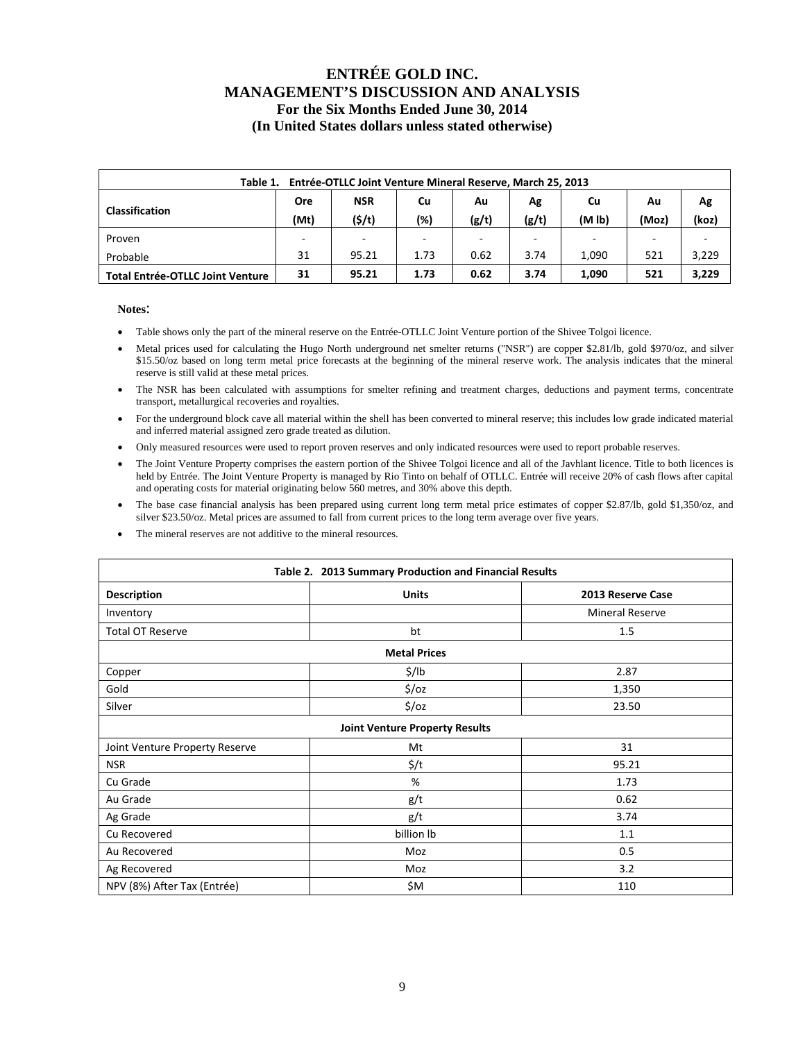| Table 1. Entrée-OTLLC Joint Venture Mineral Reserve, March 25, 2013 | | | | | | | | |
|---|---|---|---|---|---|---|---|---|
| **Classification** | **Ore (Mt)** | **NSR ($/t)** | **Cu (%)** | **Au (g/t)** | **Ag (g/t)** | **Cu (M lb)** | **Au (Moz)** | **Ag (koz)** |
| Proven | - | - | - | - | - | - | - | - |
| Probable | 31 | 95.21 | 1.73 | 0.62 | 3.74 | 1,090 | 521 | 3,229 |
| **Total Entrée-OTLLC Joint Venture** | **31** | **95.21** | **1.73** | **0.62** | **3.74** | **1,090** | **521** | **3,229** |

**Notes**:

- Table shows only the part of the mineral reserve on the Entrée-OTLLC Joint Venture portion of the Shivee Tolgoi licence.
- Metal prices used for calculating the Hugo North underground net smelter returns ("NSR") are copper $2.81/lb, gold $970/oz, and silver $15.50/oz based on long term metal price forecasts at the beginning of the mineral reserve work. The analysis indicates that the mineral reserve is still valid at these metal prices.
- The NSR has been calculated with assumptions for smelter refining and treatment charges, deductions and payment terms, concentrate transport, metallurgical recoveries and royalties.
- For the underground block cave all material within the shell has been converted to mineral reserve; this includes low grade indicated material and inferred material assigned zero grade treated as dilution.
- Only measured resources were used to report proven reserves and only indicated resources were used to report probable reserves.
- The Joint Venture Property comprises the eastern portion of the Shivee Tolgoi licence and all of the Javhlant licence. Title to both licences is held by Entrée. The Joint Venture Property is managed by Rio Tinto on behalf of OTLLC. Entrée will receive 20% of cash flows after capital and operating costs for material originating below 560 metres, and 30% above this depth.
- The base case financial analysis has been prepared using current long term metal price estimates of copper $2.87/lb, gold $1,350/oz, and silver $23.50/oz. Metal prices are assumed to fall from current prices to the long term average over five years.
- The mineral reserves are not additive to the mineral resources.

| Table 2. 2013 Summary Production and Financial Results | | |
|---|---|---|
| **Description** | **Units** | **2013 Reserve Case** |
| Inventory | | Mineral Reserve |
| Total OT Reserve | bt | 1.5 |
| **Metal Prices** | | |
| Copper | $/lb | 2.87 |
| Gold | $/oz | 1,350 |
| Silver | $/oz | 23.50 |
| **Joint Venture Property Results** | | |
| Joint Venture Property Reserve | Mt | 31 |
| NSR | $/t | 95.21 |
| Cu Grade | % | 1.73 |
| Au Grade | g/t | 0.62 |
| Ag Grade | g/t | 3.74 |
| Cu Recovered | billion lb | 1.1 |
| Au Recovered | Moz | 0.5 |
| Ag Recovered | Moz | 3.2 |
| NPV (8%) After Tax (Entrée) | $M | 110 |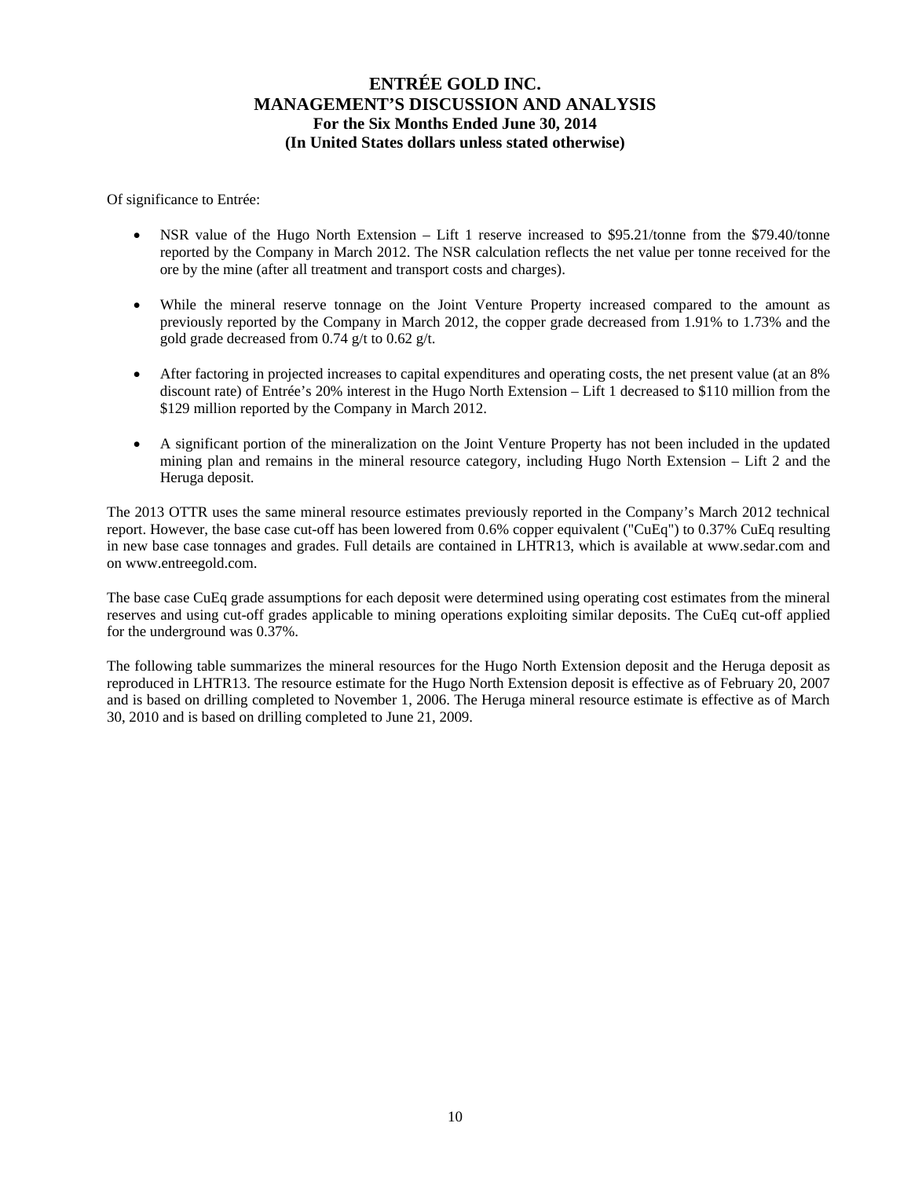Of significance to Entrée:

- NSR value of the Hugo North Extension – Lift 1 reserve increased to $95.21/tonne from the $79.40/tonne reported by the Company in March 2012. The NSR calculation reflects the net value per tonne received for the ore by the mine (after all treatment and transport costs and charges).

- While the mineral reserve tonnage on the Joint Venture Property increased compared to the amount as previously reported by the Company in March 2012, the copper grade decreased from 1.91% to 1.73% and the gold grade decreased from 0.74 g/t to 0.62 g/t.

- After factoring in projected increases to capital expenditures and operating costs, the net present value (at an 8% discount rate) of Entrée's 20% interest in the Hugo North Extension – Lift 1 decreased to $110 million from the $129 million reported by the Company in March 2012.

- A significant portion of the mineralization on the Joint Venture Property has not been included in the updated mining plan and remains in the mineral resource category, including Hugo North Extension – Lift 2 and the Heruga deposit.

The 2013 OTTR uses the same mineral resource estimates previously reported in the Company's March 2012 technical report. However, the base case cut-off has been lowered from 0.6% copper equivalent ("CuEq") to 0.37% CuEq resulting in new base case tonnages and grades. Full details are contained in LHTR13, which is available at www.sedar.com and on www.entreegold.com.

The base case CuEq grade assumptions for each deposit were determined using operating cost estimates from the mineral reserves and using cut-off grades applicable to mining operations exploiting similar deposits. The CuEq cut-off applied for the underground was 0.37%.

The following table summarizes the mineral resources for the Hugo North Extension deposit and the Heruga deposit as reproduced in LHTR13. The resource estimate for the Hugo North Extension deposit is effective as of February 20, 2007 and is based on drilling completed to November 1, 2006. The Heruga mineral resource estimate is effective as of March 30, 2010 and is based on drilling completed to June 21, 2009.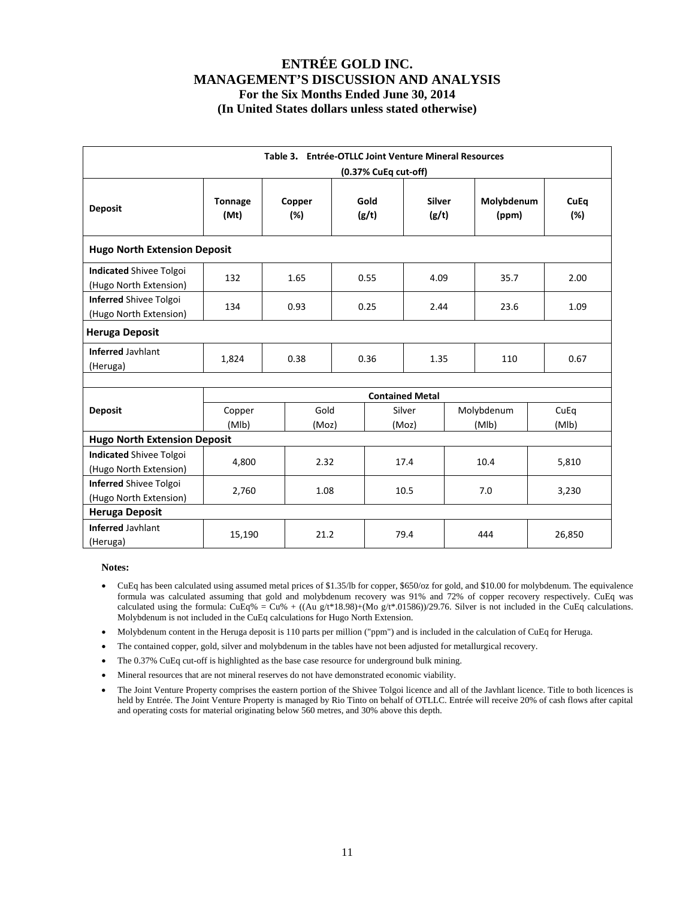**Table 3. Entrée-OTLLC Joint Venture Mineral Resources (0.37% CuEq cut-off)**

| Deposit | Tonnage (Mt) | Copper (%) | Gold (g/t) | Silver (g/t) | Molybdenum (ppm) | CuEq (%) |
|---|---|---|---|---|---|---|
| **Hugo North Extension Deposit** | | | | | | |
| **Indicated** Shivee Tolgoi (Hugo North Extension) | 132 | 1.65 | 0.55 | 4.09 | 35.7 | 2.00 |
| **Inferred** Shivee Tolgoi (Hugo North Extension) | 134 | 0.93 | 0.25 | 2.44 | 23.6 | 1.09 |
| **Heruga Deposit** | | | | | | |
| **Inferred** Javhlant (Heruga) | 1,824 | 0.38 | 0.36 | 1.35 | 110 | 0.67 |

| Deposit | Contained Metal | | | | |
|---|---|---|---|---|---|
| | Copper (Mlb) | Gold (Moz) | Silver (Moz) | Molybdenum (Mlb) | CuEq (Mlb) |
| **Hugo North Extension Deposit** | | | | | |
| **Indicated** Shivee Tolgoi (Hugo North Extension) | 4,800 | 2.32 | 17.4 | 10.4 | 5,810 |
| **Inferred** Shivee Tolgoi (Hugo North Extension) | 2,760 | 1.08 | 10.5 | 7.0 | 3,230 |
| **Heruga Deposit** | | | | | |
| **Inferred** Javhlant (Heruga) | 15,190 | 21.2 | 79.4 | 444 | 26,850 |

**Notes:**

- CuEq has been calculated using assumed metal prices of $1.35/lb for copper, $650/oz for gold, and $10.00 for molybdenum. The equivalence formula was calculated assuming that gold and molybdenum recovery was 91% and 72% of copper recovery respectively. CuEq was calculated using the formula: CuEq% = Cu% + ((Au g/t*18.98)+(Mo g/t*.01586))/29.76. Silver is not included in the CuEq calculations. Molybdenum is not included in the CuEq calculations for Hugo North Extension.
- Molybdenum content in the Heruga deposit is 110 parts per million ("ppm") and is included in the calculation of CuEq for Heruga.
- The contained copper, gold, silver and molybdenum in the tables have not been adjusted for metallurgical recovery.
- The 0.37% CuEq cut-off is highlighted as the base case resource for underground bulk mining.
- Mineral resources that are not mineral reserves do not have demonstrated economic viability.
- The Joint Venture Property comprises the eastern portion of the Shivee Tolgoi licence and all of the Javhlant licence. Title to both licences is held by Entrée. The Joint Venture Property is managed by Rio Tinto on behalf of OTLLC. Entrée will receive 20% of cash flows after capital and operating costs for material originating below 560 metres, and 30% above this depth.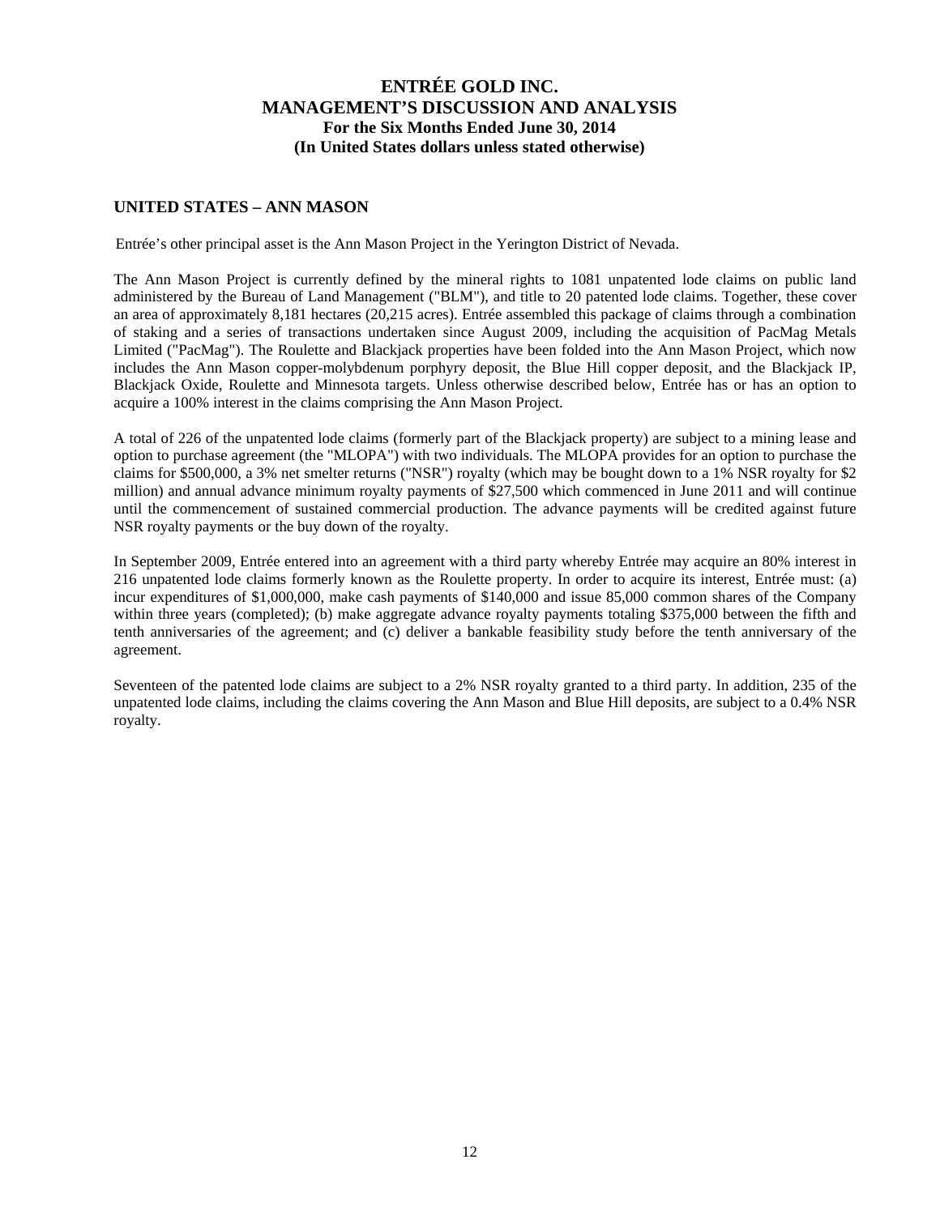## UNITED STATES – ANN MASON

Entrée's other principal asset is the Ann Mason Project in the Yerington District of Nevada.

The Ann Mason Project is currently defined by the mineral rights to 1081 unpatented lode claims on public land administered by the Bureau of Land Management ("BLM"), and title to 20 patented lode claims. Together, these cover an area of approximately 8,181 hectares (20,215 acres). Entrée assembled this package of claims through a combination of staking and a series of transactions undertaken since August 2009, including the acquisition of PacMag Metals Limited ("PacMag"). The Roulette and Blackjack properties have been folded into the Ann Mason Project, which now includes the Ann Mason copper-molybdenum porphyry deposit, the Blue Hill copper deposit, and the Blackjack IP, Blackjack Oxide, Roulette and Minnesota targets. Unless otherwise described below, Entrée has or has an option to acquire a 100% interest in the claims comprising the Ann Mason Project.

A total of 226 of the unpatented lode claims (formerly part of the Blackjack property) are subject to a mining lease and option to purchase agreement (the "MLOPA") with two individuals. The MLOPA provides for an option to purchase the claims for $500,000, a 3% net smelter returns ("NSR") royalty (which may be bought down to a 1% NSR royalty for $2 million) and annual advance minimum royalty payments of $27,500 which commenced in June 2011 and will continue until the commencement of sustained commercial production. The advance payments will be credited against future NSR royalty payments or the buy down of the royalty.

In September 2009, Entrée entered into an agreement with a third party whereby Entrée may acquire an 80% interest in 216 unpatented lode claims formerly known as the Roulette property. In order to acquire its interest, Entrée must: (a) incur expenditures of $1,000,000, make cash payments of $140,000 and issue 85,000 common shares of the Company within three years (completed); (b) make aggregate advance royalty payments totaling $375,000 between the fifth and tenth anniversaries of the agreement; and (c) deliver a bankable feasibility study before the tenth anniversary of the agreement.

Seventeen of the patented lode claims are subject to a 2% NSR royalty granted to a third party. In addition, 235 of the unpatented lode claims, including the claims covering the Ann Mason and Blue Hill deposits, are subject to a 0.4% NSR royalty.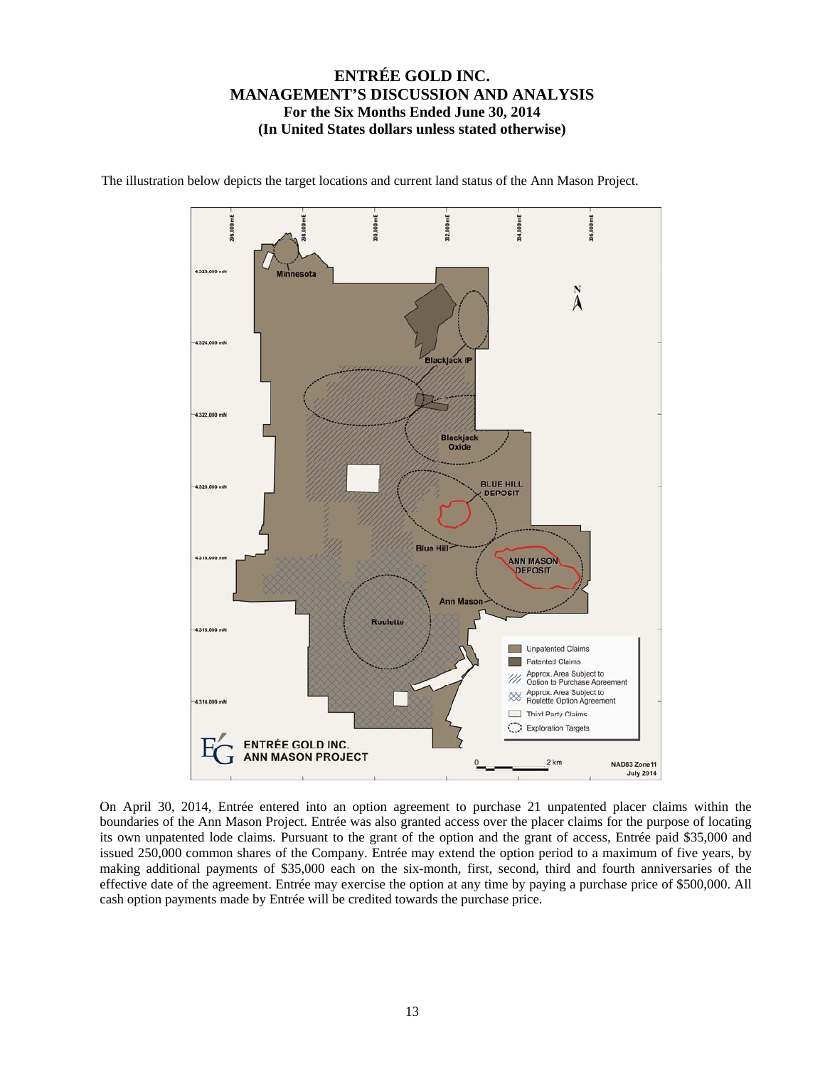The illustration below depicts the target locations and current land status of the Ann Mason Project.

On April 30, 2014, Entrée entered into an option agreement to purchase 21 unpatented placer claims within the boundaries of the Ann Mason Project. Entrée was also granted access over the placer claims for the purpose of locating its own unpatented lode claims. Pursuant to the grant of the option and the grant of access, Entrée paid $35,000 and issued 250,000 common shares of the Company. Entrée may extend the option period to a maximum of five years, by making additional payments of $35,000 each on the six-month, first, second, third and fourth anniversaries of the effective date of the agreement. Entrée may exercise the option at any time by paying a purchase price of $500,000. All cash option payments made by Entrée will be credited towards the purchase price.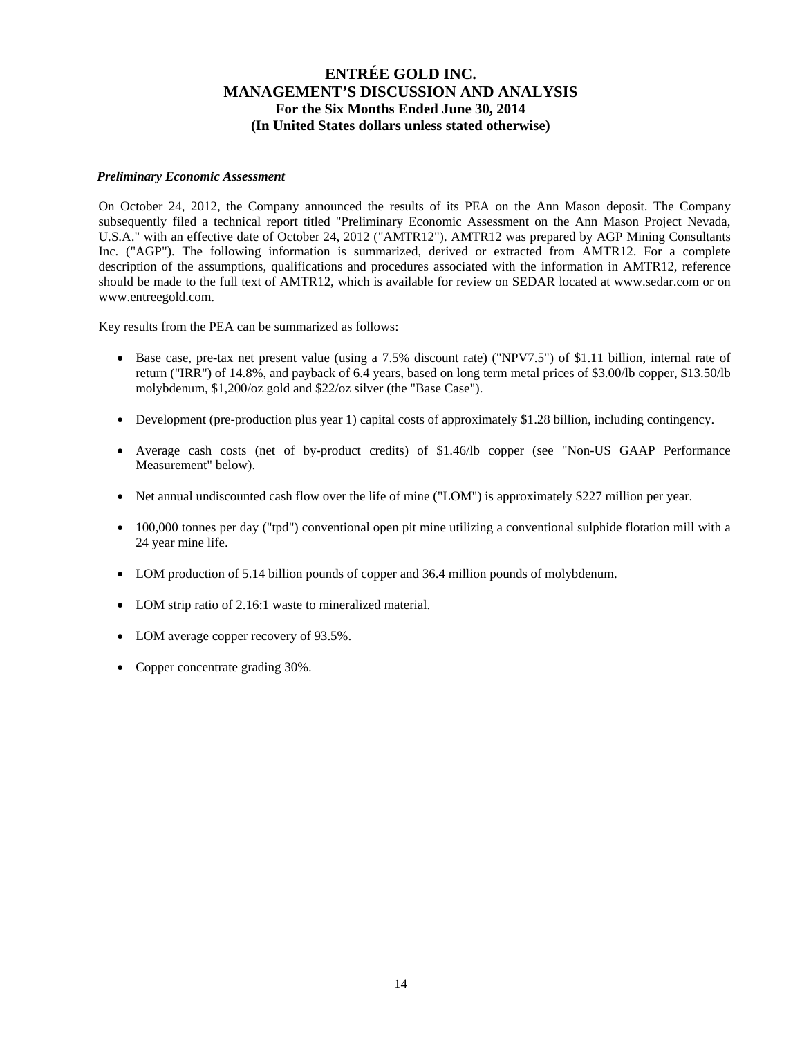***Preliminary Economic Assessment***

On October 24, 2012, the Company announced the results of its PEA on the Ann Mason deposit. The Company subsequently filed a technical report titled "Preliminary Economic Assessment on the Ann Mason Project Nevada, U.S.A." with an effective date of October 24, 2012 ("AMTR12"). AMTR12 was prepared by AGP Mining Consultants Inc. ("AGP"). The following information is summarized, derived or extracted from AMTR12. For a complete description of the assumptions, qualifications and procedures associated with the information in AMTR12, reference should be made to the full text of AMTR12, which is available for review on SEDAR located at www.sedar.com or on www.entreegold.com.

Key results from the PEA can be summarized as follows:

- Base case, pre-tax net present value (using a 7.5% discount rate) ("NPV7.5") of $1.11 billion, internal rate of return ("IRR") of 14.8%, and payback of 6.4 years, based on long term metal prices of $3.00/lb copper, $13.50/lb molybdenum, $1,200/oz gold and $22/oz silver (the "Base Case").

- Development (pre-production plus year 1) capital costs of approximately $1.28 billion, including contingency.

- Average cash costs (net of by-product credits) of $1.46/lb copper (see "Non-US GAAP Performance Measurement" below).

- Net annual undiscounted cash flow over the life of mine ("LOM") is approximately $227 million per year.

- 100,000 tonnes per day ("tpd") conventional open pit mine utilizing a conventional sulphide flotation mill with a 24 year mine life.

- LOM production of 5.14 billion pounds of copper and 36.4 million pounds of molybdenum.

- LOM strip ratio of 2.16:1 waste to mineralized material.

- LOM average copper recovery of 93.5%.

- Copper concentrate grading 30%.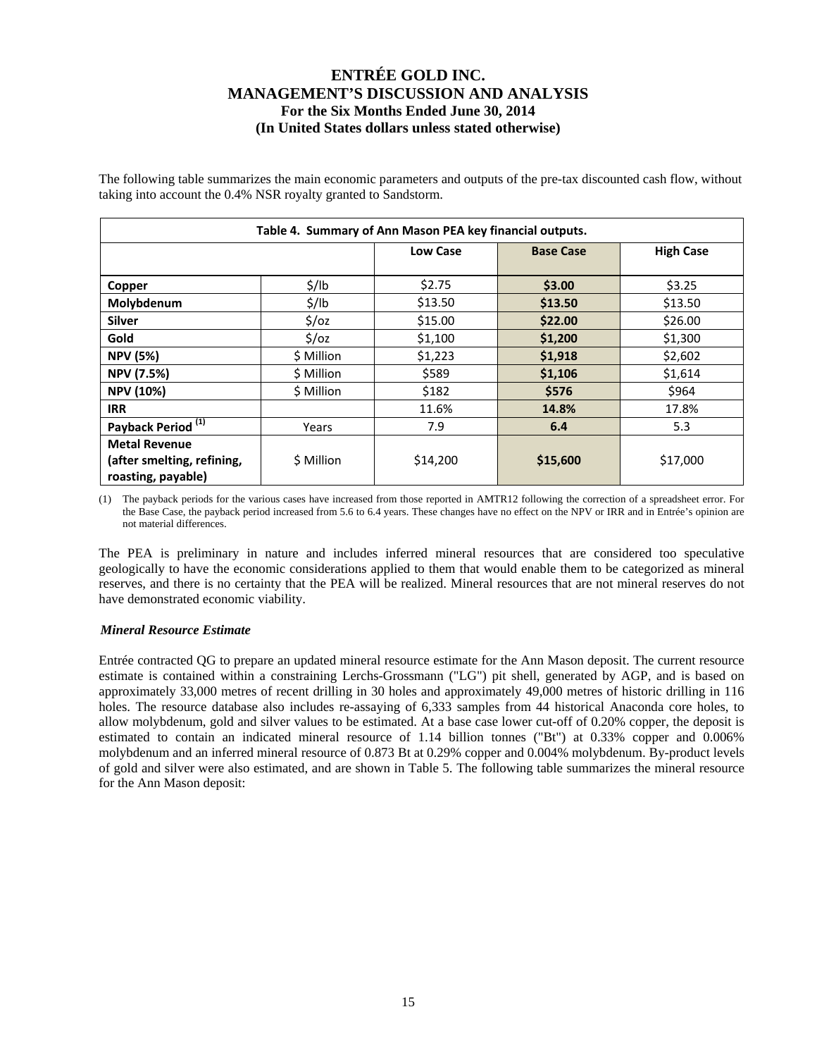The following table summarizes the main economic parameters and outputs of the pre-tax discounted cash flow, without taking into account the 0.4% NSR royalty granted to Sandstorm.

| Table 4. Summary of Ann Mason PEA key financial outputs. | | | | |
|---|---|---|---|---|
| | | **Low Case** | **Base Case** | **High Case** |
| **Copper** | $/lb | $2.75 | **$3.00** | $3.25 |
| **Molybdenum** | $/lb | $13.50 | **$13.50** | $13.50 |
| **Silver** | $/oz | $15.00 | **$22.00** | $26.00 |
| **Gold** | $/oz | $1,100 | **$1,200** | $1,300 |
| **NPV (5%)** | $ Million | $1,223 | **$1,918** | $2,602 |
| **NPV (7.5%)** | $ Million | $589 | **$1,106** | $1,614 |
| **NPV (10%)** | $ Million | $182 | **$576** | $964 |
| **IRR** | | 11.6% | **14.8%** | 17.8% |
| **Payback Period (1)** | Years | 7.9 | **6.4** | 5.3 |
| **Metal Revenue (after smelting, refining, roasting, payable)** | $ Million | $14,200 | **$15,600** | $17,000 |

(1) The payback periods for the various cases have increased from those reported in AMTR12 following the correction of a spreadsheet error. For the Base Case, the payback period increased from 5.6 to 6.4 years. These changes have no effect on the NPV or IRR and in Entrée's opinion are not material differences.

The PEA is preliminary in nature and includes inferred mineral resources that are considered too speculative geologically to have the economic considerations applied to them that would enable them to be categorized as mineral reserves, and there is no certainty that the PEA will be realized. Mineral resources that are not mineral reserves do not have demonstrated economic viability.

***Mineral Resource Estimate***

Entrée contracted QG to prepare an updated mineral resource estimate for the Ann Mason deposit. The current resource estimate is contained within a constraining Lerchs-Grossmann ("LG") pit shell, generated by AGP, and is based on approximately 33,000 metres of recent drilling in 30 holes and approximately 49,000 metres of historic drilling in 116 holes. The resource database also includes re-assaying of 6,333 samples from 44 historical Anaconda core holes, to allow molybdenum, gold and silver values to be estimated. At a base case lower cut-off of 0.20% copper, the deposit is estimated to contain an indicated mineral resource of 1.14 billion tonnes ("Bt") at 0.33% copper and 0.006% molybdenum and an inferred mineral resource of 0.873 Bt at 0.29% copper and 0.004% molybdenum. By-product levels of gold and silver were also estimated, and are shown in Table 5. The following table summarizes the mineral resource for the Ann Mason deposit: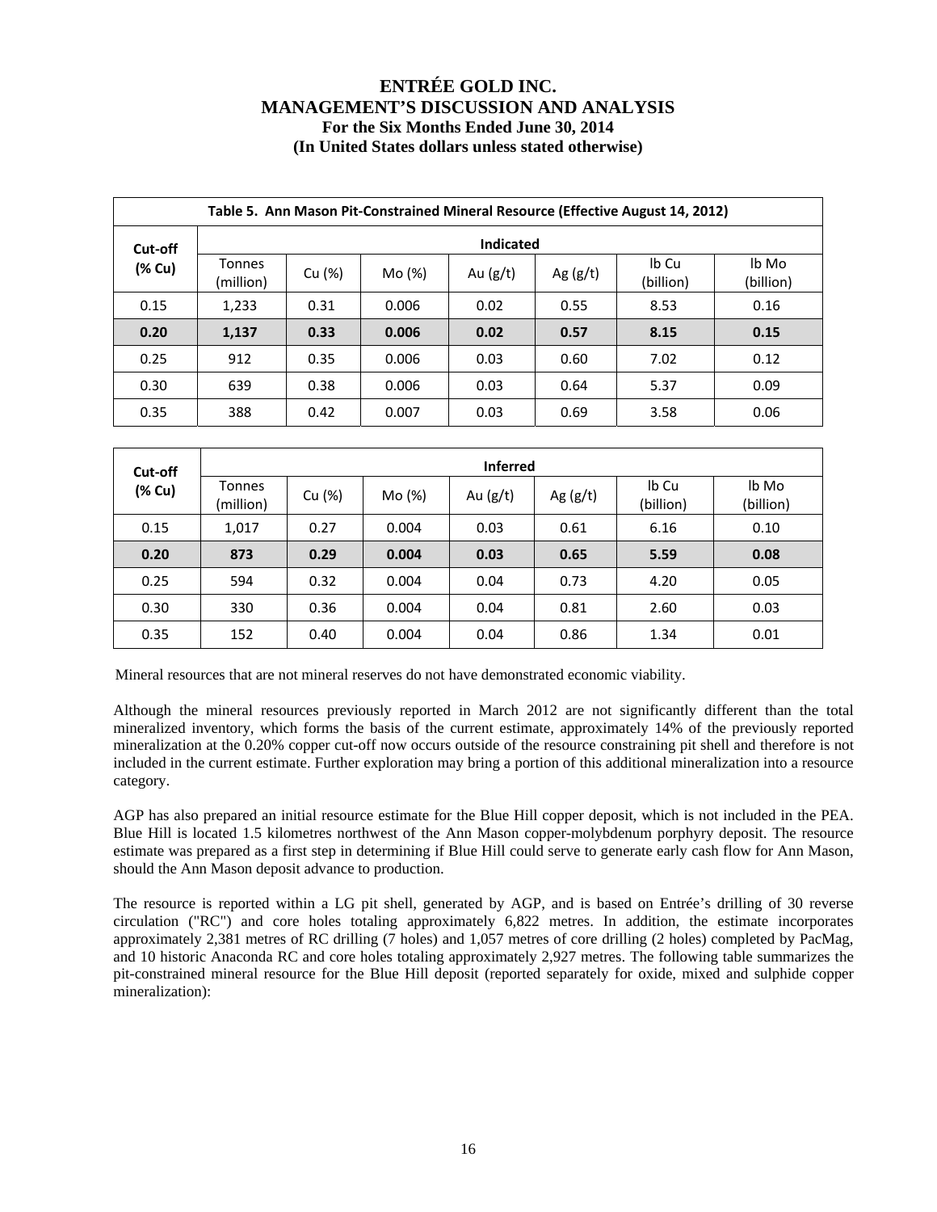**Table 5. Ann Mason Pit-Constrained Mineral Resource (Effective August 14, 2012)**

| Cut-off (% Cu) | Indicated | | | | | | |
|---|---|---|---|---|---|---|---|
| | Tonnes (million) | Cu (%) | Mo (%) | Au (g/t) | Ag (g/t) | lb Cu (billion) | lb Mo (billion) |
| 0.15 | 1,233 | 0.31 | 0.006 | 0.02 | 0.55 | 8.53 | 0.16 |
| **0.20** | **1,137** | **0.33** | **0.006** | **0.02** | **0.57** | **8.15** | **0.15** |
| 0.25 | 912 | 0.35 | 0.006 | 0.03 | 0.60 | 7.02 | 0.12 |
| 0.30 | 639 | 0.38 | 0.006 | 0.03 | 0.64 | 5.37 | 0.09 |
| 0.35 | 388 | 0.42 | 0.007 | 0.03 | 0.69 | 3.58 | 0.06 |

| Cut-off (% Cu) | Inferred | | | | | | |
|---|---|---|---|---|---|---|---|
| | Tonnes (million) | Cu (%) | Mo (%) | Au (g/t) | Ag (g/t) | lb Cu (billion) | lb Mo (billion) |
| 0.15 | 1,017 | 0.27 | 0.004 | 0.03 | 0.61 | 6.16 | 0.10 |
| **0.20** | **873** | **0.29** | **0.004** | **0.03** | **0.65** | **5.59** | **0.08** |
| 0.25 | 594 | 0.32 | 0.004 | 0.04 | 0.73 | 4.20 | 0.05 |
| 0.30 | 330 | 0.36 | 0.004 | 0.04 | 0.81 | 2.60 | 0.03 |
| 0.35 | 152 | 0.40 | 0.004 | 0.04 | 0.86 | 1.34 | 0.01 |

Mineral resources that are not mineral reserves do not have demonstrated economic viability.

Although the mineral resources previously reported in March 2012 are not significantly different than the total mineralized inventory, which forms the basis of the current estimate, approximately 14% of the previously reported mineralization at the 0.20% copper cut-off now occurs outside of the resource constraining pit shell and therefore is not included in the current estimate. Further exploration may bring a portion of this additional mineralization into a resource category.

AGP has also prepared an initial resource estimate for the Blue Hill copper deposit, which is not included in the PEA. Blue Hill is located 1.5 kilometres northwest of the Ann Mason copper-molybdenum porphyry deposit. The resource estimate was prepared as a first step in determining if Blue Hill could serve to generate early cash flow for Ann Mason, should the Ann Mason deposit advance to production.

The resource is reported within a LG pit shell, generated by AGP, and is based on Entrée's drilling of 30 reverse circulation ("RC") and core holes totaling approximately 6,822 metres. In addition, the estimate incorporates approximately 2,381 metres of RC drilling (7 holes) and 1,057 metres of core drilling (2 holes) completed by PacMag, and 10 historic Anaconda RC and core holes totaling approximately 2,927 metres. The following table summarizes the pit-constrained mineral resource for the Blue Hill deposit (reported separately for oxide, mixed and sulphide copper mineralization):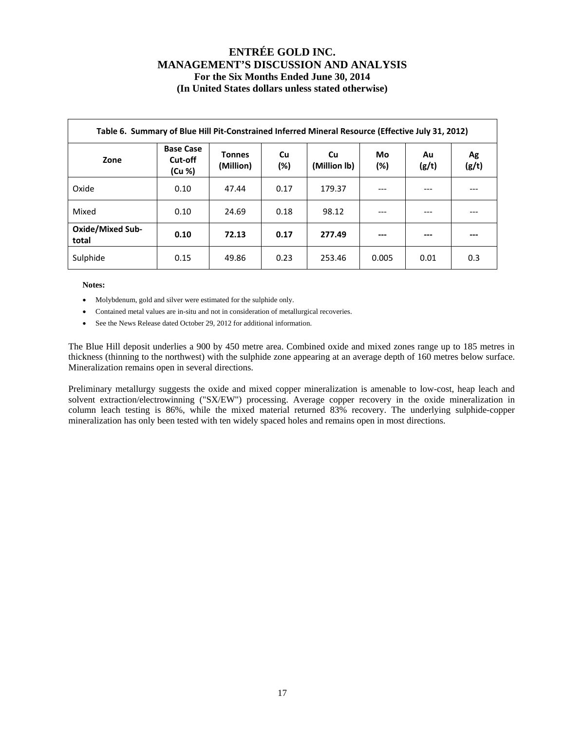| Table 6. Summary of Blue Hill Pit-Constrained Inferred Mineral Resource (Effective July 31, 2012) | | | | | | | |
|---|---|---|---|---|---|---|---|
| **Zone** | **Base Case Cut-off (Cu %)** | **Tonnes (Million)** | **Cu (%)** | **Cu (Million lb)** | **Mo (%)** | **Au (g/t)** | **Ag (g/t)** |
| Oxide | 0.10 | 47.44 | 0.17 | 179.37 | --- | --- | --- |
| Mixed | 0.10 | 24.69 | 0.18 | 98.12 | --- | --- | --- |
| **Oxide/Mixed Sub-total** | **0.10** | **72.13** | **0.17** | **277.49** | **---** | **---** | **---** |
| Sulphide | 0.15 | 49.86 | 0.23 | 253.46 | 0.005 | 0.01 | 0.3 |

**Notes:**

- Molybdenum, gold and silver were estimated for the sulphide only.
- Contained metal values are in-situ and not in consideration of metallurgical recoveries.
- See the News Release dated October 29, 2012 for additional information.

The Blue Hill deposit underlies a 900 by 450 metre area. Combined oxide and mixed zones range up to 185 metres in thickness (thinning to the northwest) with the sulphide zone appearing at an average depth of 160 metres below surface. Mineralization remains open in several directions.

Preliminary metallurgy suggests the oxide and mixed copper mineralization is amenable to low-cost, heap leach and solvent extraction/electrowinning ("SX/EW") processing. Average copper recovery in the oxide mineralization in column leach testing is 86%, while the mixed material returned 83% recovery. The underlying sulphide-copper mineralization has only been tested with ten widely spaced holes and remains open in most directions.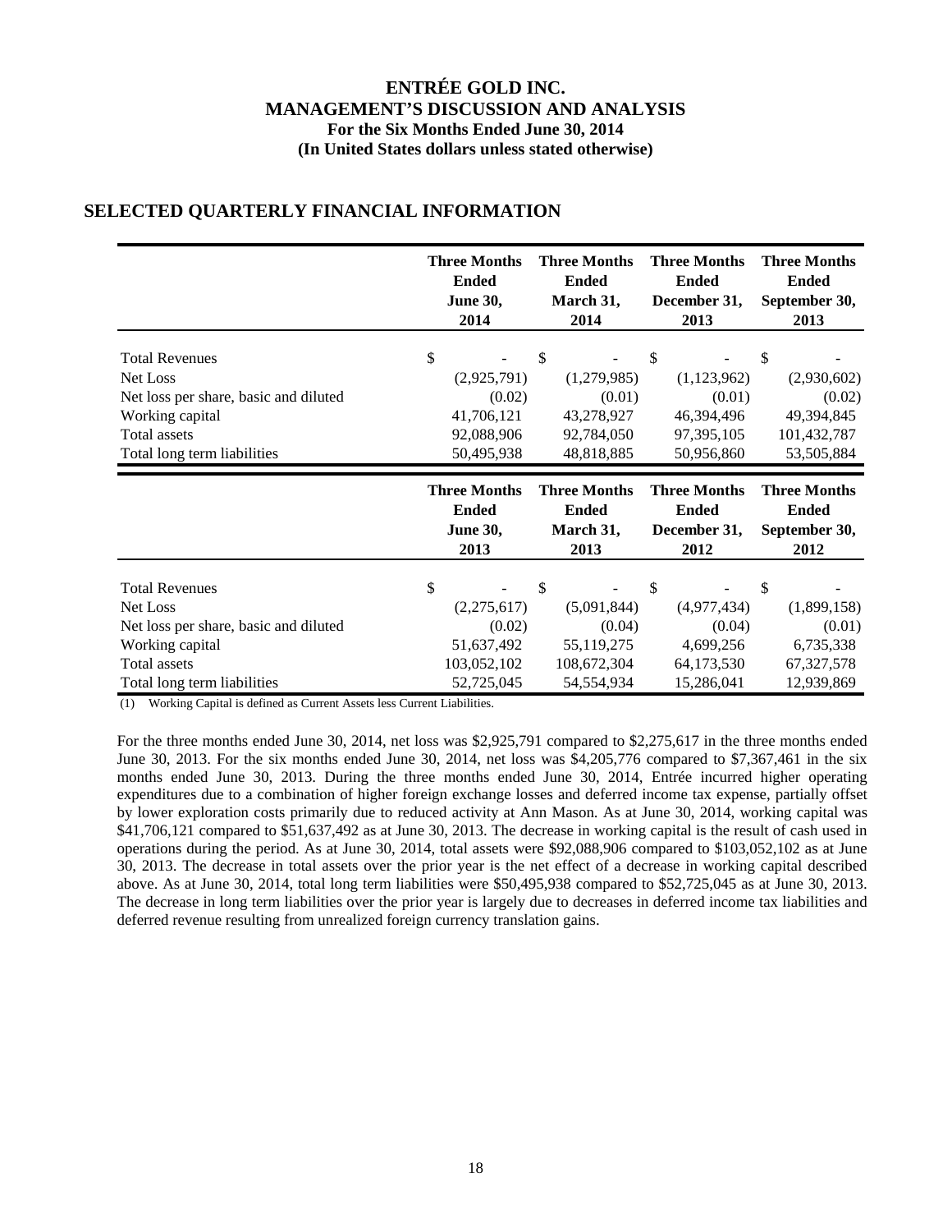# ENTRÉE GOLD INC.
# MANAGEMENT'S DISCUSSION AND ANALYSIS
### For the Six Months Ended June 30, 2014
### (In United States dollars unless stated otherwise)

## SELECTED QUARTERLY FINANCIAL INFORMATION

| | Three Months Ended June 30, 2014 | Three Months Ended March 31, 2014 | Three Months Ended December 31, 2013 | Three Months Ended September 30, 2013 |
|---|---|---|---|---|
| Total Revenues | $ - | $ - | $ - | $ - |
| Net Loss | (2,925,791) | (1,279,985) | (1,123,962) | (2,930,602) |
| Net loss per share, basic and diluted | (0.02) | (0.01) | (0.01) | (0.02) |
| Working capital | 41,706,121 | 43,278,927 | 46,394,496 | 49,394,845 |
| Total assets | 92,088,906 | 92,784,050 | 97,395,105 | 101,432,787 |
| Total long term liabilities | 50,495,938 | 48,818,885 | 50,956,860 | 53,505,884 |

| | Three Months Ended June 30, 2013 | Three Months Ended March 31, 2013 | Three Months Ended December 31, 2012 | Three Months Ended September 30, 2012 |
|---|---|---|---|---|
| Total Revenues | $ - | $ - | $ - | $ - |
| Net Loss | (2,275,617) | (5,091,844) | (4,977,434) | (1,899,158) |
| Net loss per share, basic and diluted | (0.02) | (0.04) | (0.04) | (0.01) |
| Working capital | 51,637,492 | 55,119,275 | 4,699,256 | 6,735,338 |
| Total assets | 103,052,102 | 108,672,304 | 64,173,530 | 67,327,578 |
| Total long term liabilities | 52,725,045 | 54,554,934 | 15,286,041 | 12,939,869 |

(1) Working Capital is defined as Current Assets less Current Liabilities.

For the three months ended June 30, 2014, net loss was $2,925,791 compared to $2,275,617 in the three months ended June 30, 2013. For the six months ended June 30, 2014, net loss was $4,205,776 compared to $7,367,461 in the six months ended June 30, 2013. During the three months ended June 30, 2014, Entrée incurred higher operating expenditures due to a combination of higher foreign exchange losses and deferred income tax expense, partially offset by lower exploration costs primarily due to reduced activity at Ann Mason. As at June 30, 2014, working capital was $41,706,121 compared to $51,637,492 as at June 30, 2013. The decrease in working capital is the result of cash used in operations during the period. As at June 30, 2014, total assets were $92,088,906 compared to $103,052,102 as at June 30, 2013. The decrease in total assets over the prior year is the net effect of a decrease in working capital described above. As at June 30, 2014, total long term liabilities were $50,495,938 compared to $52,725,045 as at June 30, 2013. The decrease in long term liabilities over the prior year is largely due to decreases in deferred income tax liabilities and deferred revenue resulting from unrealized foreign currency translation gains.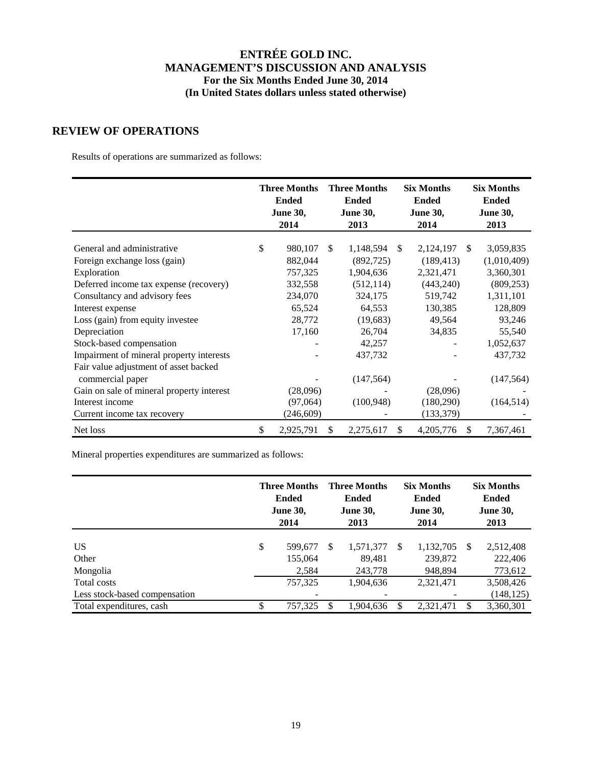# ENTRÉE GOLD INC.
## MANAGEMENT'S DISCUSSION AND ANALYSIS
### For the Six Months Ended June 30, 2014
### (In United States dollars unless stated otherwise)

## REVIEW OF OPERATIONS

Results of operations are summarized as follows:

| | Three Months Ended June 30, 2014 | Three Months Ended June 30, 2013 | Six Months Ended June 30, 2014 | Six Months Ended June 30, 2013 |
|---|---|---|---|---|
| General and administrative | $ 980,107 | $ 1,148,594 | $ 2,124,197 | $ 3,059,835 |
| Foreign exchange loss (gain) | 882,044 | (892,725) | (189,413) | (1,010,409) |
| Exploration | 757,325 | 1,904,636 | 2,321,471 | 3,360,301 |
| Deferred income tax expense (recovery) | 332,558 | (512,114) | (443,240) | (809,253) |
| Consultancy and advisory fees | 234,070 | 324,175 | 519,742 | 1,311,101 |
| Interest expense | 65,524 | 64,553 | 130,385 | 128,809 |
| Loss (gain) from equity investee | 28,772 | (19,683) | 49,564 | 93,246 |
| Depreciation | 17,160 | 26,704 | 34,835 | 55,540 |
| Stock-based compensation | - | 42,257 | - | 1,052,637 |
| Impairment of mineral property interests | - | 437,732 | - | 437,732 |
| Fair value adjustment of asset backed commercial paper | - | (147,564) | - | (147,564) |
| Gain on sale of mineral property interest | (28,096) | - | (28,096) | - |
| Interest income | (97,064) | (100,948) | (180,290) | (164,514) |
| Current income tax recovery | (246,609) | - | (133,379) | - |
| Net loss | $ 2,925,791 | $ 2,275,617 | $ 4,205,776 | $ 7,367,461 |

Mineral properties expenditures are summarized as follows:

| | Three Months Ended June 30, 2014 | Three Months Ended June 30, 2013 | Six Months Ended June 30, 2014 | Six Months Ended June 30, 2013 |
|---|---|---|---|---|
| US | $ 599,677 | $ 1,571,377 | $ 1,132,705 | $ 2,512,408 |
| Other | 155,064 | 89,481 | 239,872 | 222,406 |
| Mongolia | 2,584 | 243,778 | 948,894 | 773,612 |
| Total costs | 757,325 | 1,904,636 | 2,321,471 | 3,508,426 |
| Less stock-based compensation | - | - | - | (148,125) |
| Total expenditures, cash | $ 757,325 | $ 1,904,636 | $ 2,321,471 | $ 3,360,301 |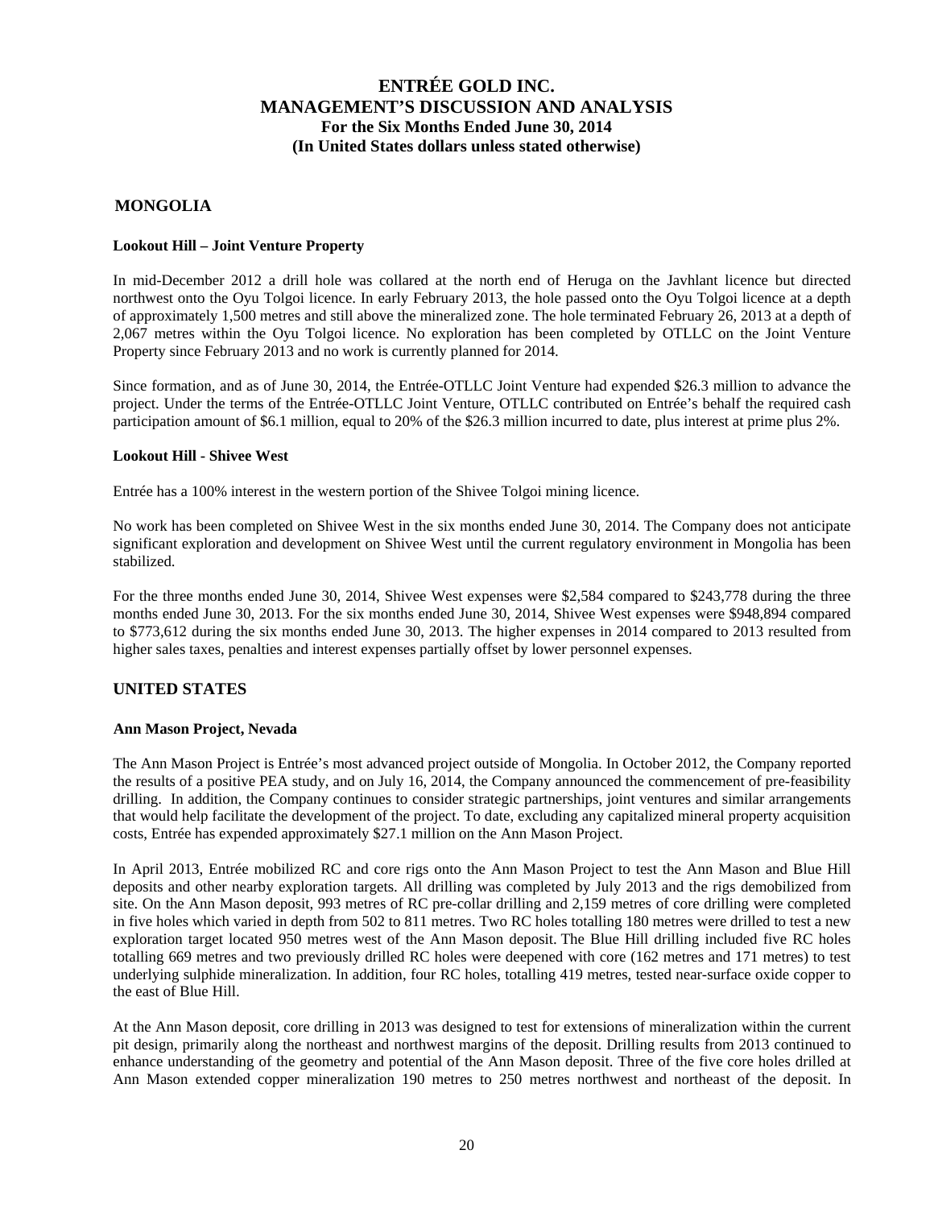## MONGOLIA

### Lookout Hill – Joint Venture Property

In mid-December 2012 a drill hole was collared at the north end of Heruga on the Javhlant licence but directed northwest onto the Oyu Tolgoi licence. In early February 2013, the hole passed onto the Oyu Tolgoi licence at a depth of approximately 1,500 metres and still above the mineralized zone. The hole terminated February 26, 2013 at a depth of 2,067 metres within the Oyu Tolgoi licence. No exploration has been completed by OTLLC on the Joint Venture Property since February 2013 and no work is currently planned for 2014.

Since formation, and as of June 30, 2014, the Entrée-OTLLC Joint Venture had expended $26.3 million to advance the project. Under the terms of the Entrée-OTLLC Joint Venture, OTLLC contributed on Entrée's behalf the required cash participation amount of $6.1 million, equal to 20% of the $26.3 million incurred to date, plus interest at prime plus 2%.

### Lookout Hill - Shivee West

Entrée has a 100% interest in the western portion of the Shivee Tolgoi mining licence.

No work has been completed on Shivee West in the six months ended June 30, 2014. The Company does not anticipate significant exploration and development on Shivee West until the current regulatory environment in Mongolia has been stabilized.

For the three months ended June 30, 2014, Shivee West expenses were $2,584 compared to $243,778 during the three months ended June 30, 2013. For the six months ended June 30, 2014, Shivee West expenses were $948,894 compared to $773,612 during the six months ended June 30, 2013. The higher expenses in 2014 compared to 2013 resulted from higher sales taxes, penalties and interest expenses partially offset by lower personnel expenses.

## UNITED STATES

### Ann Mason Project, Nevada

The Ann Mason Project is Entrée's most advanced project outside of Mongolia. In October 2012, the Company reported the results of a positive PEA study, and on July 16, 2014, the Company announced the commencement of pre-feasibility drilling. In addition, the Company continues to consider strategic partnerships, joint ventures and similar arrangements that would help facilitate the development of the project. To date, excluding any capitalized mineral property acquisition costs, Entrée has expended approximately $27.1 million on the Ann Mason Project.

In April 2013, Entrée mobilized RC and core rigs onto the Ann Mason Project to test the Ann Mason and Blue Hill deposits and other nearby exploration targets. All drilling was completed by July 2013 and the rigs demobilized from site. On the Ann Mason deposit, 993 metres of RC pre-collar drilling and 2,159 metres of core drilling were completed in five holes which varied in depth from 502 to 811 metres. Two RC holes totalling 180 metres were drilled to test a new exploration target located 950 metres west of the Ann Mason deposit. The Blue Hill drilling included five RC holes totalling 669 metres and two previously drilled RC holes were deepened with core (162 metres and 171 metres) to test underlying sulphide mineralization. In addition, four RC holes, totalling 419 metres, tested near-surface oxide copper to the east of Blue Hill.

At the Ann Mason deposit, core drilling in 2013 was designed to test for extensions of mineralization within the current pit design, primarily along the northeast and northwest margins of the deposit. Drilling results from 2013 continued to enhance understanding of the geometry and potential of the Ann Mason deposit. Three of the five core holes drilled at Ann Mason extended copper mineralization 190 metres to 250 metres northwest and northeast of the deposit. In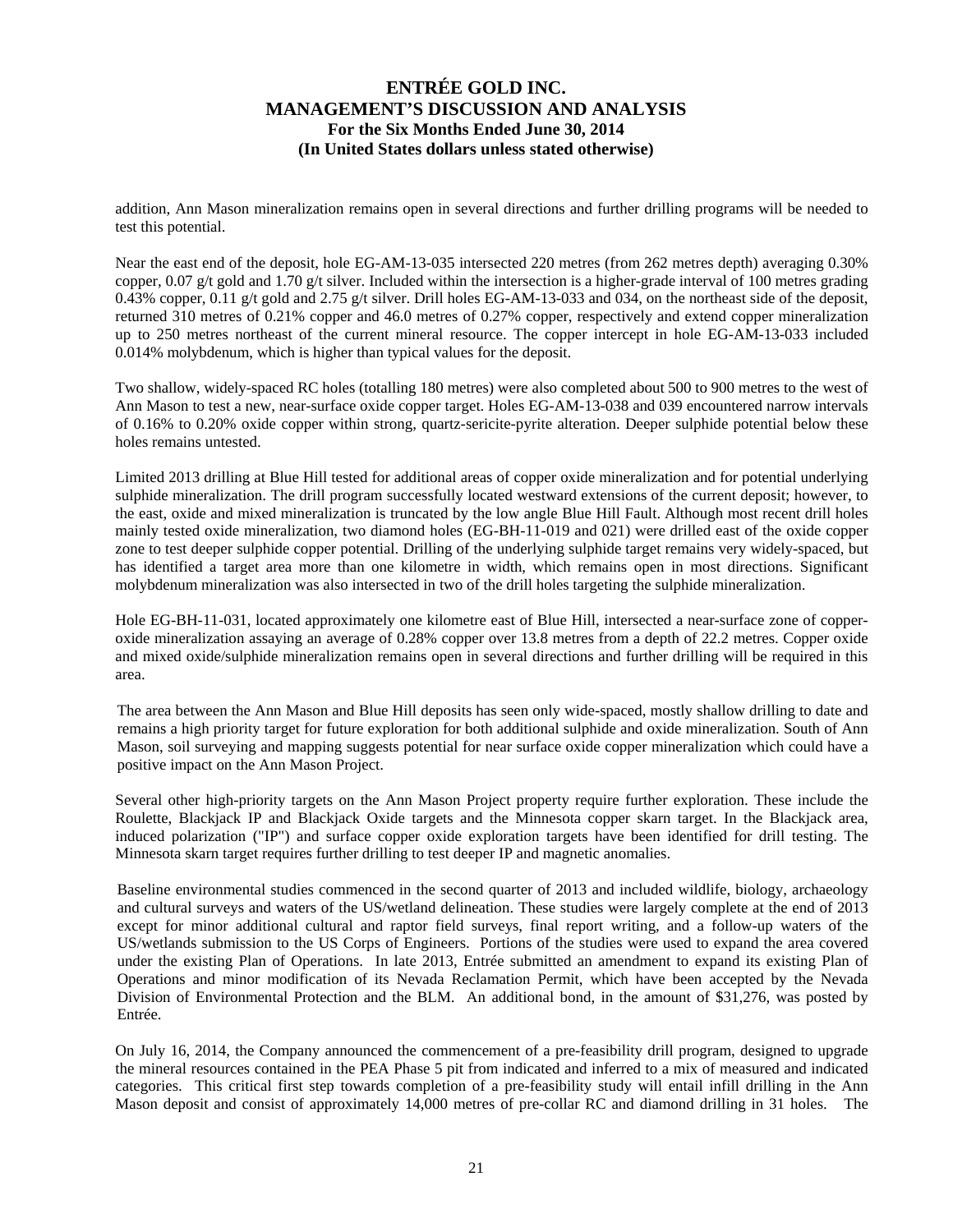addition, Ann Mason mineralization remains open in several directions and further drilling programs will be needed to test this potential.

Near the east end of the deposit, hole EG-AM-13-035 intersected 220 metres (from 262 metres depth) averaging 0.30% copper, 0.07 g/t gold and 1.70 g/t silver. Included within the intersection is a higher-grade interval of 100 metres grading 0.43% copper, 0.11 g/t gold and 2.75 g/t silver. Drill holes EG-AM-13-033 and 034, on the northeast side of the deposit, returned 310 metres of 0.21% copper and 46.0 metres of 0.27% copper, respectively and extend copper mineralization up to 250 metres northeast of the current mineral resource. The copper intercept in hole EG-AM-13-033 included 0.014% molybdenum, which is higher than typical values for the deposit.

Two shallow, widely-spaced RC holes (totalling 180 metres) were also completed about 500 to 900 metres to the west of Ann Mason to test a new, near-surface oxide copper target. Holes EG-AM-13-038 and 039 encountered narrow intervals of 0.16% to 0.20% oxide copper within strong, quartz-sericite-pyrite alteration. Deeper sulphide potential below these holes remains untested.

Limited 2013 drilling at Blue Hill tested for additional areas of copper oxide mineralization and for potential underlying sulphide mineralization. The drill program successfully located westward extensions of the current deposit; however, to the east, oxide and mixed mineralization is truncated by the low angle Blue Hill Fault. Although most recent drill holes mainly tested oxide mineralization, two diamond holes (EG-BH-11-019 and 021) were drilled east of the oxide copper zone to test deeper sulphide copper potential. Drilling of the underlying sulphide target remains very widely-spaced, but has identified a target area more than one kilometre in width, which remains open in most directions. Significant molybdenum mineralization was also intersected in two of the drill holes targeting the sulphide mineralization.

Hole EG-BH-11-031, located approximately one kilometre east of Blue Hill, intersected a near-surface zone of copper-oxide mineralization assaying an average of 0.28% copper over 13.8 metres from a depth of 22.2 metres. Copper oxide and mixed oxide/sulphide mineralization remains open in several directions and further drilling will be required in this area.

The area between the Ann Mason and Blue Hill deposits has seen only wide-spaced, mostly shallow drilling to date and remains a high priority target for future exploration for both additional sulphide and oxide mineralization. South of Ann Mason, soil surveying and mapping suggests potential for near surface oxide copper mineralization which could have a positive impact on the Ann Mason Project.

Several other high-priority targets on the Ann Mason Project property require further exploration. These include the Roulette, Blackjack IP and Blackjack Oxide targets and the Minnesota copper skarn target. In the Blackjack area, induced polarization ("IP") and surface copper oxide exploration targets have been identified for drill testing. The Minnesota skarn target requires further drilling to test deeper IP and magnetic anomalies.

Baseline environmental studies commenced in the second quarter of 2013 and included wildlife, biology, archaeology and cultural surveys and waters of the US/wetland delineation. These studies were largely complete at the end of 2013 except for minor additional cultural and raptor field surveys, final report writing, and a follow-up waters of the US/wetlands submission to the US Corps of Engineers. Portions of the studies were used to expand the area covered under the existing Plan of Operations. In late 2013, Entrée submitted an amendment to expand its existing Plan of Operations and minor modification of its Nevada Reclamation Permit, which have been accepted by the Nevada Division of Environmental Protection and the BLM. An additional bond, in the amount of $31,276, was posted by Entrée.

On July 16, 2014, the Company announced the commencement of a pre-feasibility drill program, designed to upgrade the mineral resources contained in the PEA Phase 5 pit from indicated and inferred to a mix of measured and indicated categories. This critical first step towards completion of a pre-feasibility study will entail infill drilling in the Ann Mason deposit and consist of approximately 14,000 metres of pre-collar RC and diamond drilling in 31 holes. The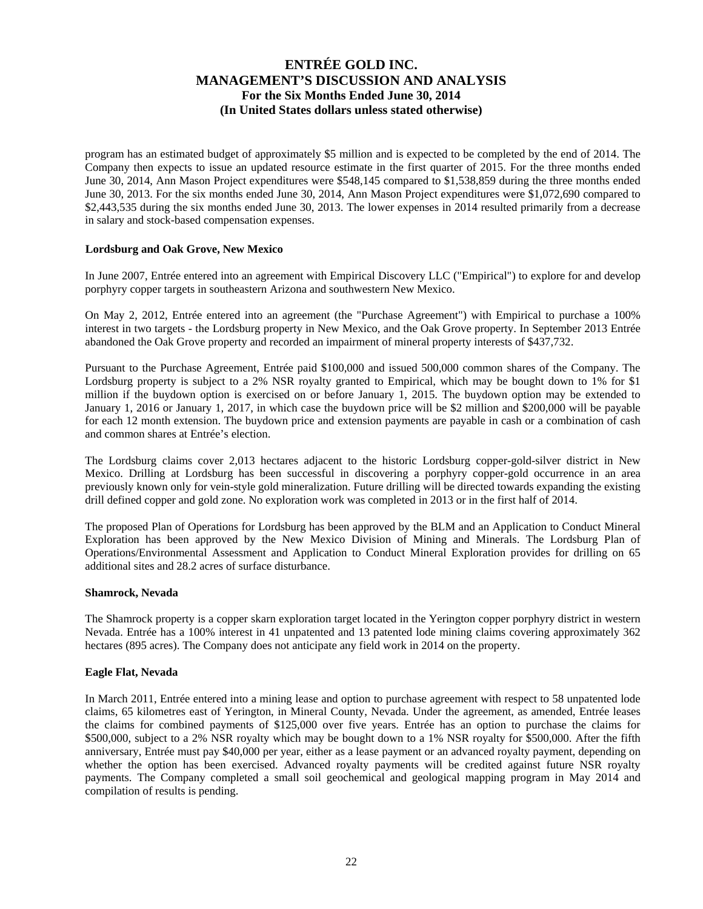program has an estimated budget of approximately $5 million and is expected to be completed by the end of 2014. The Company then expects to issue an updated resource estimate in the first quarter of 2015. For the three months ended June 30, 2014, Ann Mason Project expenditures were $548,145 compared to $1,538,859 during the three months ended June 30, 2013. For the six months ended June 30, 2014, Ann Mason Project expenditures were $1,072,690 compared to $2,443,535 during the six months ended June 30, 2013. The lower expenses in 2014 resulted primarily from a decrease in salary and stock-based compensation expenses.

**Lordsburg and Oak Grove, New Mexico**

In June 2007, Entrée entered into an agreement with Empirical Discovery LLC ("Empirical") to explore for and develop porphyry copper targets in southeastern Arizona and southwestern New Mexico.

On May 2, 2012, Entrée entered into an agreement (the "Purchase Agreement") with Empirical to purchase a 100% interest in two targets - the Lordsburg property in New Mexico, and the Oak Grove property. In September 2013 Entrée abandoned the Oak Grove property and recorded an impairment of mineral property interests of $437,732.

Pursuant to the Purchase Agreement, Entrée paid $100,000 and issued 500,000 common shares of the Company. The Lordsburg property is subject to a 2% NSR royalty granted to Empirical, which may be bought down to 1% for $1 million if the buydown option is exercised on or before January 1, 2015. The buydown option may be extended to January 1, 2016 or January 1, 2017, in which case the buydown price will be $2 million and $200,000 will be payable for each 12 month extension. The buydown price and extension payments are payable in cash or a combination of cash and common shares at Entrée's election.

The Lordsburg claims cover 2,013 hectares adjacent to the historic Lordsburg copper-gold-silver district in New Mexico. Drilling at Lordsburg has been successful in discovering a porphyry copper-gold occurrence in an area previously known only for vein-style gold mineralization. Future drilling will be directed towards expanding the existing drill defined copper and gold zone. No exploration work was completed in 2013 or in the first half of 2014.

The proposed Plan of Operations for Lordsburg has been approved by the BLM and an Application to Conduct Mineral Exploration has been approved by the New Mexico Division of Mining and Minerals. The Lordsburg Plan of Operations/Environmental Assessment and Application to Conduct Mineral Exploration provides for drilling on 65 additional sites and 28.2 acres of surface disturbance.

**Shamrock, Nevada**

The Shamrock property is a copper skarn exploration target located in the Yerington copper porphyry district in western Nevada. Entrée has a 100% interest in 41 unpatented and 13 patented lode mining claims covering approximately 362 hectares (895 acres). The Company does not anticipate any field work in 2014 on the property.

**Eagle Flat, Nevada**

In March 2011, Entrée entered into a mining lease and option to purchase agreement with respect to 58 unpatented lode claims, 65 kilometres east of Yerington, in Mineral County, Nevada. Under the agreement, as amended, Entrée leases the claims for combined payments of $125,000 over five years. Entrée has an option to purchase the claims for $500,000, subject to a 2% NSR royalty which may be bought down to a 1% NSR royalty for $500,000. After the fifth anniversary, Entrée must pay $40,000 per year, either as a lease payment or an advanced royalty payment, depending on whether the option has been exercised. Advanced royalty payments will be credited against future NSR royalty payments. The Company completed a small soil geochemical and geological mapping program in May 2014 and compilation of results is pending.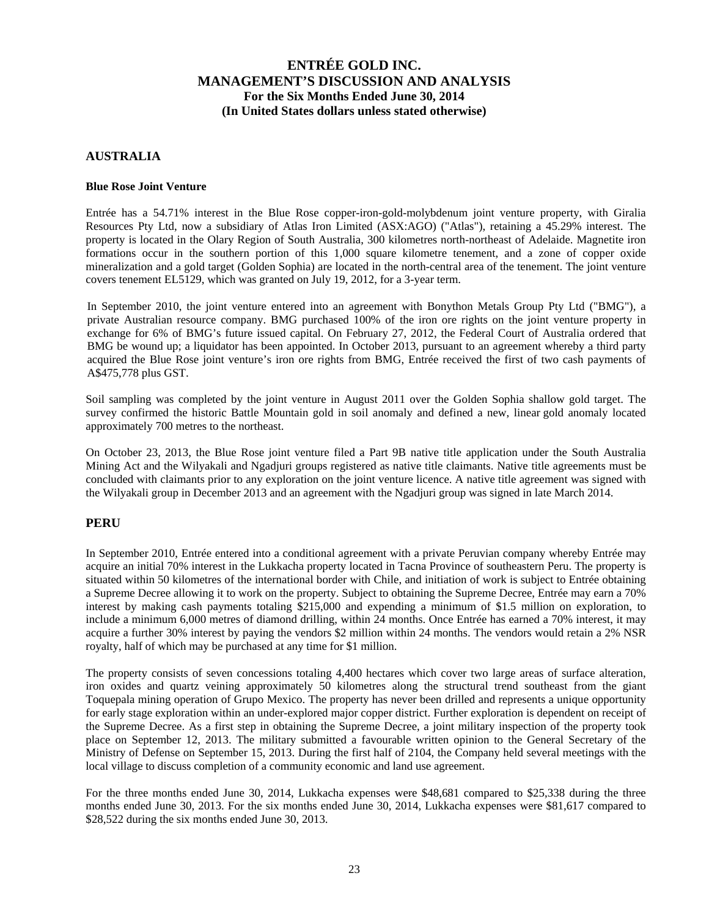## AUSTRALIA

### Blue Rose Joint Venture

Entrée has a 54.71% interest in the Blue Rose copper-iron-gold-molybdenum joint venture property, with Giralia Resources Pty Ltd, now a subsidiary of Atlas Iron Limited (ASX:AGO) ("Atlas"), retaining a 45.29% interest. The property is located in the Olary Region of South Australia, 300 kilometres north-northeast of Adelaide. Magnetite iron formations occur in the southern portion of this 1,000 square kilometre tenement, and a zone of copper oxide mineralization and a gold target (Golden Sophia) are located in the north-central area of the tenement. The joint venture covers tenement EL5129, which was granted on July 19, 2012, for a 3-year term.

In September 2010, the joint venture entered into an agreement with Bonython Metals Group Pty Ltd ("BMG"), a private Australian resource company. BMG purchased 100% of the iron ore rights on the joint venture property in exchange for 6% of BMG's future issued capital. On February 27, 2012, the Federal Court of Australia ordered that BMG be wound up; a liquidator has been appointed. In October 2013, pursuant to an agreement whereby a third party acquired the Blue Rose joint venture's iron ore rights from BMG, Entrée received the first of two cash payments of A$475,778 plus GST.

Soil sampling was completed by the joint venture in August 2011 over the Golden Sophia shallow gold target. The survey confirmed the historic Battle Mountain gold in soil anomaly and defined a new, linear gold anomaly located approximately 700 metres to the northeast.

On October 23, 2013, the Blue Rose joint venture filed a Part 9B native title application under the South Australia Mining Act and the Wilyakali and Ngadjuri groups registered as native title claimants. Native title agreements must be concluded with claimants prior to any exploration on the joint venture licence. A native title agreement was signed with the Wilyakali group in December 2013 and an agreement with the Ngadjuri group was signed in late March 2014.

## PERU

In September 2010, Entrée entered into a conditional agreement with a private Peruvian company whereby Entrée may acquire an initial 70% interest in the Lukkacha property located in Tacna Province of southeastern Peru. The property is situated within 50 kilometres of the international border with Chile, and initiation of work is subject to Entrée obtaining a Supreme Decree allowing it to work on the property. Subject to obtaining the Supreme Decree, Entrée may earn a 70% interest by making cash payments totaling $215,000 and expending a minimum of $1.5 million on exploration, to include a minimum 6,000 metres of diamond drilling, within 24 months. Once Entrée has earned a 70% interest, it may acquire a further 30% interest by paying the vendors $2 million within 24 months. The vendors would retain a 2% NSR royalty, half of which may be purchased at any time for $1 million.

The property consists of seven concessions totaling 4,400 hectares which cover two large areas of surface alteration, iron oxides and quartz veining approximately 50 kilometres along the structural trend southeast from the giant Toquepala mining operation of Grupo Mexico. The property has never been drilled and represents a unique opportunity for early stage exploration within an under-explored major copper district. Further exploration is dependent on receipt of the Supreme Decree. As a first step in obtaining the Supreme Decree, a joint military inspection of the property took place on September 12, 2013. The military submitted a favourable written opinion to the General Secretary of the Ministry of Defense on September 15, 2013. During the first half of 2104, the Company held several meetings with the local village to discuss completion of a community economic and land use agreement.

For the three months ended June 30, 2014, Lukkacha expenses were $48,681 compared to $25,338 during the three months ended June 30, 2013. For the six months ended June 30, 2014, Lukkacha expenses were $81,617 compared to $28,522 during the six months ended June 30, 2013.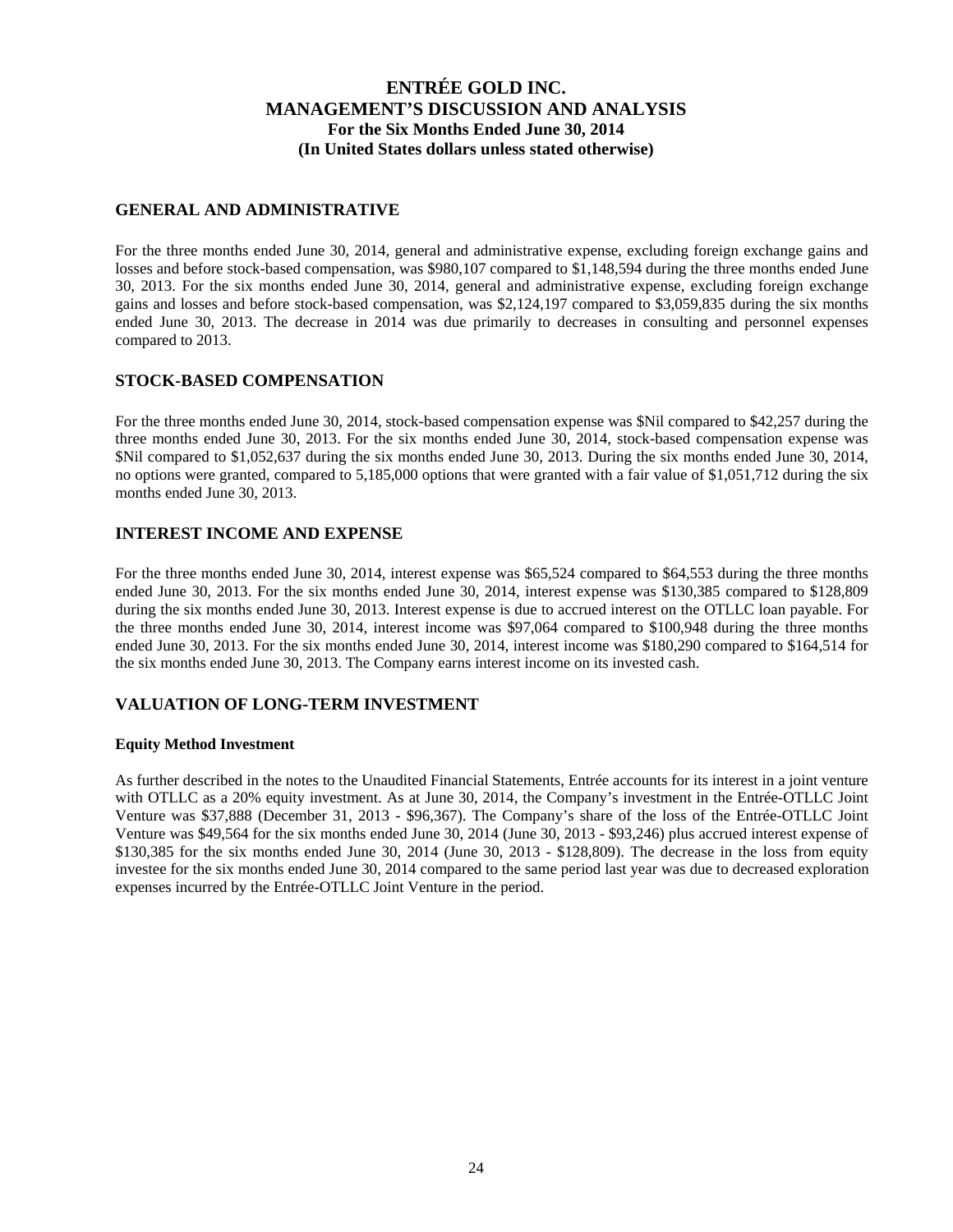## GENERAL AND ADMINISTRATIVE

For the three months ended June 30, 2014, general and administrative expense, excluding foreign exchange gains and losses and before stock-based compensation, was $980,107 compared to $1,148,594 during the three months ended June 30, 2013. For the six months ended June 30, 2014, general and administrative expense, excluding foreign exchange gains and losses and before stock-based compensation, was $2,124,197 compared to $3,059,835 during the six months ended June 30, 2013. The decrease in 2014 was due primarily to decreases in consulting and personnel expenses compared to 2013.

## STOCK-BASED COMPENSATION

For the three months ended June 30, 2014, stock-based compensation expense was $Nil compared to $42,257 during the three months ended June 30, 2013. For the six months ended June 30, 2014, stock-based compensation expense was $Nil compared to $1,052,637 during the six months ended June 30, 2013. During the six months ended June 30, 2014, no options were granted, compared to 5,185,000 options that were granted with a fair value of $1,051,712 during the six months ended June 30, 2013.

## INTEREST INCOME AND EXPENSE

For the three months ended June 30, 2014, interest expense was $65,524 compared to $64,553 during the three months ended June 30, 2013. For the six months ended June 30, 2014, interest expense was $130,385 compared to $128,809 during the six months ended June 30, 2013. Interest expense is due to accrued interest on the OTLLC loan payable. For the three months ended June 30, 2014, interest income was $97,064 compared to $100,948 during the three months ended June 30, 2013. For the six months ended June 30, 2014, interest income was $180,290 compared to $164,514 for the six months ended June 30, 2013. The Company earns interest income on its invested cash.

## VALUATION OF LONG-TERM INVESTMENT

### Equity Method Investment

As further described in the notes to the Unaudited Financial Statements, Entrée accounts for its interest in a joint venture with OTLLC as a 20% equity investment. As at June 30, 2014, the Company's investment in the Entrée-OTLLC Joint Venture was $37,888 (December 31, 2013 - $96,367). The Company's share of the loss of the Entrée-OTLLC Joint Venture was $49,564 for the six months ended June 30, 2014 (June 30, 2013 - $93,246) plus accrued interest expense of $130,385 for the six months ended June 30, 2014 (June 30, 2013 - $128,809). The decrease in the loss from equity investee for the six months ended June 30, 2014 compared to the same period last year was due to decreased exploration expenses incurred by the Entrée-OTLLC Joint Venture in the period.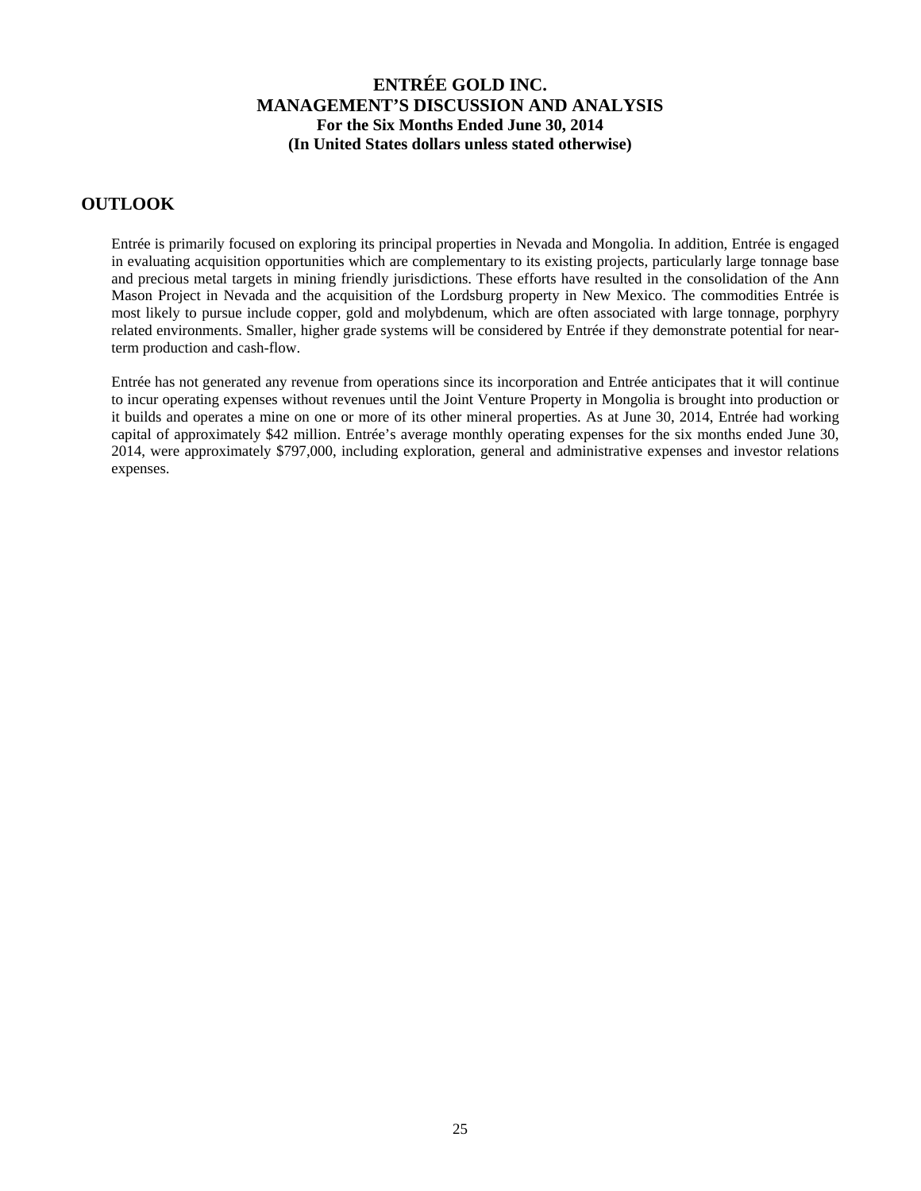## OUTLOOK

Entrée is primarily focused on exploring its principal properties in Nevada and Mongolia. In addition, Entrée is engaged in evaluating acquisition opportunities which are complementary to its existing projects, particularly large tonnage base and precious metal targets in mining friendly jurisdictions. These efforts have resulted in the consolidation of the Ann Mason Project in Nevada and the acquisition of the Lordsburg property in New Mexico. The commodities Entrée is most likely to pursue include copper, gold and molybdenum, which are often associated with large tonnage, porphyry related environments. Smaller, higher grade systems will be considered by Entrée if they demonstrate potential for near-term production and cash-flow.

Entrée has not generated any revenue from operations since its incorporation and Entrée anticipates that it will continue to incur operating expenses without revenues until the Joint Venture Property in Mongolia is brought into production or it builds and operates a mine on one or more of its other mineral properties. As at June 30, 2014, Entrée had working capital of approximately $42 million. Entrée's average monthly operating expenses for the six months ended June 30, 2014, were approximately $797,000, including exploration, general and administrative expenses and investor relations expenses.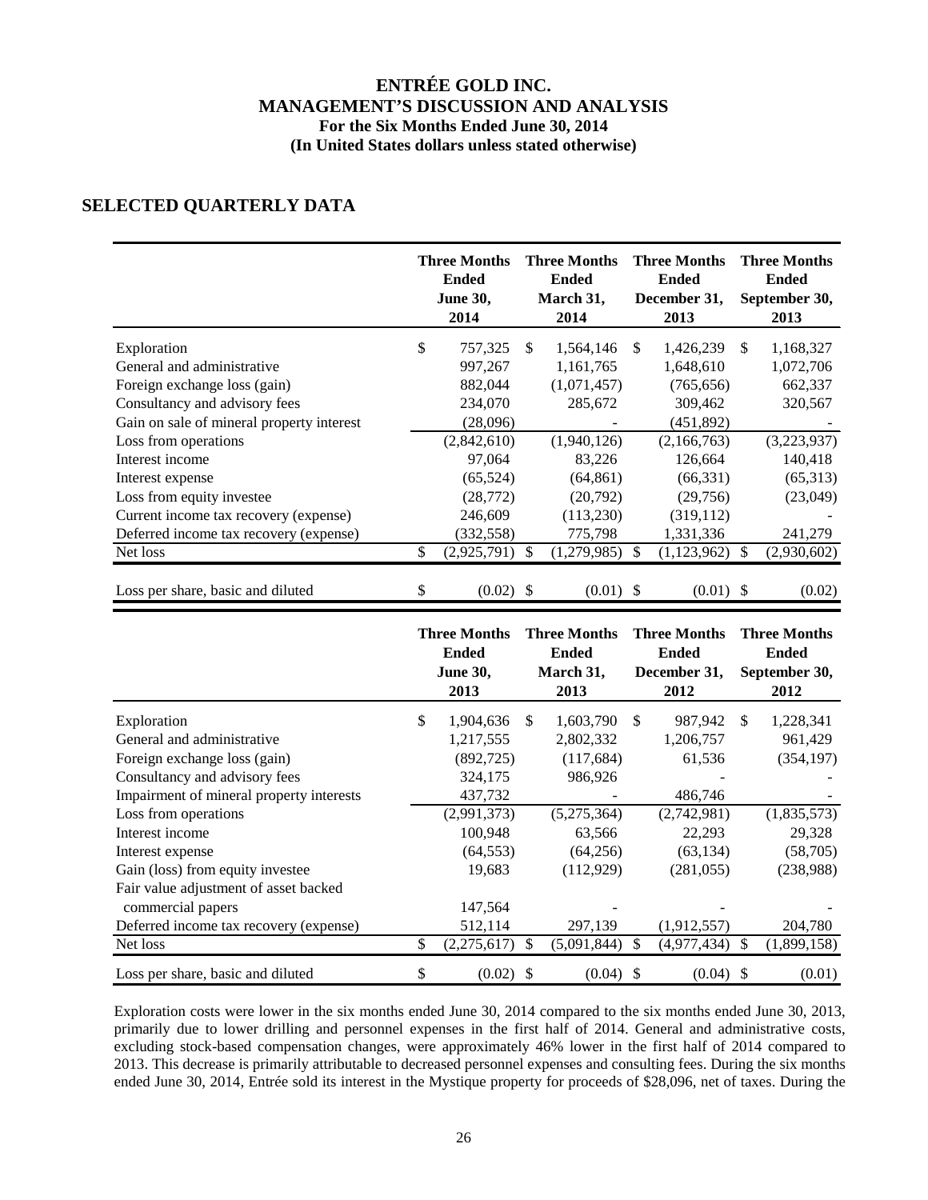# ENTRÉE GOLD INC.
## MANAGEMENT'S DISCUSSION AND ANALYSIS
### For the Six Months Ended June 30, 2014
### (In United States dollars unless stated otherwise)

## SELECTED QUARTERLY DATA

| | Three Months Ended June 30, 2014 | Three Months Ended March 31, 2014 | Three Months Ended December 31, 2013 | Three Months Ended September 30, 2013 |
|---|---|---|---|---|
| Exploration | $ 757,325 | $ 1,564,146 | $ 1,426,239 | $ 1,168,327 |
| General and administrative | 997,267 | 1,161,765 | 1,648,610 | 1,072,706 |
| Foreign exchange loss (gain) | 882,044 | (1,071,457) | (765,656) | 662,337 |
| Consultancy and advisory fees | 234,070 | 285,672 | 309,462 | 320,567 |
| Gain on sale of mineral property interest | (28,096) | - | (451,892) | - |
| Loss from operations | (2,842,610) | (1,940,126) | (2,166,763) | (3,223,937) |
| Interest income | 97,064 | 83,226 | 126,664 | 140,418 |
| Interest expense | (65,524) | (64,861) | (66,331) | (65,313) |
| Loss from equity investee | (28,772) | (20,792) | (29,756) | (23,049) |
| Current income tax recovery (expense) | 246,609 | (113,230) | (319,112) | - |
| Deferred income tax recovery (expense) | (332,558) | 775,798 | 1,331,336 | 241,279 |
| Net loss | $ (2,925,791) | $ (1,279,985) | $ (1,123,962) | $ (2,930,602) |
| Loss per share, basic and diluted | $ (0.02) | $ (0.01) | $ (0.01) | $ (0.02) |

| | Three Months Ended June 30, 2013 | Three Months Ended March 31, 2013 | Three Months Ended December 31, 2012 | Three Months Ended September 30, 2012 |
|---|---|---|---|---|
| Exploration | $ 1,904,636 | $ 1,603,790 | $ 987,942 | $ 1,228,341 |
| General and administrative | 1,217,555 | 2,802,332 | 1,206,757 | 961,429 |
| Foreign exchange loss (gain) | (892,725) | (117,684) | 61,536 | (354,197) |
| Consultancy and advisory fees | 324,175 | 986,926 | - | - |
| Impairment of mineral property interests | 437,732 | - | 486,746 | - |
| Loss from operations | (2,991,373) | (5,275,364) | (2,742,981) | (1,835,573) |
| Interest income | 100,948 | 63,566 | 22,293 | 29,328 |
| Interest expense | (64,553) | (64,256) | (63,134) | (58,705) |
| Gain (loss) from equity investee | 19,683 | (112,929) | (281,055) | (238,988) |
| Fair value adjustment of asset backed commercial papers | 147,564 | - | - | - |
| Deferred income tax recovery (expense) | 512,114 | 297,139 | (1,912,557) | 204,780 |
| Net loss | $ (2,275,617) | $ (5,091,844) | $ (4,977,434) | $ (1,899,158) |
| Loss per share, basic and diluted | $ (0.02) | $ (0.04) | $ (0.04) | $ (0.01) |

Exploration costs were lower in the six months ended June 30, 2014 compared to the six months ended June 30, 2013, primarily due to lower drilling and personnel expenses in the first half of 2014. General and administrative costs, excluding stock-based compensation changes, were approximately 46% lower in the first half of 2014 compared to 2013. This decrease is primarily attributable to decreased personnel expenses and consulting fees. During the six months ended June 30, 2014, Entrée sold its interest in the Mystique property for proceeds of $28,096, net of taxes. During the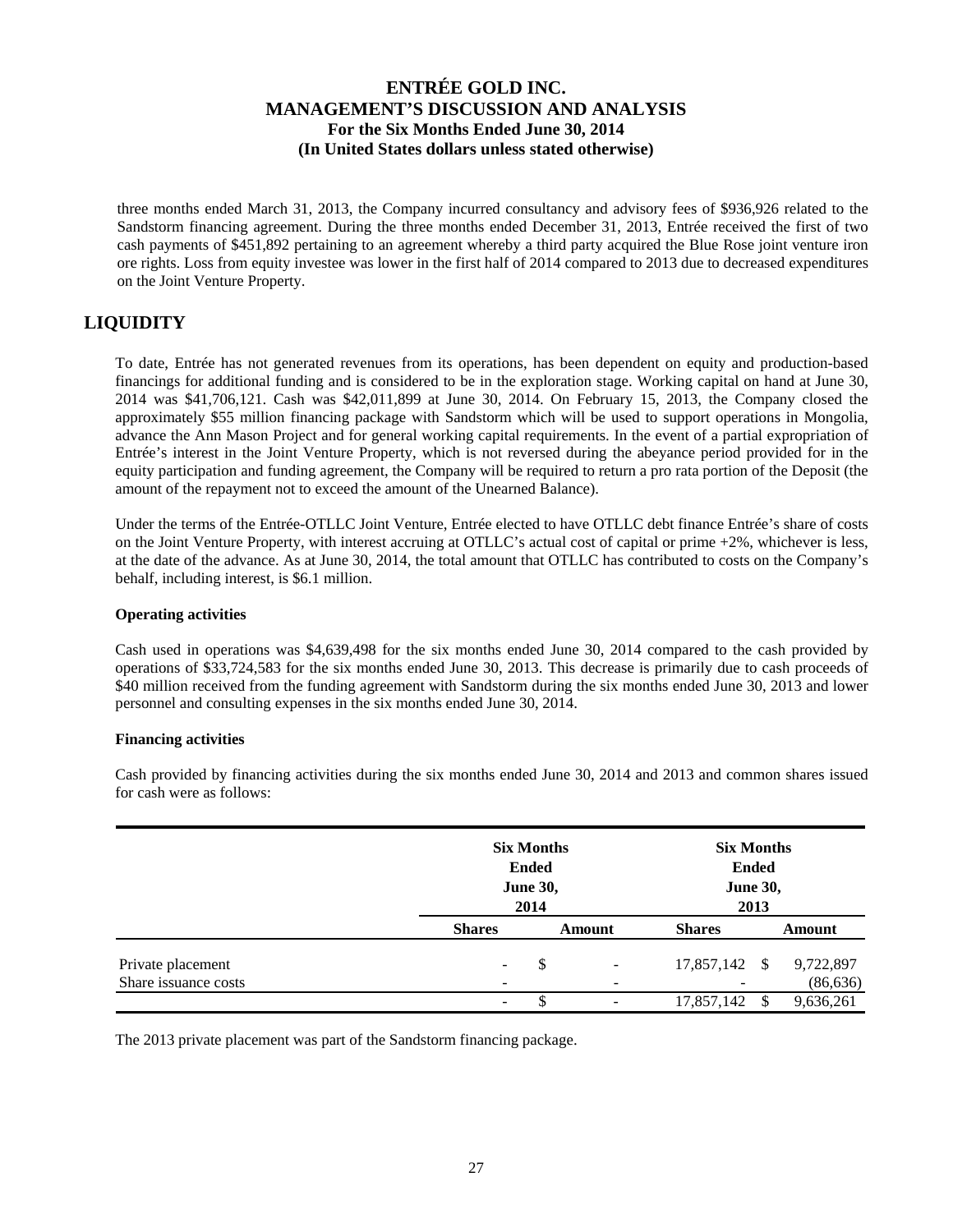three months ended March 31, 2013, the Company incurred consultancy and advisory fees of $936,926 related to the Sandstorm financing agreement. During the three months ended December 31, 2013, Entrée received the first of two cash payments of $451,892 pertaining to an agreement whereby a third party acquired the Blue Rose joint venture iron ore rights. Loss from equity investee was lower in the first half of 2014 compared to 2013 due to decreased expenditures on the Joint Venture Property.

## LIQUIDITY

To date, Entrée has not generated revenues from its operations, has been dependent on equity and production-based financings for additional funding and is considered to be in the exploration stage. Working capital on hand at June 30, 2014 was $41,706,121. Cash was $42,011,899 at June 30, 2014. On February 15, 2013, the Company closed the approximately $55 million financing package with Sandstorm which will be used to support operations in Mongolia, advance the Ann Mason Project and for general working capital requirements. In the event of a partial expropriation of Entrée's interest in the Joint Venture Property, which is not reversed during the abeyance period provided for in the equity participation and funding agreement, the Company will be required to return a pro rata portion of the Deposit (the amount of the repayment not to exceed the amount of the Unearned Balance).

Under the terms of the Entrée-OTLLC Joint Venture, Entrée elected to have OTLLC debt finance Entrée's share of costs on the Joint Venture Property, with interest accruing at OTLLC's actual cost of capital or prime +2%, whichever is less, at the date of the advance. As at June 30, 2014, the total amount that OTLLC has contributed to costs on the Company's behalf, including interest, is $6.1 million.

### Operating activities

Cash used in operations was $4,639,498 for the six months ended June 30, 2014 compared to the cash provided by operations of $33,724,583 for the six months ended June 30, 2013. This decrease is primarily due to cash proceeds of $40 million received from the funding agreement with Sandstorm during the six months ended June 30, 2013 and lower personnel and consulting expenses in the six months ended June 30, 2014.

### Financing activities

Cash provided by financing activities during the six months ended June 30, 2014 and 2013 and common shares issued for cash were as follows:

| | Six Months Ended June 30, 2014 | | Six Months Ended June 30, 2013 | |
|---|---|---|---|---|
| | **Shares** | **Amount** | **Shares** | **Amount** |
| Private placement | - | $ - | 17,857,142 | $ 9,722,897 |
| Share issuance costs | - | - | - | (86,636) |
| | - | $ - | 17,857,142 | $ 9,636,261 |

The 2013 private placement was part of the Sandstorm financing package.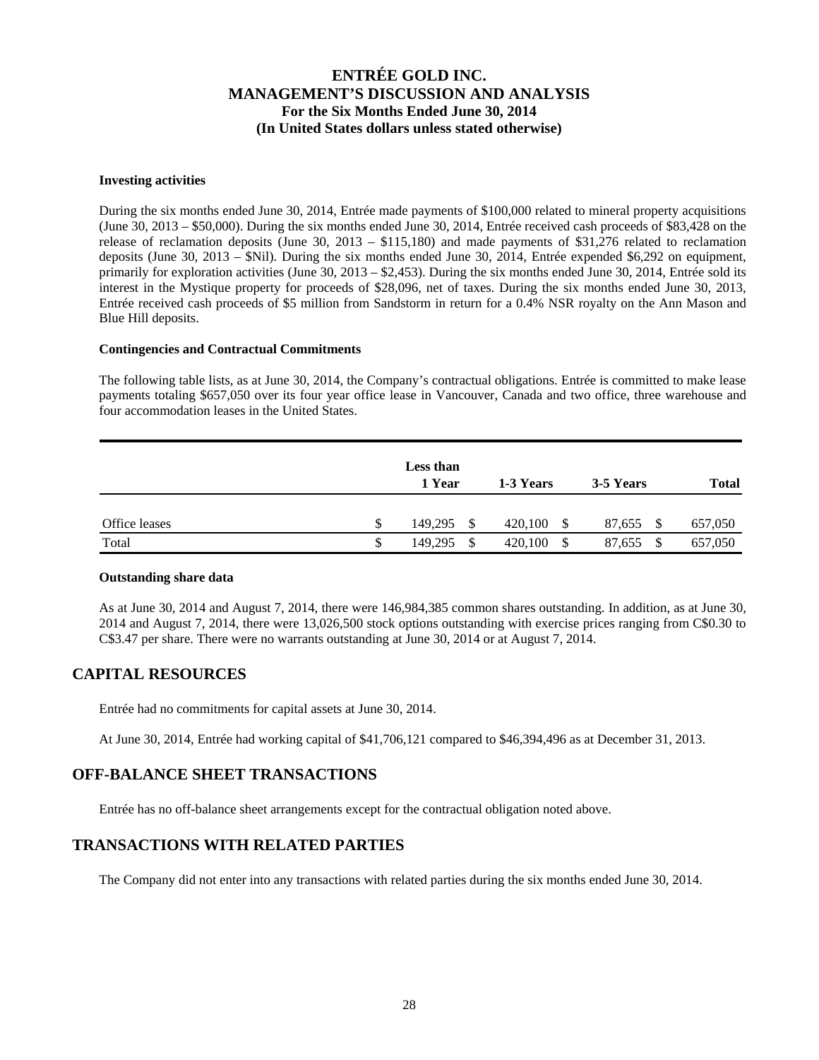#### Investing activities

During the six months ended June 30, 2014, Entrée made payments of $100,000 related to mineral property acquisitions (June 30, 2013 – $50,000). During the six months ended June 30, 2014, Entrée received cash proceeds of $83,428 on the release of reclamation deposits (June 30, 2013 – $115,180) and made payments of $31,276 related to reclamation deposits (June 30, 2013 – $Nil). During the six months ended June 30, 2014, Entrée expended $6,292 on equipment, primarily for exploration activities (June 30, 2013 – $2,453). During the six months ended June 30, 2014, Entrée sold its interest in the Mystique property for proceeds of $28,096, net of taxes. During the six months ended June 30, 2013, Entrée received cash proceeds of $5 million from Sandstorm in return for a 0.4% NSR royalty on the Ann Mason and Blue Hill deposits.

#### Contingencies and Contractual Commitments

The following table lists, as at June 30, 2014, the Company's contractual obligations. Entrée is committed to make lease payments totaling $657,050 over its four year office lease in Vancouver, Canada and two office, three warehouse and four accommodation leases in the United States.

| | Less than 1 Year | 1-3 Years | 3-5 Years | Total |
|---|---|---|---|---|
| Office leases | $ 149,295 | $ 420,100 | $ 87,655 | $ 657,050 |
| Total | $ 149,295 | $ 420,100 | $ 87,655 | $ 657,050 |

#### Outstanding share data

As at June 30, 2014 and August 7, 2014, there were 146,984,385 common shares outstanding. In addition, as at June 30, 2014 and August 7, 2014, there were 13,026,500 stock options outstanding with exercise prices ranging from C$0.30 to C$3.47 per share. There were no warrants outstanding at June 30, 2014 or at August 7, 2014.

## CAPITAL RESOURCES

Entrée had no commitments for capital assets at June 30, 2014.

At June 30, 2014, Entrée had working capital of $41,706,121 compared to $46,394,496 as at December 31, 2013.

## OFF-BALANCE SHEET TRANSACTIONS

Entrée has no off-balance sheet arrangements except for the contractual obligation noted above.

## TRANSACTIONS WITH RELATED PARTIES

The Company did not enter into any transactions with related parties during the six months ended June 30, 2014.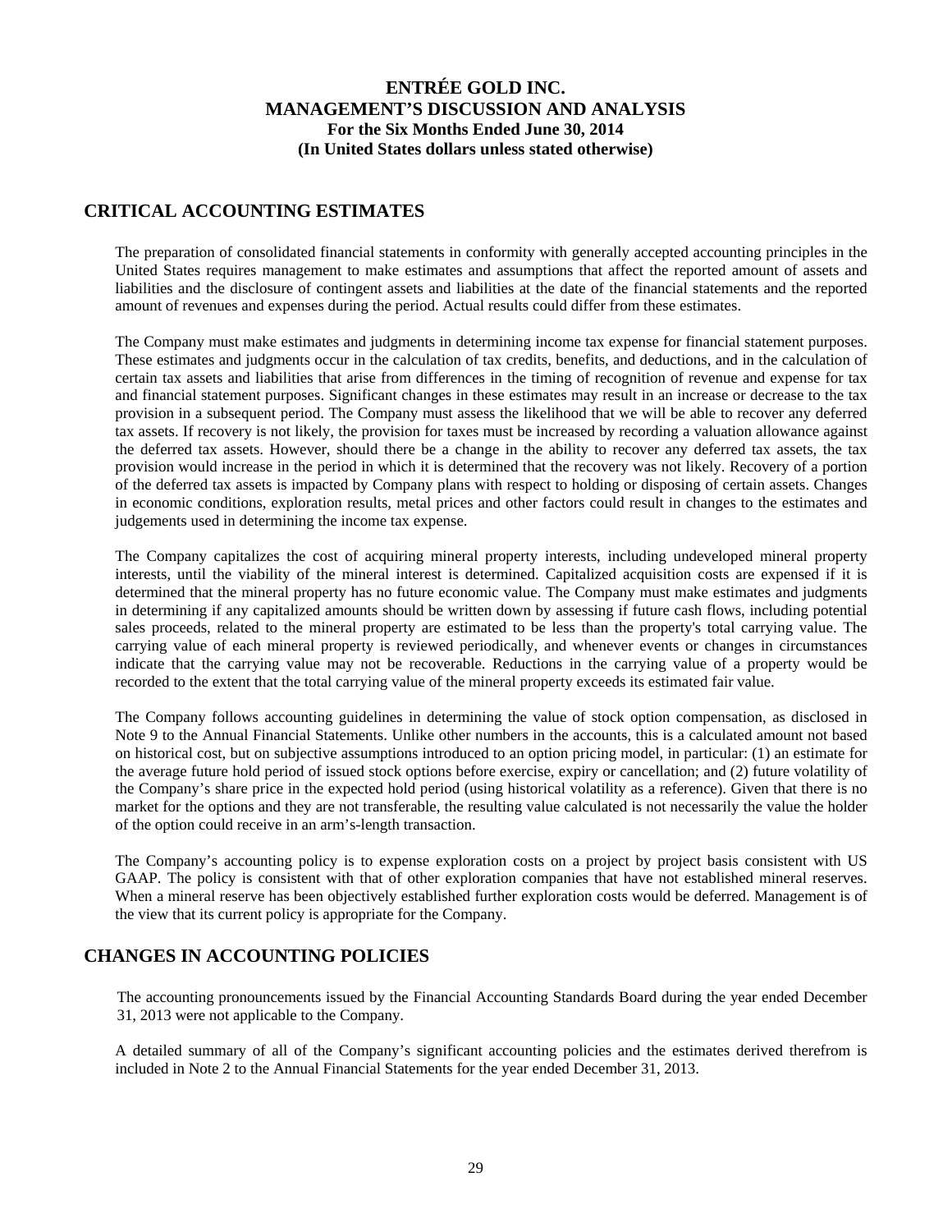## CRITICAL ACCOUNTING ESTIMATES

The preparation of consolidated financial statements in conformity with generally accepted accounting principles in the United States requires management to make estimates and assumptions that affect the reported amount of assets and liabilities and the disclosure of contingent assets and liabilities at the date of the financial statements and the reported amount of revenues and expenses during the period. Actual results could differ from these estimates.

The Company must make estimates and judgments in determining income tax expense for financial statement purposes. These estimates and judgments occur in the calculation of tax credits, benefits, and deductions, and in the calculation of certain tax assets and liabilities that arise from differences in the timing of recognition of revenue and expense for tax and financial statement purposes. Significant changes in these estimates may result in an increase or decrease to the tax provision in a subsequent period. The Company must assess the likelihood that we will be able to recover any deferred tax assets. If recovery is not likely, the provision for taxes must be increased by recording a valuation allowance against the deferred tax assets. However, should there be a change in the ability to recover any deferred tax assets, the tax provision would increase in the period in which it is determined that the recovery was not likely. Recovery of a portion of the deferred tax assets is impacted by Company plans with respect to holding or disposing of certain assets. Changes in economic conditions, exploration results, metal prices and other factors could result in changes to the estimates and judgements used in determining the income tax expense.

The Company capitalizes the cost of acquiring mineral property interests, including undeveloped mineral property interests, until the viability of the mineral interest is determined. Capitalized acquisition costs are expensed if it is determined that the mineral property has no future economic value. The Company must make estimates and judgments in determining if any capitalized amounts should be written down by assessing if future cash flows, including potential sales proceeds, related to the mineral property are estimated to be less than the property's total carrying value. The carrying value of each mineral property is reviewed periodically, and whenever events or changes in circumstances indicate that the carrying value may not be recoverable. Reductions in the carrying value of a property would be recorded to the extent that the total carrying value of the mineral property exceeds its estimated fair value.

The Company follows accounting guidelines in determining the value of stock option compensation, as disclosed in Note 9 to the Annual Financial Statements. Unlike other numbers in the accounts, this is a calculated amount not based on historical cost, but on subjective assumptions introduced to an option pricing model, in particular: (1) an estimate for the average future hold period of issued stock options before exercise, expiry or cancellation; and (2) future volatility of the Company's share price in the expected hold period (using historical volatility as a reference). Given that there is no market for the options and they are not transferable, the resulting value calculated is not necessarily the value the holder of the option could receive in an arm's-length transaction.

The Company's accounting policy is to expense exploration costs on a project by project basis consistent with US GAAP. The policy is consistent with that of other exploration companies that have not established mineral reserves. When a mineral reserve has been objectively established further exploration costs would be deferred. Management is of the view that its current policy is appropriate for the Company.

## CHANGES IN ACCOUNTING POLICIES

The accounting pronouncements issued by the Financial Accounting Standards Board during the year ended December 31, 2013 were not applicable to the Company.

A detailed summary of all of the Company's significant accounting policies and the estimates derived therefrom is included in Note 2 to the Annual Financial Statements for the year ended December 31, 2013.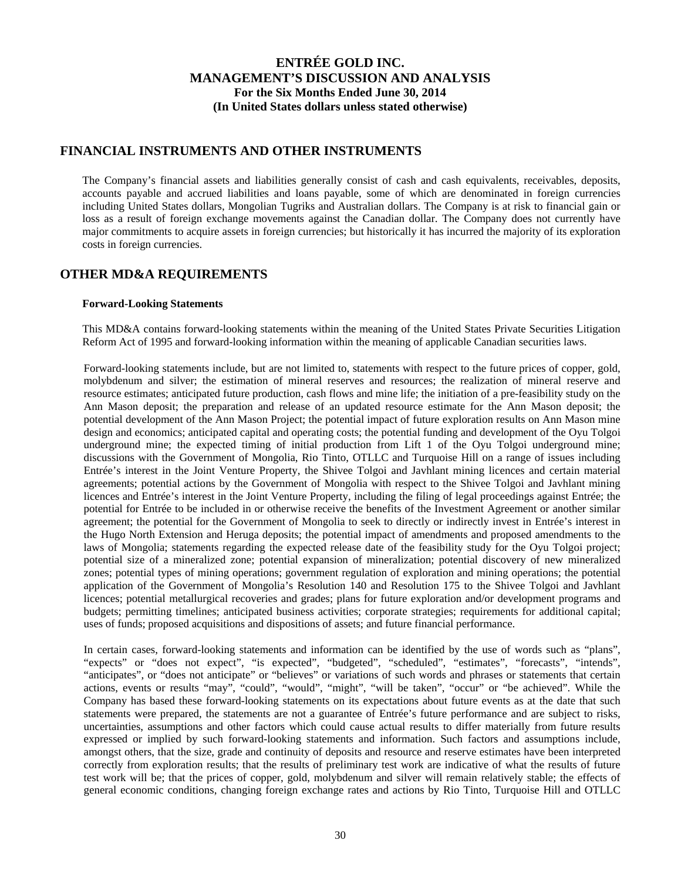## FINANCIAL INSTRUMENTS AND OTHER INSTRUMENTS

The Company's financial assets and liabilities generally consist of cash and cash equivalents, receivables, deposits, accounts payable and accrued liabilities and loans payable, some of which are denominated in foreign currencies including United States dollars, Mongolian Tugriks and Australian dollars. The Company is at risk to financial gain or loss as a result of foreign exchange movements against the Canadian dollar. The Company does not currently have major commitments to acquire assets in foreign currencies; but historically it has incurred the majority of its exploration costs in foreign currencies.

## OTHER MD&A REQUIREMENTS

### Forward-Looking Statements

This MD&A contains forward-looking statements within the meaning of the United States Private Securities Litigation Reform Act of 1995 and forward-looking information within the meaning of applicable Canadian securities laws.

Forward-looking statements include, but are not limited to, statements with respect to the future prices of copper, gold, molybdenum and silver; the estimation of mineral reserves and resources; the realization of mineral reserve and resource estimates; anticipated future production, cash flows and mine life; the initiation of a pre-feasibility study on the Ann Mason deposit; the preparation and release of an updated resource estimate for the Ann Mason deposit; the potential development of the Ann Mason Project; the potential impact of future exploration results on Ann Mason mine design and economics; anticipated capital and operating costs; the potential funding and development of the Oyu Tolgoi underground mine; the expected timing of initial production from Lift 1 of the Oyu Tolgoi underground mine; discussions with the Government of Mongolia, Rio Tinto, OTLLC and Turquoise Hill on a range of issues including Entrée's interest in the Joint Venture Property, the Shivee Tolgoi and Javhlant mining licences and certain material agreements; potential actions by the Government of Mongolia with respect to the Shivee Tolgoi and Javhlant mining licences and Entrée's interest in the Joint Venture Property, including the filing of legal proceedings against Entrée; the potential for Entrée to be included in or otherwise receive the benefits of the Investment Agreement or another similar agreement; the potential for the Government of Mongolia to seek to directly or indirectly invest in Entrée's interest in the Hugo North Extension and Heruga deposits; the potential impact of amendments and proposed amendments to the laws of Mongolia; statements regarding the expected release date of the feasibility study for the Oyu Tolgoi project; potential size of a mineralized zone; potential expansion of mineralization; potential discovery of new mineralized zones; potential types of mining operations; government regulation of exploration and mining operations; the potential application of the Government of Mongolia's Resolution 140 and Resolution 175 to the Shivee Tolgoi and Javhlant licences; potential metallurgical recoveries and grades; plans for future exploration and/or development programs and budgets; permitting timelines; anticipated business activities; corporate strategies; requirements for additional capital; uses of funds; proposed acquisitions and dispositions of assets; and future financial performance.

In certain cases, forward-looking statements and information can be identified by the use of words such as "plans", "expects" or "does not expect", "is expected", "budgeted", "scheduled", "estimates", "forecasts", "intends", "anticipates", or "does not anticipate" or "believes" or variations of such words and phrases or statements that certain actions, events or results "may", "could", "would", "might", "will be taken", "occur" or "be achieved". While the Company has based these forward-looking statements on its expectations about future events as at the date that such statements were prepared, the statements are not a guarantee of Entrée's future performance and are subject to risks, uncertainties, assumptions and other factors which could cause actual results to differ materially from future results expressed or implied by such forward-looking statements and information. Such factors and assumptions include, amongst others, that the size, grade and continuity of deposits and resource and reserve estimates have been interpreted correctly from exploration results; that the results of preliminary test work are indicative of what the results of future test work will be; that the prices of copper, gold, molybdenum and silver will remain relatively stable; the effects of general economic conditions, changing foreign exchange rates and actions by Rio Tinto, Turquoise Hill and OTLLC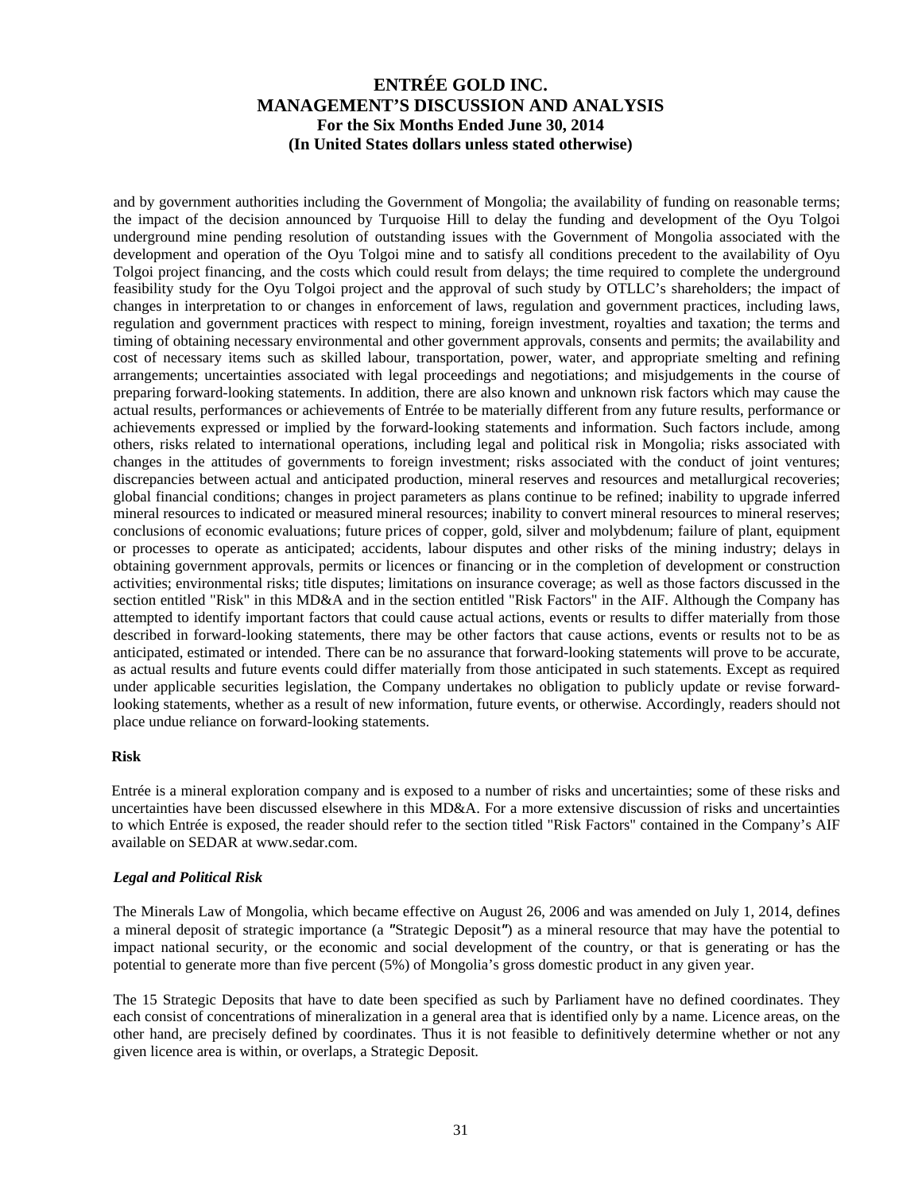and by government authorities including the Government of Mongolia; the availability of funding on reasonable terms; the impact of the decision announced by Turquoise Hill to delay the funding and development of the Oyu Tolgoi underground mine pending resolution of outstanding issues with the Government of Mongolia associated with the development and operation of the Oyu Tolgoi mine and to satisfy all conditions precedent to the availability of Oyu Tolgoi project financing, and the costs which could result from delays; the time required to complete the underground feasibility study for the Oyu Tolgoi project and the approval of such study by OTLLC's shareholders; the impact of changes in interpretation to or changes in enforcement of laws, regulation and government practices, including laws, regulation and government practices with respect to mining, foreign investment, royalties and taxation; the terms and timing of obtaining necessary environmental and other government approvals, consents and permits; the availability and cost of necessary items such as skilled labour, transportation, power, water, and appropriate smelting and refining arrangements; uncertainties associated with legal proceedings and negotiations; and misjudgements in the course of preparing forward-looking statements. In addition, there are also known and unknown risk factors which may cause the actual results, performances or achievements of Entrée to be materially different from any future results, performance or achievements expressed or implied by the forward-looking statements and information. Such factors include, among others, risks related to international operations, including legal and political risk in Mongolia; risks associated with changes in the attitudes of governments to foreign investment; risks associated with the conduct of joint ventures; discrepancies between actual and anticipated production, mineral reserves and resources and metallurgical recoveries; global financial conditions; changes in project parameters as plans continue to be refined; inability to upgrade inferred mineral resources to indicated or measured mineral resources; inability to convert mineral resources to mineral reserves; conclusions of economic evaluations; future prices of copper, gold, silver and molybdenum; failure of plant, equipment or processes to operate as anticipated; accidents, labour disputes and other risks of the mining industry; delays in obtaining government approvals, permits or licences or financing or in the completion of development or construction activities; environmental risks; title disputes; limitations on insurance coverage; as well as those factors discussed in the section entitled "Risk" in this MD&A and in the section entitled "Risk Factors" in the AIF. Although the Company has attempted to identify important factors that could cause actual actions, events or results to differ materially from those described in forward-looking statements, there may be other factors that cause actions, events or results not to be as anticipated, estimated or intended. There can be no assurance that forward-looking statements will prove to be accurate, as actual results and future events could differ materially from those anticipated in such statements. Except as required under applicable securities legislation, the Company undertakes no obligation to publicly update or revise forward-looking statements, whether as a result of new information, future events, or otherwise. Accordingly, readers should not place undue reliance on forward-looking statements.

## Risk

Entrée is a mineral exploration company and is exposed to a number of risks and uncertainties; some of these risks and uncertainties have been discussed elsewhere in this MD&A. For a more extensive discussion of risks and uncertainties to which Entrée is exposed, the reader should refer to the section titled "Risk Factors" contained in the Company's AIF available on SEDAR at www.sedar.com.

### *Legal and Political Risk*

The Minerals Law of Mongolia, which became effective on August 26, 2006 and was amended on July 1, 2014, defines a mineral deposit of strategic importance (a "Strategic Deposit") as a mineral resource that may have the potential to impact national security, or the economic and social development of the country, or that is generating or has the potential to generate more than five percent (5%) of Mongolia's gross domestic product in any given year.

The 15 Strategic Deposits that have to date been specified as such by Parliament have no defined coordinates. They each consist of concentrations of mineralization in a general area that is identified only by a name. Licence areas, on the other hand, are precisely defined by coordinates. Thus it is not feasible to definitively determine whether or not any given licence area is within, or overlaps, a Strategic Deposit.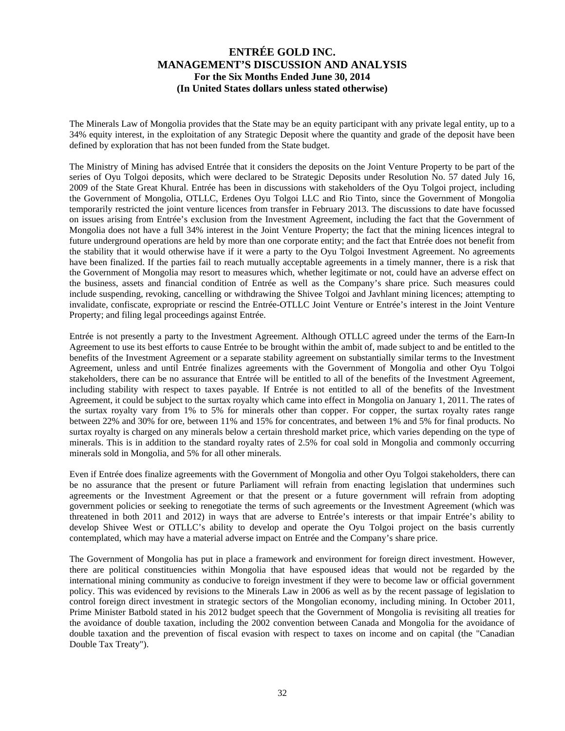The Minerals Law of Mongolia provides that the State may be an equity participant with any private legal entity, up to a 34% equity interest, in the exploitation of any Strategic Deposit where the quantity and grade of the deposit have been defined by exploration that has not been funded from the State budget.

The Ministry of Mining has advised Entrée that it considers the deposits on the Joint Venture Property to be part of the series of Oyu Tolgoi deposits, which were declared to be Strategic Deposits under Resolution No. 57 dated July 16, 2009 of the State Great Khural. Entrée has been in discussions with stakeholders of the Oyu Tolgoi project, including the Government of Mongolia, OTLLC, Erdenes Oyu Tolgoi LLC and Rio Tinto, since the Government of Mongolia temporarily restricted the joint venture licences from transfer in February 2013. The discussions to date have focussed on issues arising from Entrée's exclusion from the Investment Agreement, including the fact that the Government of Mongolia does not have a full 34% interest in the Joint Venture Property; the fact that the mining licences integral to future underground operations are held by more than one corporate entity; and the fact that Entrée does not benefit from the stability that it would otherwise have if it were a party to the Oyu Tolgoi Investment Agreement. No agreements have been finalized. If the parties fail to reach mutually acceptable agreements in a timely manner, there is a risk that the Government of Mongolia may resort to measures which, whether legitimate or not, could have an adverse effect on the business, assets and financial condition of Entrée as well as the Company's share price. Such measures could include suspending, revoking, cancelling or withdrawing the Shivee Tolgoi and Javhlant mining licences; attempting to invalidate, confiscate, expropriate or rescind the Entrée-OTLLC Joint Venture or Entrée's interest in the Joint Venture Property; and filing legal proceedings against Entrée.

Entrée is not presently a party to the Investment Agreement. Although OTLLC agreed under the terms of the Earn-In Agreement to use its best efforts to cause Entrée to be brought within the ambit of, made subject to and be entitled to the benefits of the Investment Agreement or a separate stability agreement on substantially similar terms to the Investment Agreement, unless and until Entrée finalizes agreements with the Government of Mongolia and other Oyu Tolgoi stakeholders, there can be no assurance that Entrée will be entitled to all of the benefits of the Investment Agreement, including stability with respect to taxes payable. If Entrée is not entitled to all of the benefits of the Investment Agreement, it could be subject to the surtax royalty which came into effect in Mongolia on January 1, 2011. The rates of the surtax royalty vary from 1% to 5% for minerals other than copper. For copper, the surtax royalty rates range between 22% and 30% for ore, between 11% and 15% for concentrates, and between 1% and 5% for final products. No surtax royalty is charged on any minerals below a certain threshold market price, which varies depending on the type of minerals. This is in addition to the standard royalty rates of 2.5% for coal sold in Mongolia and commonly occurring minerals sold in Mongolia, and 5% for all other minerals.

Even if Entrée does finalize agreements with the Government of Mongolia and other Oyu Tolgoi stakeholders, there can be no assurance that the present or future Parliament will refrain from enacting legislation that undermines such agreements or the Investment Agreement or that the present or a future government will refrain from adopting government policies or seeking to renegotiate the terms of such agreements or the Investment Agreement (which was threatened in both 2011 and 2012) in ways that are adverse to Entrée's interests or that impair Entrée's ability to develop Shivee West or OTLLC's ability to develop and operate the Oyu Tolgoi project on the basis currently contemplated, which may have a material adverse impact on Entrée and the Company's share price.

The Government of Mongolia has put in place a framework and environment for foreign direct investment. However, there are political constituencies within Mongolia that have espoused ideas that would not be regarded by the international mining community as conducive to foreign investment if they were to become law or official government policy. This was evidenced by revisions to the Minerals Law in 2006 as well as by the recent passage of legislation to control foreign direct investment in strategic sectors of the Mongolian economy, including mining. In October 2011, Prime Minister Batbold stated in his 2012 budget speech that the Government of Mongolia is revisiting all treaties for the avoidance of double taxation, including the 2002 convention between Canada and Mongolia for the avoidance of double taxation and the prevention of fiscal evasion with respect to taxes on income and on capital (the "Canadian Double Tax Treaty").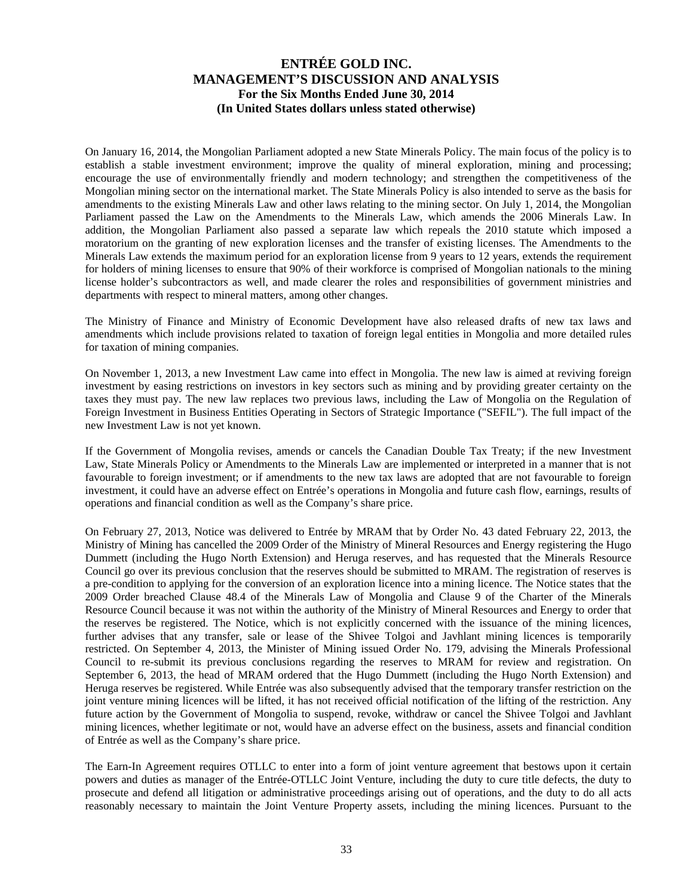On January 16, 2014, the Mongolian Parliament adopted a new State Minerals Policy. The main focus of the policy is to establish a stable investment environment; improve the quality of mineral exploration, mining and processing; encourage the use of environmentally friendly and modern technology; and strengthen the competitiveness of the Mongolian mining sector on the international market. The State Minerals Policy is also intended to serve as the basis for amendments to the existing Minerals Law and other laws relating to the mining sector. On July 1, 2014, the Mongolian Parliament passed the Law on the Amendments to the Minerals Law, which amends the 2006 Minerals Law. In addition, the Mongolian Parliament also passed a separate law which repeals the 2010 statute which imposed a moratorium on the granting of new exploration licenses and the transfer of existing licenses. The Amendments to the Minerals Law extends the maximum period for an exploration license from 9 years to 12 years, extends the requirement for holders of mining licenses to ensure that 90% of their workforce is comprised of Mongolian nationals to the mining license holder's subcontractors as well, and made clearer the roles and responsibilities of government ministries and departments with respect to mineral matters, among other changes.

The Ministry of Finance and Ministry of Economic Development have also released drafts of new tax laws and amendments which include provisions related to taxation of foreign legal entities in Mongolia and more detailed rules for taxation of mining companies.

On November 1, 2013, a new Investment Law came into effect in Mongolia. The new law is aimed at reviving foreign investment by easing restrictions on investors in key sectors such as mining and by providing greater certainty on the taxes they must pay. The new law replaces two previous laws, including the Law of Mongolia on the Regulation of Foreign Investment in Business Entities Operating in Sectors of Strategic Importance ("SEFIL"). The full impact of the new Investment Law is not yet known.

If the Government of Mongolia revises, amends or cancels the Canadian Double Tax Treaty; if the new Investment Law, State Minerals Policy or Amendments to the Minerals Law are implemented or interpreted in a manner that is not favourable to foreign investment; or if amendments to the new tax laws are adopted that are not favourable to foreign investment, it could have an adverse effect on Entrée's operations in Mongolia and future cash flow, earnings, results of operations and financial condition as well as the Company's share price.

On February 27, 2013, Notice was delivered to Entrée by MRAM that by Order No. 43 dated February 22, 2013, the Ministry of Mining has cancelled the 2009 Order of the Ministry of Mineral Resources and Energy registering the Hugo Dummett (including the Hugo North Extension) and Heruga reserves, and has requested that the Minerals Resource Council go over its previous conclusion that the reserves should be submitted to MRAM. The registration of reserves is a pre-condition to applying for the conversion of an exploration licence into a mining licence. The Notice states that the 2009 Order breached Clause 48.4 of the Minerals Law of Mongolia and Clause 9 of the Charter of the Minerals Resource Council because it was not within the authority of the Ministry of Mineral Resources and Energy to order that the reserves be registered. The Notice, which is not explicitly concerned with the issuance of the mining licences, further advises that any transfer, sale or lease of the Shivee Tolgoi and Javhlant mining licences is temporarily restricted. On September 4, 2013, the Minister of Mining issued Order No. 179, advising the Minerals Professional Council to re-submit its previous conclusions regarding the reserves to MRAM for review and registration. On September 6, 2013, the head of MRAM ordered that the Hugo Dummett (including the Hugo North Extension) and Heruga reserves be registered. While Entrée was also subsequently advised that the temporary transfer restriction on the joint venture mining licences will be lifted, it has not received official notification of the lifting of the restriction. Any future action by the Government of Mongolia to suspend, revoke, withdraw or cancel the Shivee Tolgoi and Javhlant mining licences, whether legitimate or not, would have an adverse effect on the business, assets and financial condition of Entrée as well as the Company's share price.

The Earn-In Agreement requires OTLLC to enter into a form of joint venture agreement that bestows upon it certain powers and duties as manager of the Entrée-OTLLC Joint Venture, including the duty to cure title defects, the duty to prosecute and defend all litigation or administrative proceedings arising out of operations, and the duty to do all acts reasonably necessary to maintain the Joint Venture Property assets, including the mining licences. Pursuant to the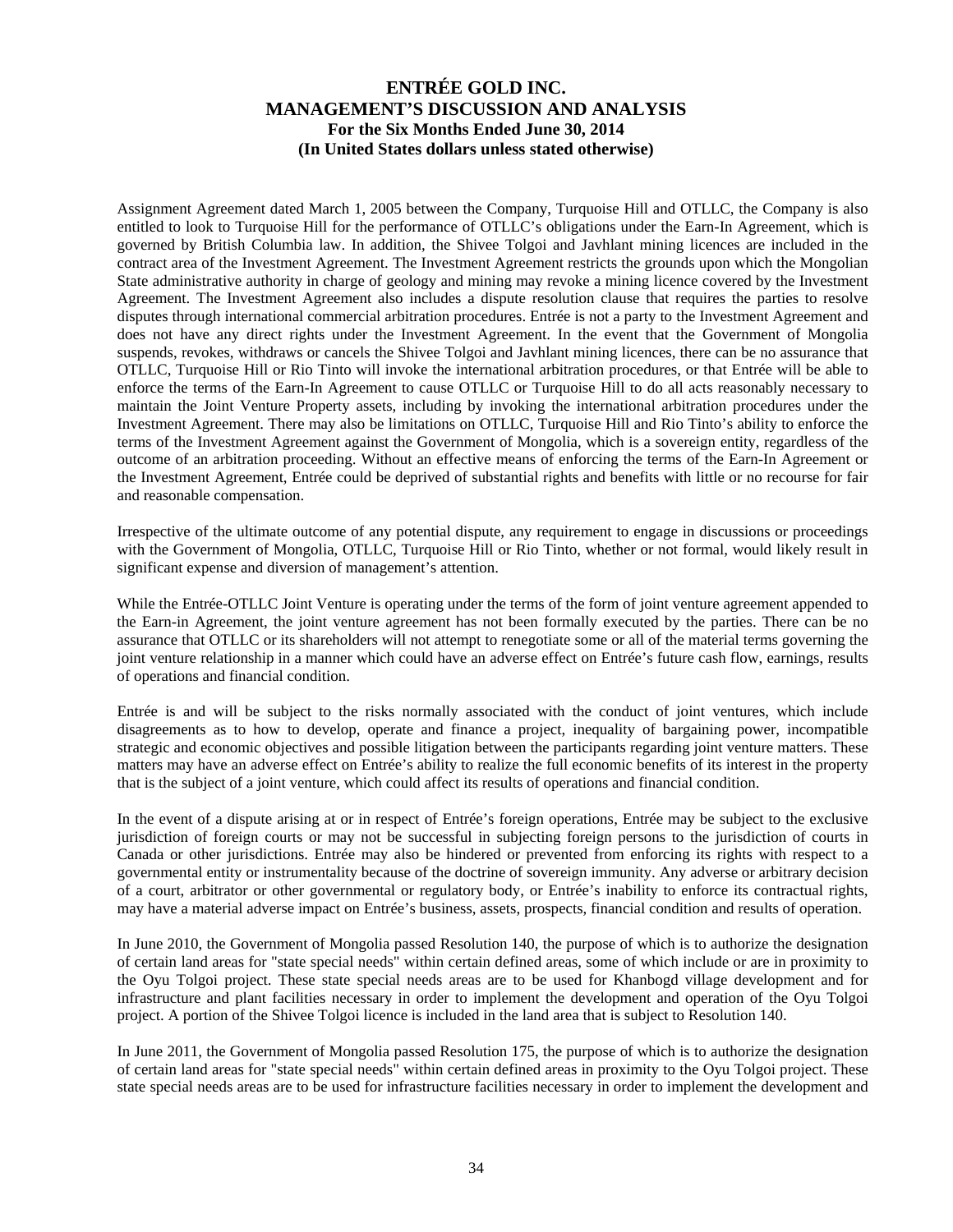Assignment Agreement dated March 1, 2005 between the Company, Turquoise Hill and OTLLC, the Company is also entitled to look to Turquoise Hill for the performance of OTLLC's obligations under the Earn-In Agreement, which is governed by British Columbia law. In addition, the Shivee Tolgoi and Javhlant mining licences are included in the contract area of the Investment Agreement. The Investment Agreement restricts the grounds upon which the Mongolian State administrative authority in charge of geology and mining may revoke a mining licence covered by the Investment Agreement. The Investment Agreement also includes a dispute resolution clause that requires the parties to resolve disputes through international commercial arbitration procedures. Entrée is not a party to the Investment Agreement and does not have any direct rights under the Investment Agreement. In the event that the Government of Mongolia suspends, revokes, withdraws or cancels the Shivee Tolgoi and Javhlant mining licences, there can be no assurance that OTLLC, Turquoise Hill or Rio Tinto will invoke the international arbitration procedures, or that Entrée will be able to enforce the terms of the Earn-In Agreement to cause OTLLC or Turquoise Hill to do all acts reasonably necessary to maintain the Joint Venture Property assets, including by invoking the international arbitration procedures under the Investment Agreement. There may also be limitations on OTLLC, Turquoise Hill and Rio Tinto's ability to enforce the terms of the Investment Agreement against the Government of Mongolia, which is a sovereign entity, regardless of the outcome of an arbitration proceeding. Without an effective means of enforcing the terms of the Earn-In Agreement or the Investment Agreement, Entrée could be deprived of substantial rights and benefits with little or no recourse for fair and reasonable compensation.

Irrespective of the ultimate outcome of any potential dispute, any requirement to engage in discussions or proceedings with the Government of Mongolia, OTLLC, Turquoise Hill or Rio Tinto, whether or not formal, would likely result in significant expense and diversion of management's attention.

While the Entrée-OTLLC Joint Venture is operating under the terms of the form of joint venture agreement appended to the Earn-in Agreement, the joint venture agreement has not been formally executed by the parties. There can be no assurance that OTLLC or its shareholders will not attempt to renegotiate some or all of the material terms governing the joint venture relationship in a manner which could have an adverse effect on Entrée's future cash flow, earnings, results of operations and financial condition.

Entrée is and will be subject to the risks normally associated with the conduct of joint ventures, which include disagreements as to how to develop, operate and finance a project, inequality of bargaining power, incompatible strategic and economic objectives and possible litigation between the participants regarding joint venture matters. These matters may have an adverse effect on Entrée's ability to realize the full economic benefits of its interest in the property that is the subject of a joint venture, which could affect its results of operations and financial condition.

In the event of a dispute arising at or in respect of Entrée's foreign operations, Entrée may be subject to the exclusive jurisdiction of foreign courts or may not be successful in subjecting foreign persons to the jurisdiction of courts in Canada or other jurisdictions. Entrée may also be hindered or prevented from enforcing its rights with respect to a governmental entity or instrumentality because of the doctrine of sovereign immunity. Any adverse or arbitrary decision of a court, arbitrator or other governmental or regulatory body, or Entrée's inability to enforce its contractual rights, may have a material adverse impact on Entrée's business, assets, prospects, financial condition and results of operation.

In June 2010, the Government of Mongolia passed Resolution 140, the purpose of which is to authorize the designation of certain land areas for "state special needs" within certain defined areas, some of which include or are in proximity to the Oyu Tolgoi project. These state special needs areas are to be used for Khanbogd village development and for infrastructure and plant facilities necessary in order to implement the development and operation of the Oyu Tolgoi project. A portion of the Shivee Tolgoi licence is included in the land area that is subject to Resolution 140.

In June 2011, the Government of Mongolia passed Resolution 175, the purpose of which is to authorize the designation of certain land areas for "state special needs" within certain defined areas in proximity to the Oyu Tolgoi project. These state special needs areas are to be used for infrastructure facilities necessary in order to implement the development and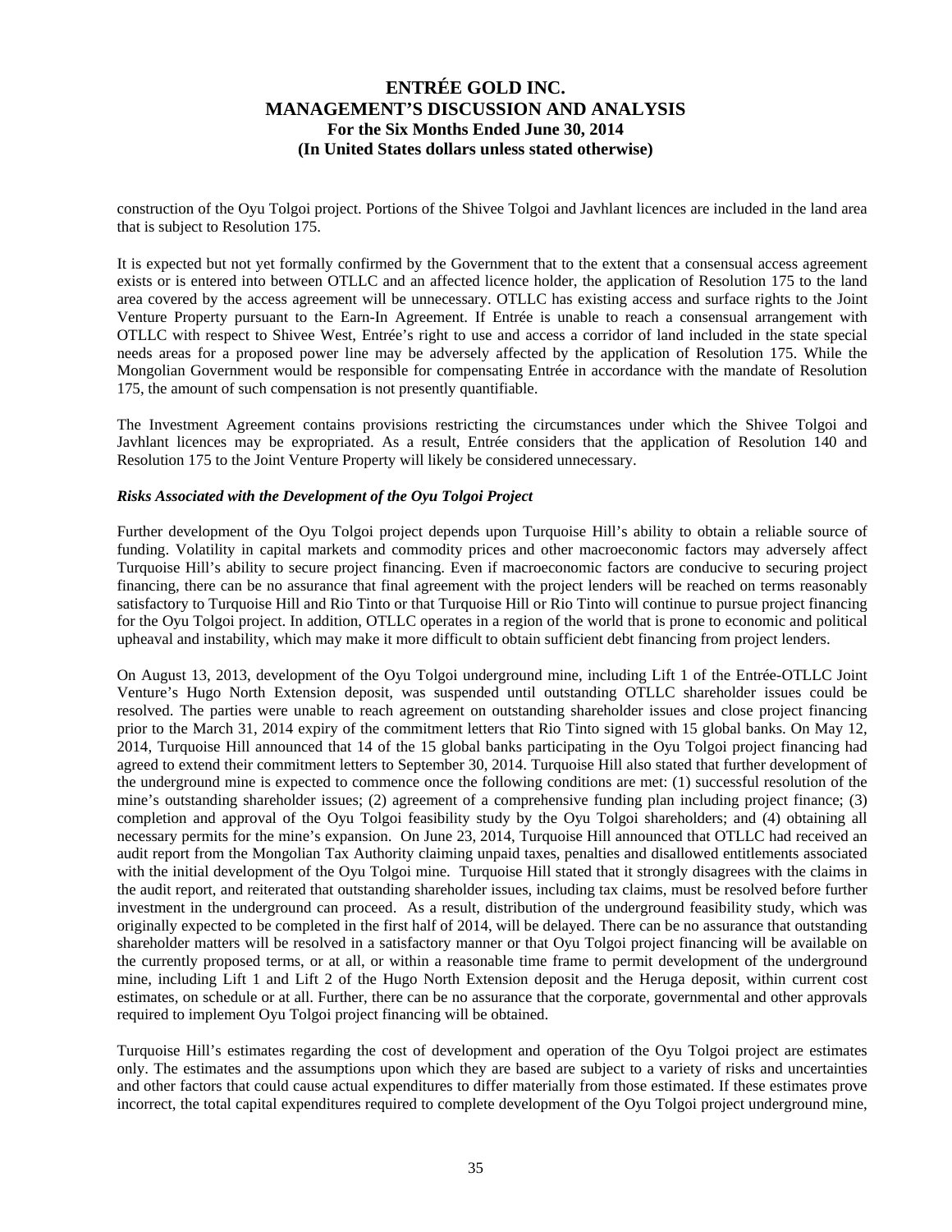construction of the Oyu Tolgoi project. Portions of the Shivee Tolgoi and Javhlant licences are included in the land area that is subject to Resolution 175.

It is expected but not yet formally confirmed by the Government that to the extent that a consensual access agreement exists or is entered into between OTLLC and an affected licence holder, the application of Resolution 175 to the land area covered by the access agreement will be unnecessary. OTLLC has existing access and surface rights to the Joint Venture Property pursuant to the Earn-In Agreement. If Entrée is unable to reach a consensual arrangement with OTLLC with respect to Shivee West, Entrée's right to use and access a corridor of land included in the state special needs areas for a proposed power line may be adversely affected by the application of Resolution 175. While the Mongolian Government would be responsible for compensating Entrée in accordance with the mandate of Resolution 175, the amount of such compensation is not presently quantifiable.

The Investment Agreement contains provisions restricting the circumstances under which the Shivee Tolgoi and Javhlant licences may be expropriated. As a result, Entrée considers that the application of Resolution 140 and Resolution 175 to the Joint Venture Property will likely be considered unnecessary.

***Risks Associated with the Development of the Oyu Tolgoi Project***

Further development of the Oyu Tolgoi project depends upon Turquoise Hill's ability to obtain a reliable source of funding. Volatility in capital markets and commodity prices and other macroeconomic factors may adversely affect Turquoise Hill's ability to secure project financing. Even if macroeconomic factors are conducive to securing project financing, there can be no assurance that final agreement with the project lenders will be reached on terms reasonably satisfactory to Turquoise Hill and Rio Tinto or that Turquoise Hill or Rio Tinto will continue to pursue project financing for the Oyu Tolgoi project. In addition, OTLLC operates in a region of the world that is prone to economic and political upheaval and instability, which may make it more difficult to obtain sufficient debt financing from project lenders.

On August 13, 2013, development of the Oyu Tolgoi underground mine, including Lift 1 of the Entrée-OTLLC Joint Venture's Hugo North Extension deposit, was suspended until outstanding OTLLC shareholder issues could be resolved. The parties were unable to reach agreement on outstanding shareholder issues and close project financing prior to the March 31, 2014 expiry of the commitment letters that Rio Tinto signed with 15 global banks. On May 12, 2014, Turquoise Hill announced that 14 of the 15 global banks participating in the Oyu Tolgoi project financing had agreed to extend their commitment letters to September 30, 2014. Turquoise Hill also stated that further development of the underground mine is expected to commence once the following conditions are met: (1) successful resolution of the mine's outstanding shareholder issues; (2) agreement of a comprehensive funding plan including project finance; (3) completion and approval of the Oyu Tolgoi feasibility study by the Oyu Tolgoi shareholders; and (4) obtaining all necessary permits for the mine's expansion. On June 23, 2014, Turquoise Hill announced that OTLLC had received an audit report from the Mongolian Tax Authority claiming unpaid taxes, penalties and disallowed entitlements associated with the initial development of the Oyu Tolgoi mine. Turquoise Hill stated that it strongly disagrees with the claims in the audit report, and reiterated that outstanding shareholder issues, including tax claims, must be resolved before further investment in the underground can proceed. As a result, distribution of the underground feasibility study, which was originally expected to be completed in the first half of 2014, will be delayed. There can be no assurance that outstanding shareholder matters will be resolved in a satisfactory manner or that Oyu Tolgoi project financing will be available on the currently proposed terms, or at all, or within a reasonable time frame to permit development of the underground mine, including Lift 1 and Lift 2 of the Hugo North Extension deposit and the Heruga deposit, within current cost estimates, on schedule or at all. Further, there can be no assurance that the corporate, governmental and other approvals required to implement Oyu Tolgoi project financing will be obtained.

Turquoise Hill's estimates regarding the cost of development and operation of the Oyu Tolgoi project are estimates only. The estimates and the assumptions upon which they are based are subject to a variety of risks and uncertainties and other factors that could cause actual expenditures to differ materially from those estimated. If these estimates prove incorrect, the total capital expenditures required to complete development of the Oyu Tolgoi project underground mine,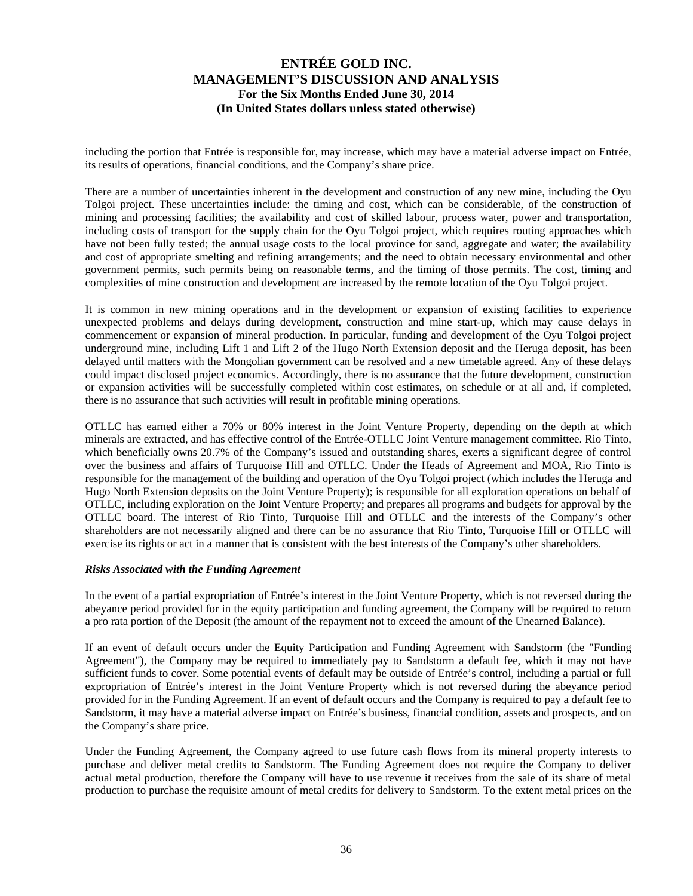including the portion that Entrée is responsible for, may increase, which may have a material adverse impact on Entrée, its results of operations, financial conditions, and the Company's share price.

There are a number of uncertainties inherent in the development and construction of any new mine, including the Oyu Tolgoi project. These uncertainties include: the timing and cost, which can be considerable, of the construction of mining and processing facilities; the availability and cost of skilled labour, process water, power and transportation, including costs of transport for the supply chain for the Oyu Tolgoi project, which requires routing approaches which have not been fully tested; the annual usage costs to the local province for sand, aggregate and water; the availability and cost of appropriate smelting and refining arrangements; and the need to obtain necessary environmental and other government permits, such permits being on reasonable terms, and the timing of those permits. The cost, timing and complexities of mine construction and development are increased by the remote location of the Oyu Tolgoi project.

It is common in new mining operations and in the development or expansion of existing facilities to experience unexpected problems and delays during development, construction and mine start-up, which may cause delays in commencement or expansion of mineral production. In particular, funding and development of the Oyu Tolgoi project underground mine, including Lift 1 and Lift 2 of the Hugo North Extension deposit and the Heruga deposit, has been delayed until matters with the Mongolian government can be resolved and a new timetable agreed. Any of these delays could impact disclosed project economics. Accordingly, there is no assurance that the future development, construction or expansion activities will be successfully completed within cost estimates, on schedule or at all and, if completed, there is no assurance that such activities will result in profitable mining operations.

OTLLC has earned either a 70% or 80% interest in the Joint Venture Property, depending on the depth at which minerals are extracted, and has effective control of the Entrée-OTLLC Joint Venture management committee. Rio Tinto, which beneficially owns 20.7% of the Company's issued and outstanding shares, exerts a significant degree of control over the business and affairs of Turquoise Hill and OTLLC. Under the Heads of Agreement and MOA, Rio Tinto is responsible for the management of the building and operation of the Oyu Tolgoi project (which includes the Heruga and Hugo North Extension deposits on the Joint Venture Property); is responsible for all exploration operations on behalf of OTLLC, including exploration on the Joint Venture Property; and prepares all programs and budgets for approval by the OTLLC board. The interest of Rio Tinto, Turquoise Hill and OTLLC and the interests of the Company's other shareholders are not necessarily aligned and there can be no assurance that Rio Tinto, Turquoise Hill or OTLLC will exercise its rights or act in a manner that is consistent with the best interests of the Company's other shareholders.

***Risks Associated with the Funding Agreement***

In the event of a partial expropriation of Entrée's interest in the Joint Venture Property, which is not reversed during the abeyance period provided for in the equity participation and funding agreement, the Company will be required to return a pro rata portion of the Deposit (the amount of the repayment not to exceed the amount of the Unearned Balance).

If an event of default occurs under the Equity Participation and Funding Agreement with Sandstorm (the "Funding Agreement"), the Company may be required to immediately pay to Sandstorm a default fee, which it may not have sufficient funds to cover. Some potential events of default may be outside of Entrée's control, including a partial or full expropriation of Entrée's interest in the Joint Venture Property which is not reversed during the abeyance period provided for in the Funding Agreement. If an event of default occurs and the Company is required to pay a default fee to Sandstorm, it may have a material adverse impact on Entrée's business, financial condition, assets and prospects, and on the Company's share price.

Under the Funding Agreement, the Company agreed to use future cash flows from its mineral property interests to purchase and deliver metal credits to Sandstorm. The Funding Agreement does not require the Company to deliver actual metal production, therefore the Company will have to use revenue it receives from the sale of its share of metal production to purchase the requisite amount of metal credits for delivery to Sandstorm. To the extent metal prices on the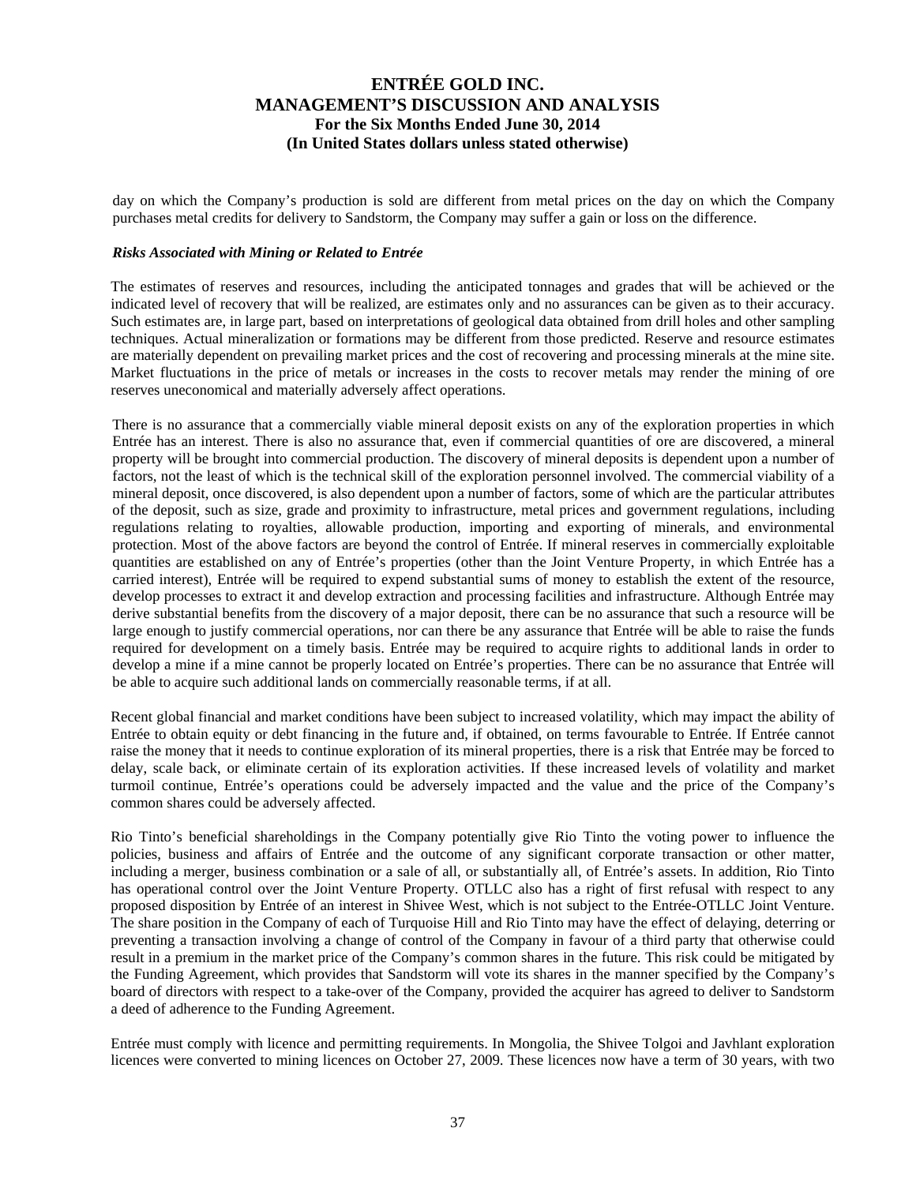day on which the Company's production is sold are different from metal prices on the day on which the Company purchases metal credits for delivery to Sandstorm, the Company may suffer a gain or loss on the difference.

***Risks Associated with Mining or Related to Entrée***

The estimates of reserves and resources, including the anticipated tonnages and grades that will be achieved or the indicated level of recovery that will be realized, are estimates only and no assurances can be given as to their accuracy. Such estimates are, in large part, based on interpretations of geological data obtained from drill holes and other sampling techniques. Actual mineralization or formations may be different from those predicted. Reserve and resource estimates are materially dependent on prevailing market prices and the cost of recovering and processing minerals at the mine site. Market fluctuations in the price of metals or increases in the costs to recover metals may render the mining of ore reserves uneconomical and materially adversely affect operations.

There is no assurance that a commercially viable mineral deposit exists on any of the exploration properties in which Entrée has an interest. There is also no assurance that, even if commercial quantities of ore are discovered, a mineral property will be brought into commercial production. The discovery of mineral deposits is dependent upon a number of factors, not the least of which is the technical skill of the exploration personnel involved. The commercial viability of a mineral deposit, once discovered, is also dependent upon a number of factors, some of which are the particular attributes of the deposit, such as size, grade and proximity to infrastructure, metal prices and government regulations, including regulations relating to royalties, allowable production, importing and exporting of minerals, and environmental protection. Most of the above factors are beyond the control of Entrée. If mineral reserves in commercially exploitable quantities are established on any of Entrée's properties (other than the Joint Venture Property, in which Entrée has a carried interest), Entrée will be required to expend substantial sums of money to establish the extent of the resource, develop processes to extract it and develop extraction and processing facilities and infrastructure. Although Entrée may derive substantial benefits from the discovery of a major deposit, there can be no assurance that such a resource will be large enough to justify commercial operations, nor can there be any assurance that Entrée will be able to raise the funds required for development on a timely basis. Entrée may be required to acquire rights to additional lands in order to develop a mine if a mine cannot be properly located on Entrée's properties. There can be no assurance that Entrée will be able to acquire such additional lands on commercially reasonable terms, if at all.

Recent global financial and market conditions have been subject to increased volatility, which may impact the ability of Entrée to obtain equity or debt financing in the future and, if obtained, on terms favourable to Entrée. If Entrée cannot raise the money that it needs to continue exploration of its mineral properties, there is a risk that Entrée may be forced to delay, scale back, or eliminate certain of its exploration activities. If these increased levels of volatility and market turmoil continue, Entrée's operations could be adversely impacted and the value and the price of the Company's common shares could be adversely affected.

Rio Tinto's beneficial shareholdings in the Company potentially give Rio Tinto the voting power to influence the policies, business and affairs of Entrée and the outcome of any significant corporate transaction or other matter, including a merger, business combination or a sale of all, or substantially all, of Entrée's assets. In addition, Rio Tinto has operational control over the Joint Venture Property. OTLLC also has a right of first refusal with respect to any proposed disposition by Entrée of an interest in Shivee West, which is not subject to the Entrée-OTLLC Joint Venture. The share position in the Company of each of Turquoise Hill and Rio Tinto may have the effect of delaying, deterring or preventing a transaction involving a change of control of the Company in favour of a third party that otherwise could result in a premium in the market price of the Company's common shares in the future. This risk could be mitigated by the Funding Agreement, which provides that Sandstorm will vote its shares in the manner specified by the Company's board of directors with respect to a take-over of the Company, provided the acquirer has agreed to deliver to Sandstorm a deed of adherence to the Funding Agreement.

Entrée must comply with licence and permitting requirements. In Mongolia, the Shivee Tolgoi and Javhlant exploration licences were converted to mining licences on October 27, 2009. These licences now have a term of 30 years, with two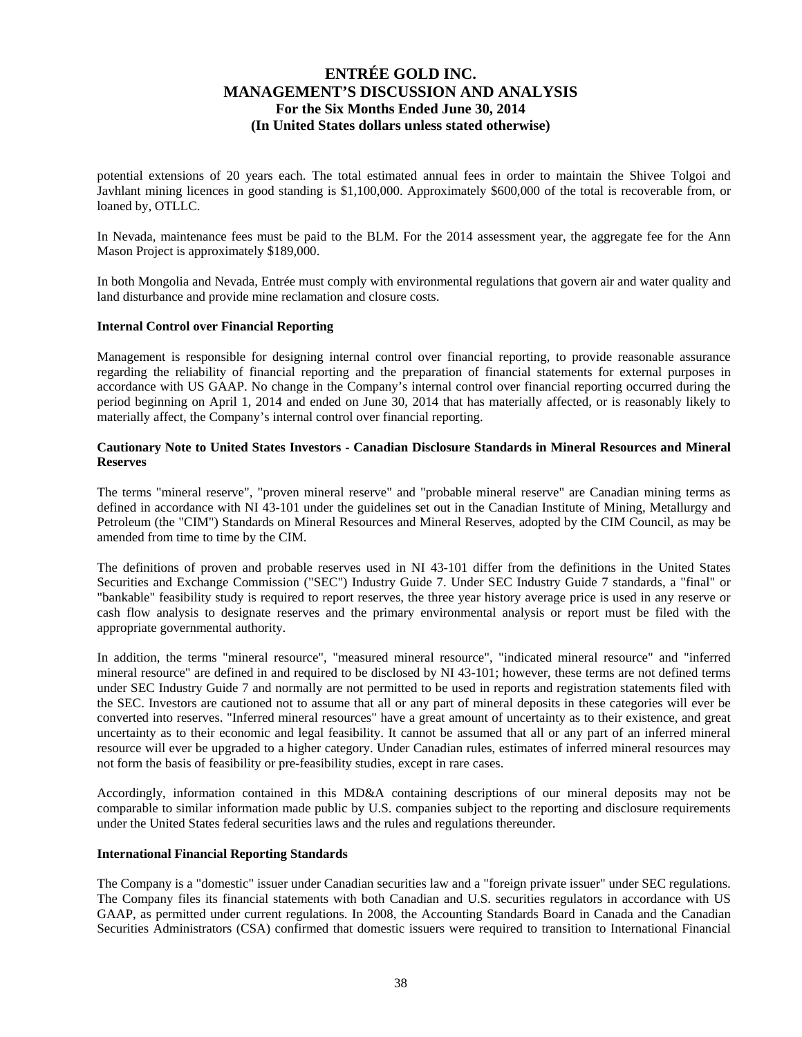potential extensions of 20 years each. The total estimated annual fees in order to maintain the Shivee Tolgoi and Javhlant mining licences in good standing is $1,100,000. Approximately $600,000 of the total is recoverable from, or loaned by, OTLLC.

In Nevada, maintenance fees must be paid to the BLM. For the 2014 assessment year, the aggregate fee for the Ann Mason Project is approximately $189,000.

In both Mongolia and Nevada, Entrée must comply with environmental regulations that govern air and water quality and land disturbance and provide mine reclamation and closure costs.

**Internal Control over Financial Reporting**

Management is responsible for designing internal control over financial reporting, to provide reasonable assurance regarding the reliability of financial reporting and the preparation of financial statements for external purposes in accordance with US GAAP. No change in the Company's internal control over financial reporting occurred during the period beginning on April 1, 2014 and ended on June 30, 2014 that has materially affected, or is reasonably likely to materially affect, the Company's internal control over financial reporting.

**Cautionary Note to United States Investors - Canadian Disclosure Standards in Mineral Resources and Mineral Reserves**

The terms "mineral reserve", "proven mineral reserve" and "probable mineral reserve" are Canadian mining terms as defined in accordance with NI 43-101 under the guidelines set out in the Canadian Institute of Mining, Metallurgy and Petroleum (the "CIM") Standards on Mineral Resources and Mineral Reserves, adopted by the CIM Council, as may be amended from time to time by the CIM.

The definitions of proven and probable reserves used in NI 43-101 differ from the definitions in the United States Securities and Exchange Commission ("SEC") Industry Guide 7. Under SEC Industry Guide 7 standards, a "final" or "bankable" feasibility study is required to report reserves, the three year history average price is used in any reserve or cash flow analysis to designate reserves and the primary environmental analysis or report must be filed with the appropriate governmental authority.

In addition, the terms "mineral resource", "measured mineral resource", "indicated mineral resource" and "inferred mineral resource" are defined in and required to be disclosed by NI 43-101; however, these terms are not defined terms under SEC Industry Guide 7 and normally are not permitted to be used in reports and registration statements filed with the SEC. Investors are cautioned not to assume that all or any part of mineral deposits in these categories will ever be converted into reserves. "Inferred mineral resources" have a great amount of uncertainty as to their existence, and great uncertainty as to their economic and legal feasibility. It cannot be assumed that all or any part of an inferred mineral resource will ever be upgraded to a higher category. Under Canadian rules, estimates of inferred mineral resources may not form the basis of feasibility or pre-feasibility studies, except in rare cases.

Accordingly, information contained in this MD&A containing descriptions of our mineral deposits may not be comparable to similar information made public by U.S. companies subject to the reporting and disclosure requirements under the United States federal securities laws and the rules and regulations thereunder.

**International Financial Reporting Standards**

The Company is a "domestic" issuer under Canadian securities law and a "foreign private issuer" under SEC regulations. The Company files its financial statements with both Canadian and U.S. securities regulators in accordance with US GAAP, as permitted under current regulations. In 2008, the Accounting Standards Board in Canada and the Canadian Securities Administrators (CSA) confirmed that domestic issuers were required to transition to International Financial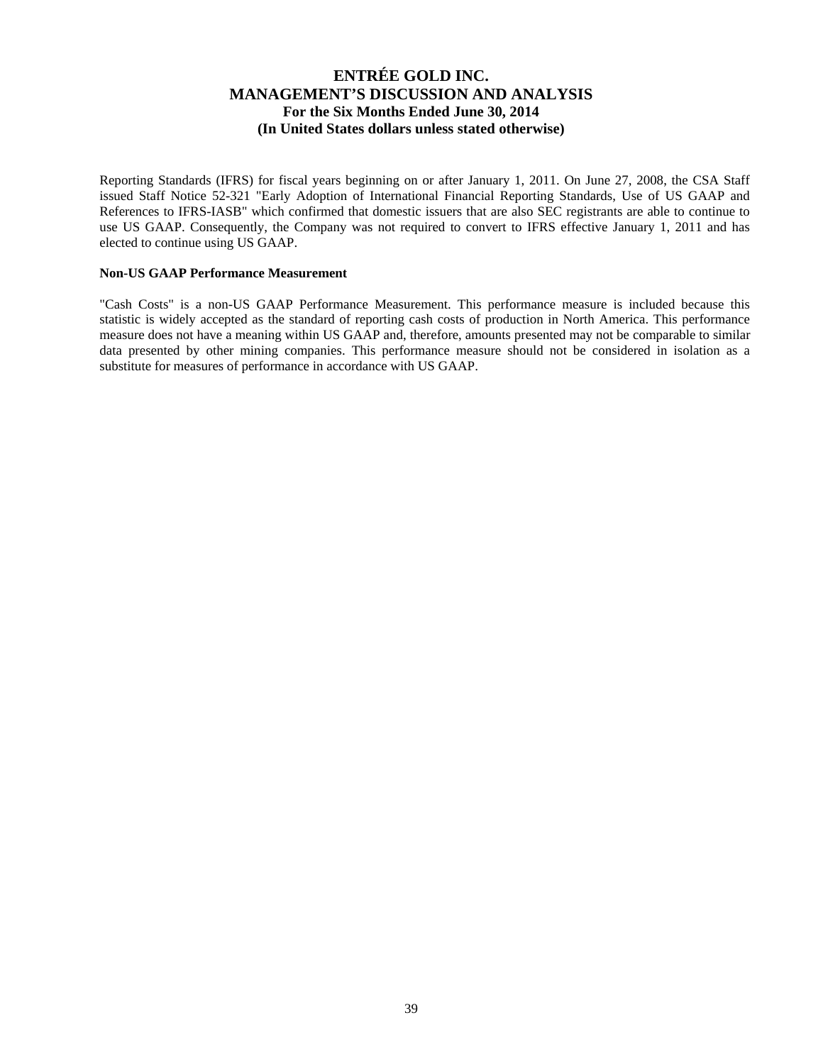Reporting Standards (IFRS) for fiscal years beginning on or after January 1, 2011. On June 27, 2008, the CSA Staff issued Staff Notice 52-321 "Early Adoption of International Financial Reporting Standards, Use of US GAAP and References to IFRS-IASB" which confirmed that domestic issuers that are also SEC registrants are able to continue to use US GAAP. Consequently, the Company was not required to convert to IFRS effective January 1, 2011 and has elected to continue using US GAAP.

**Non-US GAAP Performance Measurement**

"Cash Costs" is a non-US GAAP Performance Measurement. This performance measure is included because this statistic is widely accepted as the standard of reporting cash costs of production in North America. This performance measure does not have a meaning within US GAAP and, therefore, amounts presented may not be comparable to similar data presented by other mining companies. This performance measure should not be considered in isolation as a substitute for measures of performance in accordance with US GAAP.